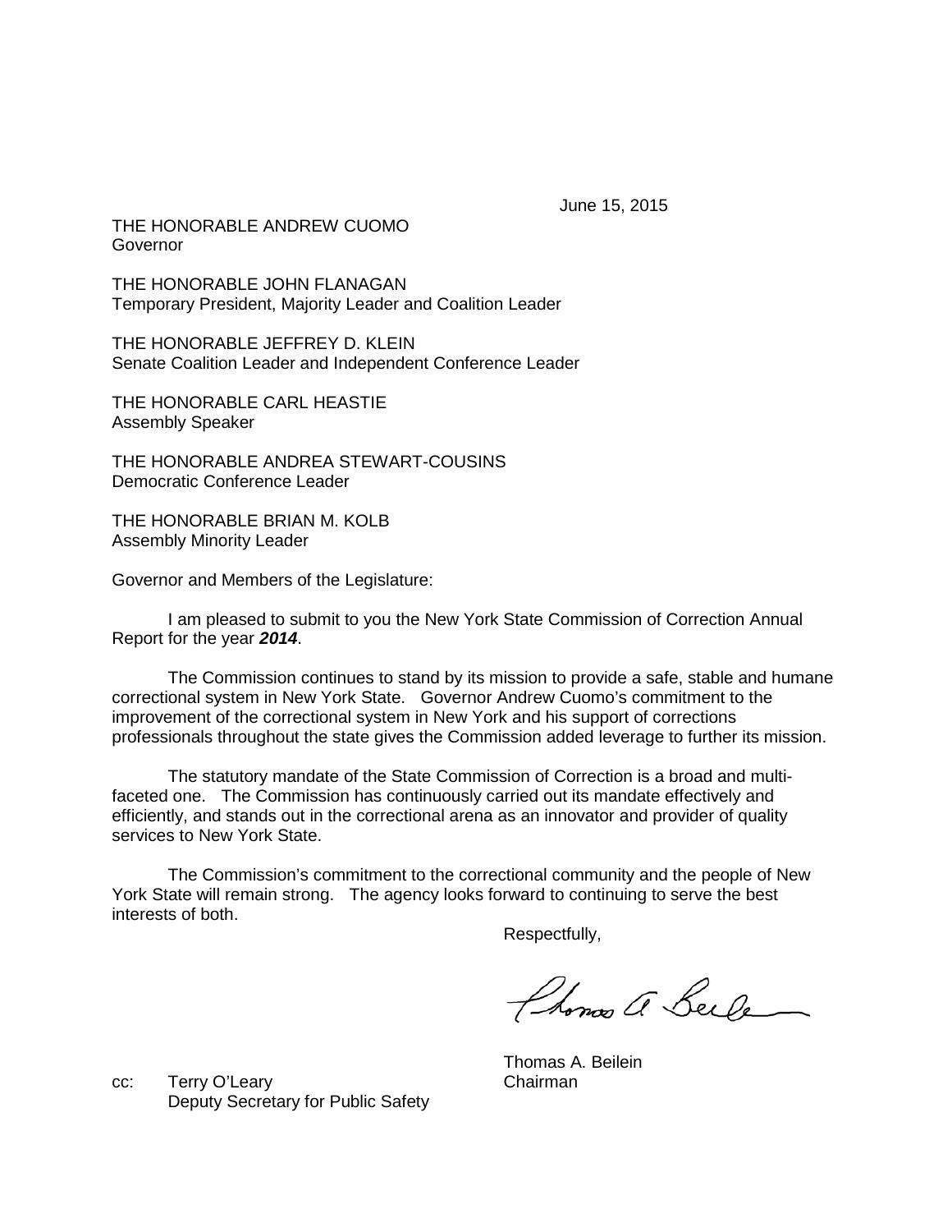June 15, 2015

THE HONORABLE ANDREW CUOMO
Governor

THE HONORABLE JOHN FLANAGAN
Temporary President, Majority Leader and Coalition Leader

THE HONORABLE JEFFREY D. KLEIN
Senate Coalition Leader and Independent Conference Leader

THE HONORABLE CARL HEASTIE
Assembly Speaker

THE HONORABLE ANDREA STEWART-COUSINS
Democratic Conference Leader

THE HONORABLE BRIAN M. KOLB
Assembly Minority Leader

Governor and Members of the Legislature:

I am pleased to submit to you the New York State Commission of Correction Annual Report for the year ***2014***.

The Commission continues to stand by its mission to provide a safe, stable and humane correctional system in New York State. Governor Andrew Cuomo's commitment to the improvement of the correctional system in New York and his support of corrections professionals throughout the state gives the Commission added leverage to further its mission.

The statutory mandate of the State Commission of Correction is a broad and multi-faceted one. The Commission has continuously carried out its mandate effectively and efficiently, and stands out in the correctional arena as an innovator and provider of quality services to New York State.

The Commission's commitment to the correctional community and the people of New York State will remain strong. The agency looks forward to continuing to serve the best interests of both.

Respectfully,

Thomas A. Beilein
Chairman

cc: Terry O'Leary
Deputy Secretary for Public Safety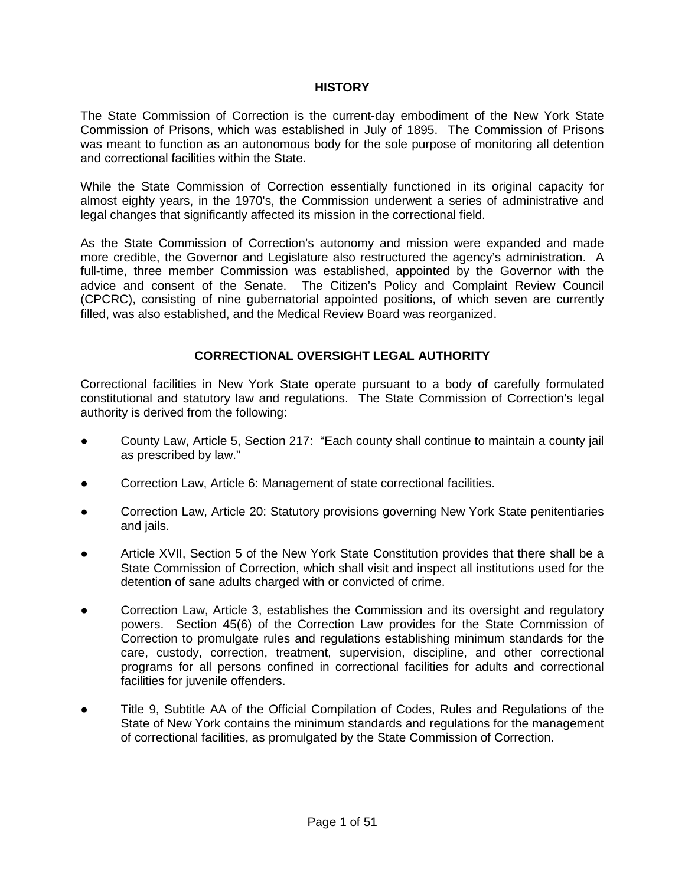## HISTORY

The State Commission of Correction is the current-day embodiment of the New York State Commission of Prisons, which was established in July of 1895. The Commission of Prisons was meant to function as an autonomous body for the sole purpose of monitoring all detention and correctional facilities within the State.

While the State Commission of Correction essentially functioned in its original capacity for almost eighty years, in the 1970's, the Commission underwent a series of administrative and legal changes that significantly affected its mission in the correctional field.

As the State Commission of Correction's autonomy and mission were expanded and made more credible, the Governor and Legislature also restructured the agency's administration. A full-time, three member Commission was established, appointed by the Governor with the advice and consent of the Senate. The Citizen's Policy and Complaint Review Council (CPCRC), consisting of nine gubernatorial appointed positions, of which seven are currently filled, was also established, and the Medical Review Board was reorganized.

## CORRECTIONAL OVERSIGHT LEGAL AUTHORITY

Correctional facilities in New York State operate pursuant to a body of carefully formulated constitutional and statutory law and regulations. The State Commission of Correction's legal authority is derived from the following:

- County Law, Article 5, Section 217: "Each county shall continue to maintain a county jail as prescribed by law."
- Correction Law, Article 6: Management of state correctional facilities.
- Correction Law, Article 20: Statutory provisions governing New York State penitentiaries and jails.
- Article XVII, Section 5 of the New York State Constitution provides that there shall be a State Commission of Correction, which shall visit and inspect all institutions used for the detention of sane adults charged with or convicted of crime.
- Correction Law, Article 3, establishes the Commission and its oversight and regulatory powers. Section 45(6) of the Correction Law provides for the State Commission of Correction to promulgate rules and regulations establishing minimum standards for the care, custody, correction, treatment, supervision, discipline, and other correctional programs for all persons confined in correctional facilities for adults and correctional facilities for juvenile offenders.
- Title 9, Subtitle AA of the Official Compilation of Codes, Rules and Regulations of the State of New York contains the minimum standards and regulations for the management of correctional facilities, as promulgated by the State Commission of Correction.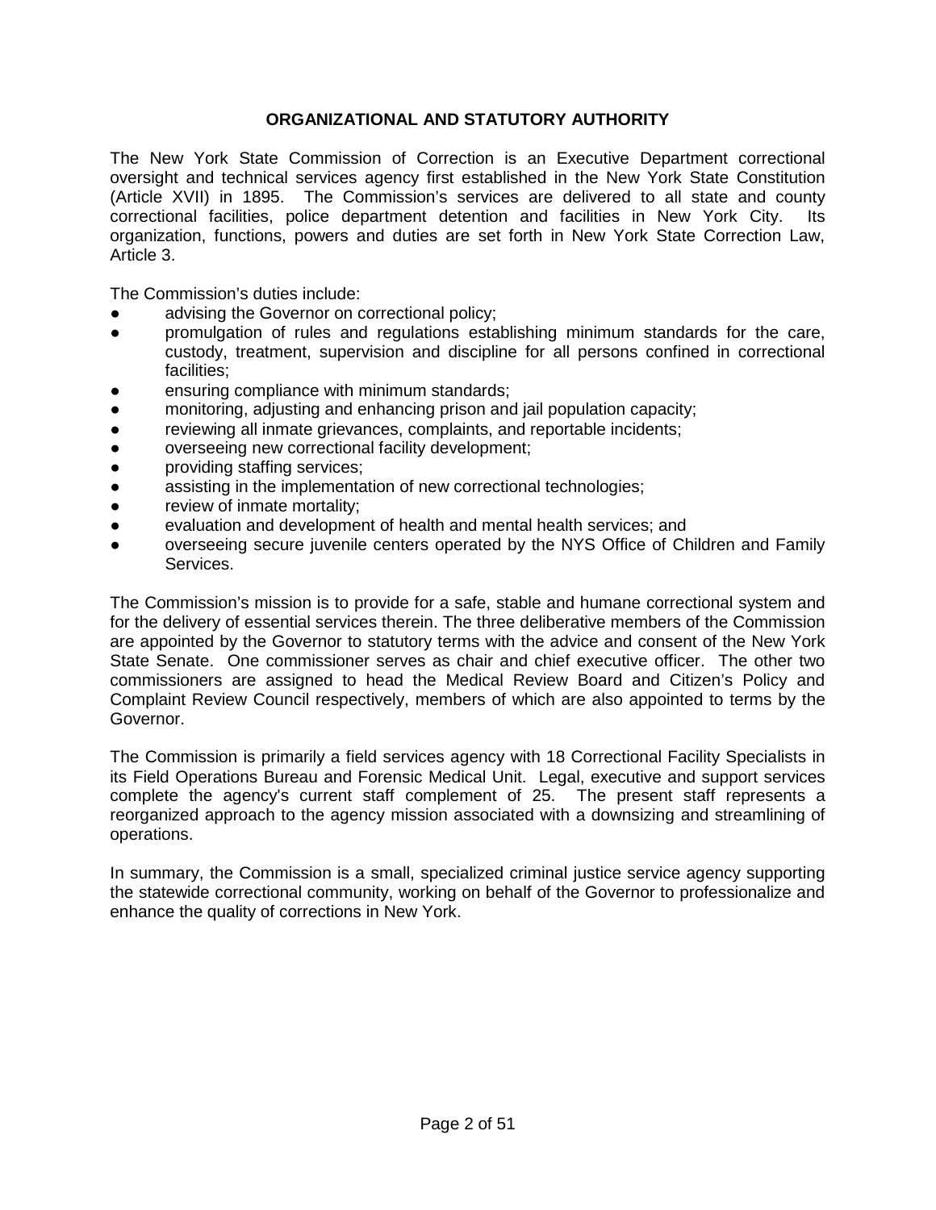## ORGANIZATIONAL AND STATUTORY AUTHORITY

The New York State Commission of Correction is an Executive Department correctional oversight and technical services agency first established in the New York State Constitution (Article XVII) in 1895. The Commission's services are delivered to all state and county correctional facilities, police department detention and facilities in New York City. Its organization, functions, powers and duties are set forth in New York State Correction Law, Article 3.

The Commission's duties include:

- advising the Governor on correctional policy;
- promulgation of rules and regulations establishing minimum standards for the care, custody, treatment, supervision and discipline for all persons confined in correctional facilities;
- ensuring compliance with minimum standards;
- monitoring, adjusting and enhancing prison and jail population capacity;
- reviewing all inmate grievances, complaints, and reportable incidents;
- overseeing new correctional facility development;
- providing staffing services;
- assisting in the implementation of new correctional technologies;
- review of inmate mortality;
- evaluation and development of health and mental health services; and
- overseeing secure juvenile centers operated by the NYS Office of Children and Family Services.

The Commission's mission is to provide for a safe, stable and humane correctional system and for the delivery of essential services therein. The three deliberative members of the Commission are appointed by the Governor to statutory terms with the advice and consent of the New York State Senate. One commissioner serves as chair and chief executive officer. The other two commissioners are assigned to head the Medical Review Board and Citizen's Policy and Complaint Review Council respectively, members of which are also appointed to terms by the Governor.

The Commission is primarily a field services agency with 18 Correctional Facility Specialists in its Field Operations Bureau and Forensic Medical Unit. Legal, executive and support services complete the agency's current staff complement of 25. The present staff represents a reorganized approach to the agency mission associated with a downsizing and streamlining of operations.

In summary, the Commission is a small, specialized criminal justice service agency supporting the statewide correctional community, working on behalf of the Governor to professionalize and enhance the quality of corrections in New York.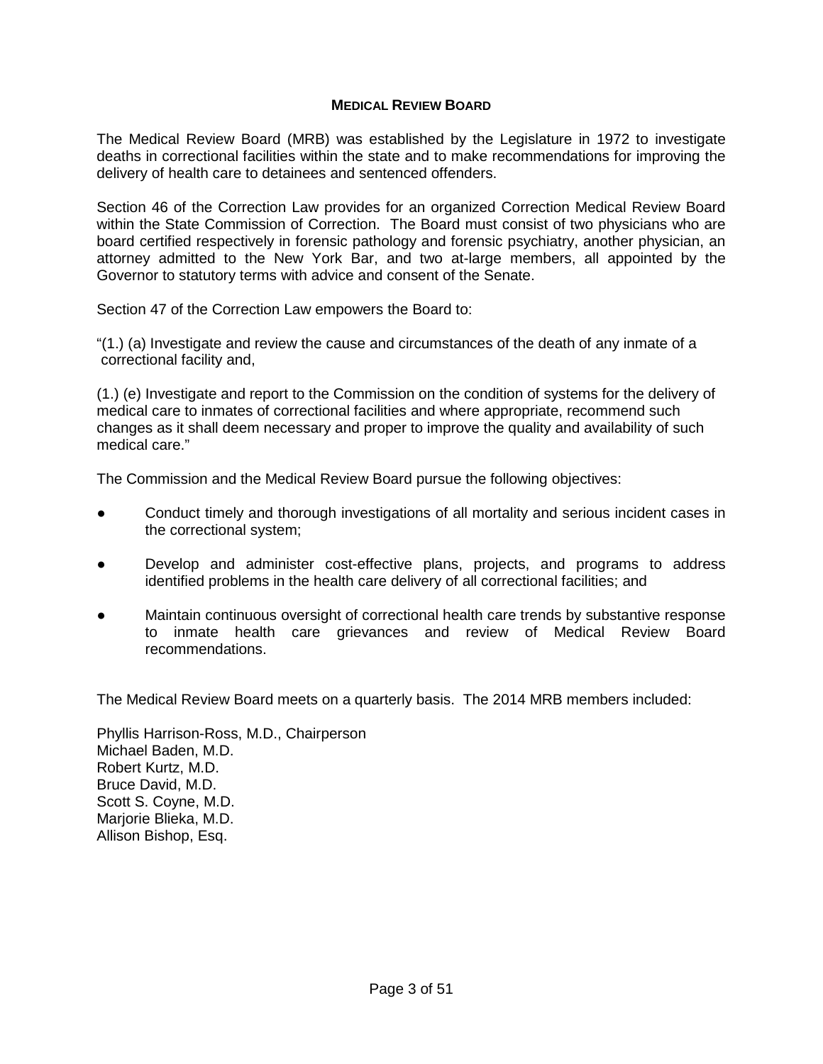## Medical Review Board

The Medical Review Board (MRB) was established by the Legislature in 1972 to investigate deaths in correctional facilities within the state and to make recommendations for improving the delivery of health care to detainees and sentenced offenders.

Section 46 of the Correction Law provides for an organized Correction Medical Review Board within the State Commission of Correction. The Board must consist of two physicians who are board certified respectively in forensic pathology and forensic psychiatry, another physician, an attorney admitted to the New York Bar, and two at-large members, all appointed by the Governor to statutory terms with advice and consent of the Senate.

Section 47 of the Correction Law empowers the Board to:

"(1.) (a) Investigate and review the cause and circumstances of the death of any inmate of a correctional facility and,

(1.) (e) Investigate and report to the Commission on the condition of systems for the delivery of medical care to inmates of correctional facilities and where appropriate, recommend such changes as it shall deem necessary and proper to improve the quality and availability of such medical care."

The Commission and the Medical Review Board pursue the following objectives:

- Conduct timely and thorough investigations of all mortality and serious incident cases in the correctional system;
- Develop and administer cost-effective plans, projects, and programs to address identified problems in the health care delivery of all correctional facilities; and
- Maintain continuous oversight of correctional health care trends by substantive response to inmate health care grievances and review of Medical Review Board recommendations.

The Medical Review Board meets on a quarterly basis. The 2014 MRB members included:

Phyllis Harrison-Ross, M.D., Chairperson
Michael Baden, M.D.
Robert Kurtz, M.D.
Bruce David, M.D.
Scott S. Coyne, M.D.
Marjorie Blieka, M.D.
Allison Bishop, Esq.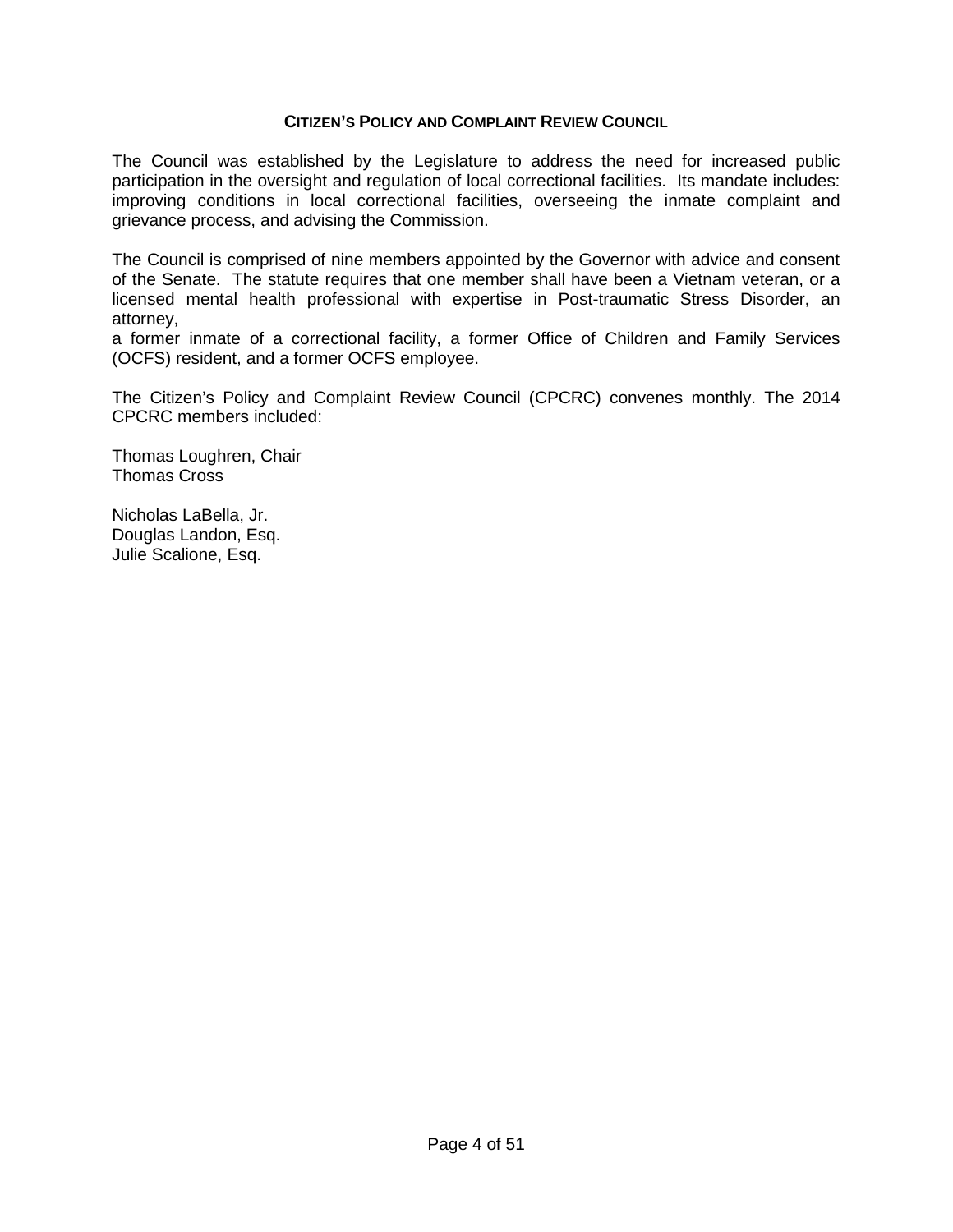### CITIZEN'S POLICY AND COMPLAINT REVIEW COUNCIL

The Council was established by the Legislature to address the need for increased public participation in the oversight and regulation of local correctional facilities. Its mandate includes: improving conditions in local correctional facilities, overseeing the inmate complaint and grievance process, and advising the Commission.

The Council is comprised of nine members appointed by the Governor with advice and consent of the Senate. The statute requires that one member shall have been a Vietnam veteran, or a licensed mental health professional with expertise in Post-traumatic Stress Disorder, an attorney,
a former inmate of a correctional facility, a former Office of Children and Family Services (OCFS) resident, and a former OCFS employee.

The Citizen's Policy and Complaint Review Council (CPCRC) convenes monthly. The 2014 CPCRC members included:

Thomas Loughren, Chair
Thomas Cross

Nicholas LaBella, Jr.
Douglas Landon, Esq.
Julie Scalione, Esq.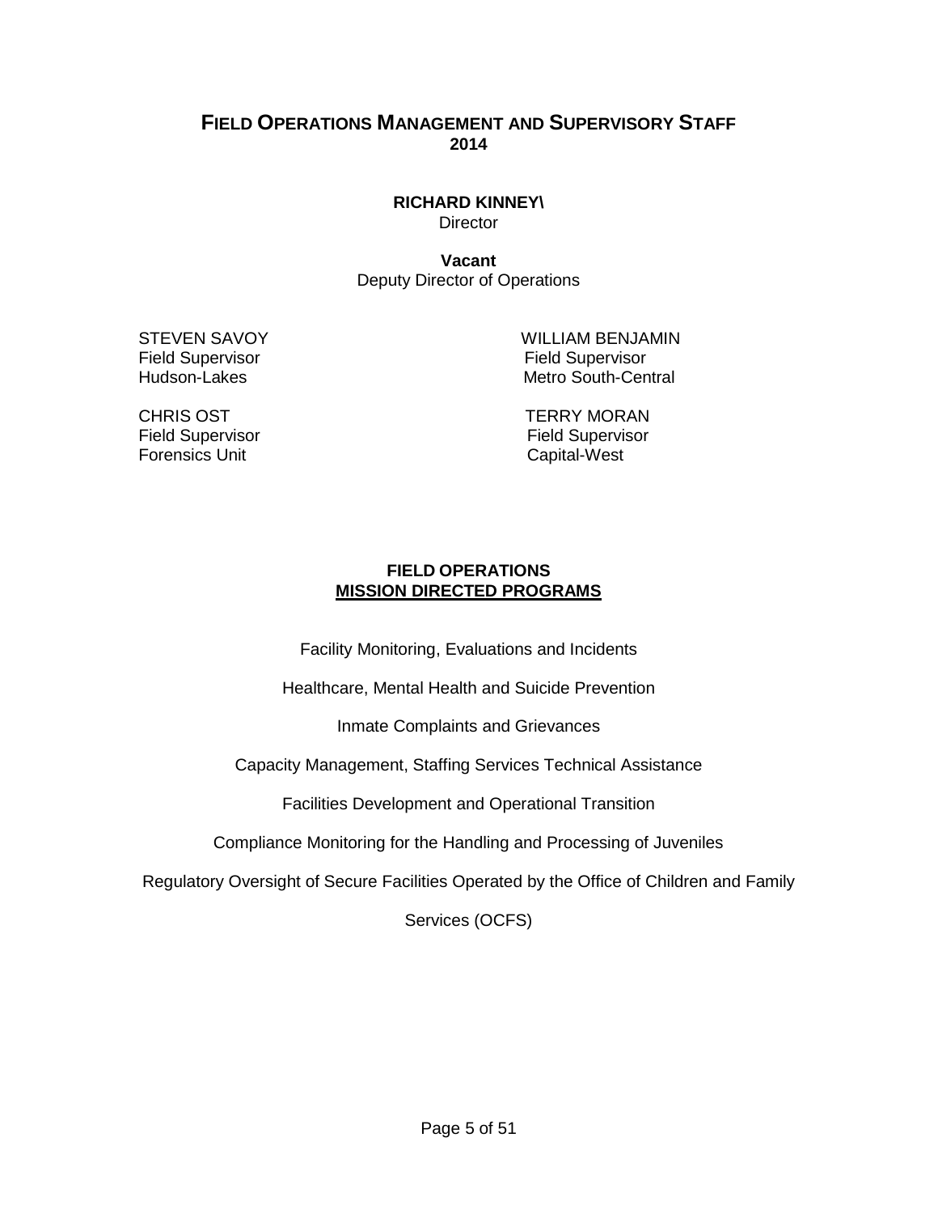## FIELD OPERATIONS MANAGEMENT AND SUPERVISORY STAFF
**2014**

**RICHARD KINNEY\**
Director

**Vacant**
Deputy Director of Operations

STEVEN SAVOY
Field Supervisor
Hudson-Lakes

WILLIAM BENJAMIN
Field Supervisor
Metro South-Central

CHRIS OST
Field Supervisor
Forensics Unit

TERRY MORAN
Field Supervisor
Capital-West

**FIELD OPERATIONS**
**MISSION DIRECTED PROGRAMS**

Facility Monitoring, Evaluations and Incidents

Healthcare, Mental Health and Suicide Prevention

Inmate Complaints and Grievances

Capacity Management, Staffing Services Technical Assistance

Facilities Development and Operational Transition

Compliance Monitoring for the Handling and Processing of Juveniles

Regulatory Oversight of Secure Facilities Operated by the Office of Children and Family Services (OCFS)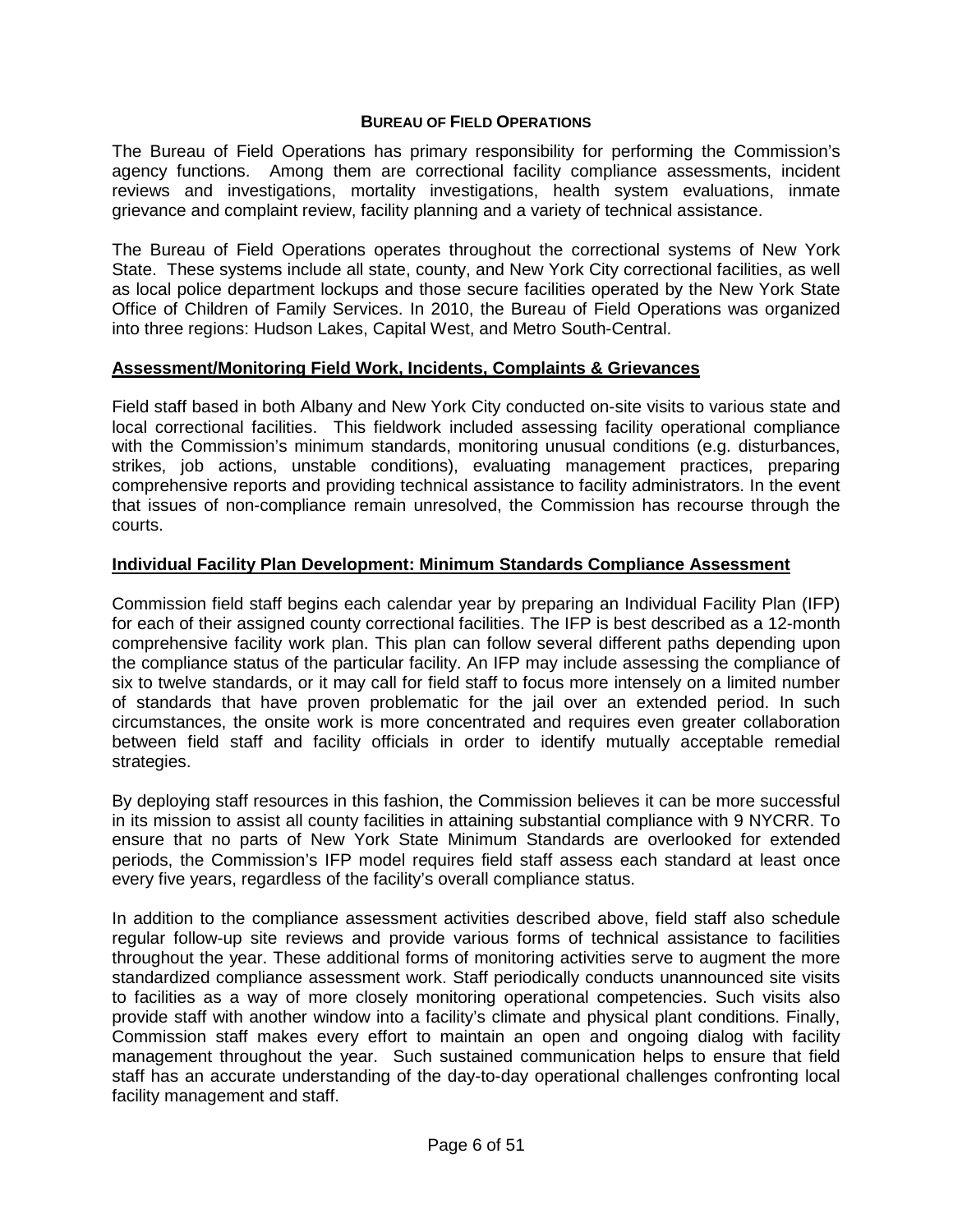## BUREAU OF FIELD OPERATIONS

The Bureau of Field Operations has primary responsibility for performing the Commission's agency functions. Among them are correctional facility compliance assessments, incident reviews and investigations, mortality investigations, health system evaluations, inmate grievance and complaint review, facility planning and a variety of technical assistance.

The Bureau of Field Operations operates throughout the correctional systems of New York State. These systems include all state, county, and New York City correctional facilities, as well as local police department lockups and those secure facilities operated by the New York State Office of Children of Family Services. In 2010, the Bureau of Field Operations was organized into three regions: Hudson Lakes, Capital West, and Metro South-Central.

### Assessment/Monitoring Field Work, Incidents, Complaints & Grievances

Field staff based in both Albany and New York City conducted on-site visits to various state and local correctional facilities. This fieldwork included assessing facility operational compliance with the Commission's minimum standards, monitoring unusual conditions (e.g. disturbances, strikes, job actions, unstable conditions), evaluating management practices, preparing comprehensive reports and providing technical assistance to facility administrators. In the event that issues of non-compliance remain unresolved, the Commission has recourse through the courts.

### Individual Facility Plan Development: Minimum Standards Compliance Assessment

Commission field staff begins each calendar year by preparing an Individual Facility Plan (IFP) for each of their assigned county correctional facilities. The IFP is best described as a 12-month comprehensive facility work plan. This plan can follow several different paths depending upon the compliance status of the particular facility. An IFP may include assessing the compliance of six to twelve standards, or it may call for field staff to focus more intensely on a limited number of standards that have proven problematic for the jail over an extended period. In such circumstances, the onsite work is more concentrated and requires even greater collaboration between field staff and facility officials in order to identify mutually acceptable remedial strategies.

By deploying staff resources in this fashion, the Commission believes it can be more successful in its mission to assist all county facilities in attaining substantial compliance with 9 NYCRR. To ensure that no parts of New York State Minimum Standards are overlooked for extended periods, the Commission's IFP model requires field staff assess each standard at least once every five years, regardless of the facility's overall compliance status.

In addition to the compliance assessment activities described above, field staff also schedule regular follow-up site reviews and provide various forms of technical assistance to facilities throughout the year. These additional forms of monitoring activities serve to augment the more standardized compliance assessment work. Staff periodically conducts unannounced site visits to facilities as a way of more closely monitoring operational competencies. Such visits also provide staff with another window into a facility's climate and physical plant conditions. Finally, Commission staff makes every effort to maintain an open and ongoing dialog with facility management throughout the year. Such sustained communication helps to ensure that field staff has an accurate understanding of the day-to-day operational challenges confronting local facility management and staff.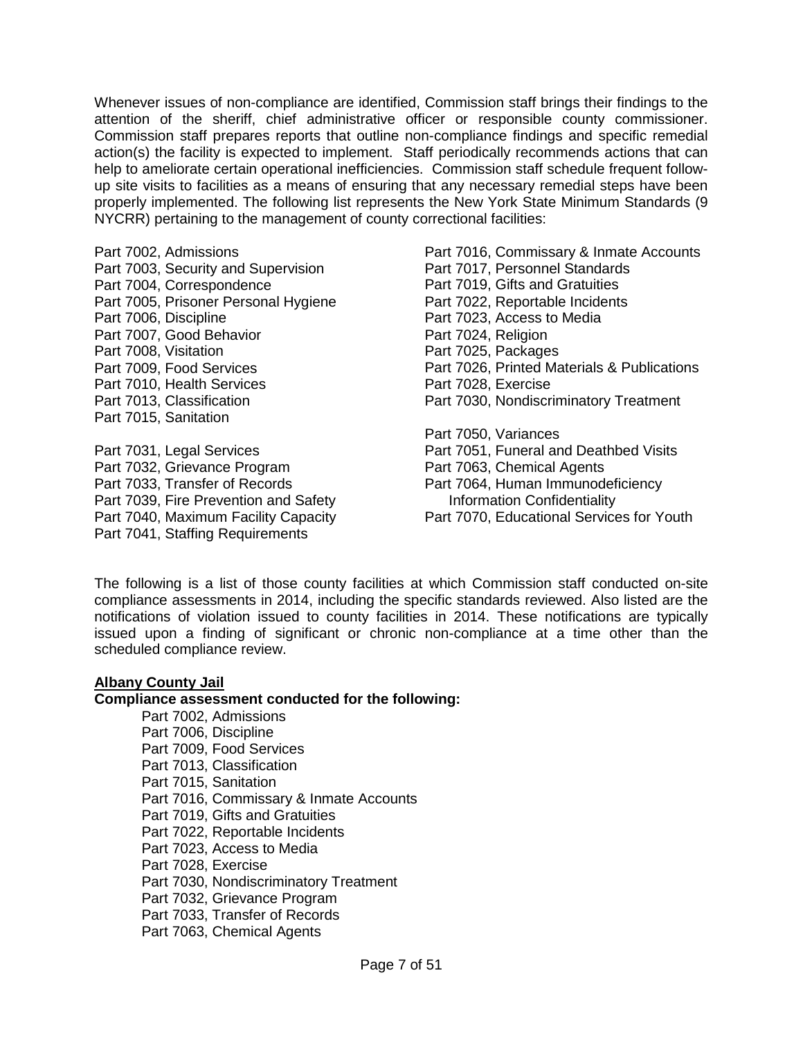Whenever issues of non-compliance are identified, Commission staff brings their findings to the attention of the sheriff, chief administrative officer or responsible county commissioner. Commission staff prepares reports that outline non-compliance findings and specific remedial action(s) the facility is expected to implement. Staff periodically recommends actions that can help to ameliorate certain operational inefficiencies. Commission staff schedule frequent follow-up site visits to facilities as a means of ensuring that any necessary remedial steps have been properly implemented. The following list represents the New York State Minimum Standards (9 NYCRR) pertaining to the management of county correctional facilities:

Part 7002, Admissions
Part 7003, Security and Supervision
Part 7004, Correspondence
Part 7005, Prisoner Personal Hygiene
Part 7006, Discipline
Part 7007, Good Behavior
Part 7008, Visitation
Part 7009, Food Services
Part 7010, Health Services
Part 7013, Classification
Part 7015, Sanitation

Part 7031, Legal Services
Part 7032, Grievance Program
Part 7033, Transfer of Records
Part 7039, Fire Prevention and Safety
Part 7040, Maximum Facility Capacity
Part 7041, Staffing Requirements

Part 7016, Commissary & Inmate Accounts
Part 7017, Personnel Standards
Part 7019, Gifts and Gratuities
Part 7022, Reportable Incidents
Part 7023, Access to Media
Part 7024, Religion
Part 7025, Packages
Part 7026, Printed Materials & Publications
Part 7028, Exercise
Part 7030, Nondiscriminatory Treatment

Part 7050, Variances
Part 7051, Funeral and Deathbed Visits
Part 7063, Chemical Agents
Part 7064, Human Immunodeficiency Information Confidentiality
Part 7070, Educational Services for Youth

The following is a list of those county facilities at which Commission staff conducted on-site compliance assessments in 2014, including the specific standards reviewed. Also listed are the notifications of violation issued to county facilities in 2014. These notifications are typically issued upon a finding of significant or chronic non-compliance at a time other than the scheduled compliance review.

**Albany County Jail**

**Compliance assessment conducted for the following:**

Part 7002, Admissions
Part 7006, Discipline
Part 7009, Food Services
Part 7013, Classification
Part 7015, Sanitation
Part 7016, Commissary & Inmate Accounts
Part 7019, Gifts and Gratuities
Part 7022, Reportable Incidents
Part 7023, Access to Media
Part 7028, Exercise
Part 7030, Nondiscriminatory Treatment
Part 7032, Grievance Program
Part 7033, Transfer of Records
Part 7063, Chemical Agents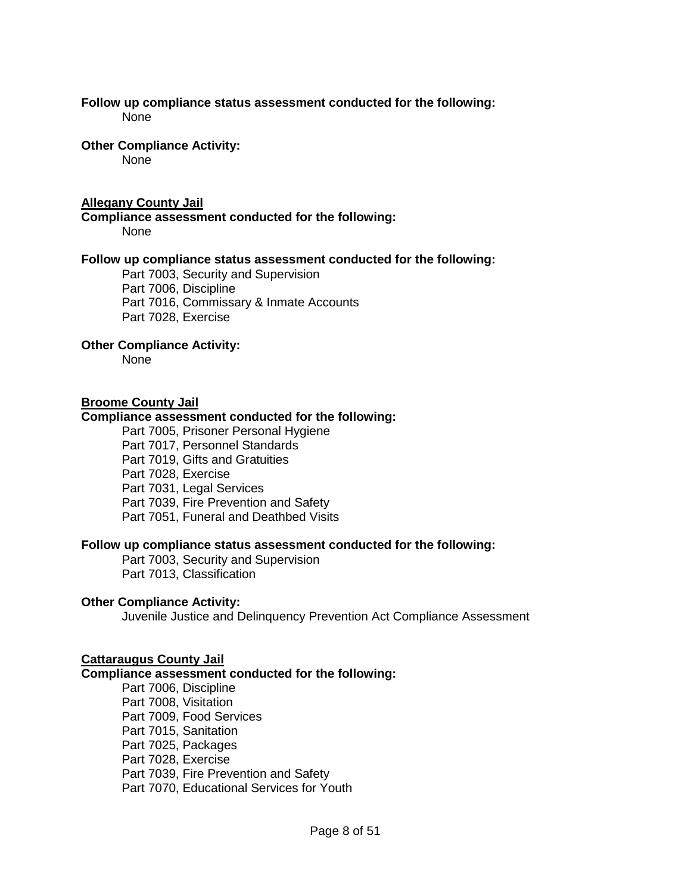**Follow up compliance status assessment conducted for the following:**

None

**Other Compliance Activity:**

None

**Allegany County Jail**

**Compliance assessment conducted for the following:**

None

**Follow up compliance status assessment conducted for the following:**

Part 7003, Security and Supervision
Part 7006, Discipline
Part 7016, Commissary & Inmate Accounts
Part 7028, Exercise

**Other Compliance Activity:**

None

**Broome County Jail**

**Compliance assessment conducted for the following:**

Part 7005, Prisoner Personal Hygiene
Part 7017, Personnel Standards
Part 7019, Gifts and Gratuities
Part 7028, Exercise
Part 7031, Legal Services
Part 7039, Fire Prevention and Safety
Part 7051, Funeral and Deathbed Visits

**Follow up compliance status assessment conducted for the following:**

Part 7003, Security and Supervision
Part 7013, Classification

**Other Compliance Activity:**

Juvenile Justice and Delinquency Prevention Act Compliance Assessment

**Cattaraugus County Jail**

**Compliance assessment conducted for the following:**

Part 7006, Discipline
Part 7008, Visitation
Part 7009, Food Services
Part 7015, Sanitation
Part 7025, Packages
Part 7028, Exercise
Part 7039, Fire Prevention and Safety
Part 7070, Educational Services for Youth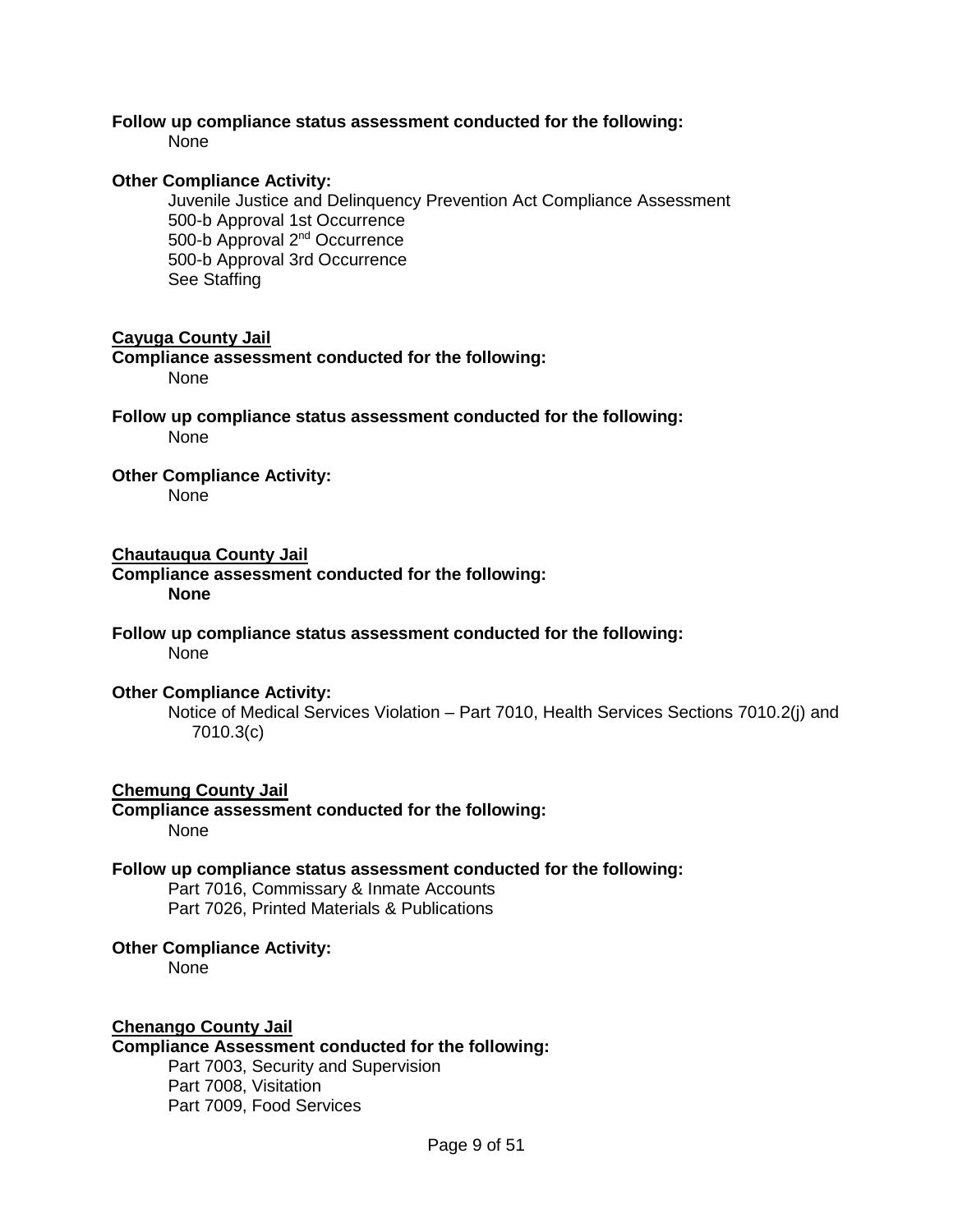**Follow up compliance status assessment conducted for the following:**

None

**Other Compliance Activity:**

Juvenile Justice and Delinquency Prevention Act Compliance Assessment
500-b Approval 1st Occurrence
500-b Approval 2nd Occurrence
500-b Approval 3rd Occurrence
See Staffing

__Cayuga County Jail__

**Compliance assessment conducted for the following:**

None

**Follow up compliance status assessment conducted for the following:**

None

**Other Compliance Activity:**

None

__Chautauqua County Jail__

**Compliance assessment conducted for the following:**

**None**

**Follow up compliance status assessment conducted for the following:**

None

**Other Compliance Activity:**

Notice of Medical Services Violation – Part 7010, Health Services Sections 7010.2(j) and 7010.3(c)

__Chemung County Jail__

**Compliance assessment conducted for the following:**

None

**Follow up compliance status assessment conducted for the following:**

Part 7016, Commissary & Inmate Accounts
Part 7026, Printed Materials & Publications

**Other Compliance Activity:**

None

__Chenango County Jail__

**Compliance Assessment conducted for the following:**

Part 7003, Security and Supervision
Part 7008, Visitation
Part 7009, Food Services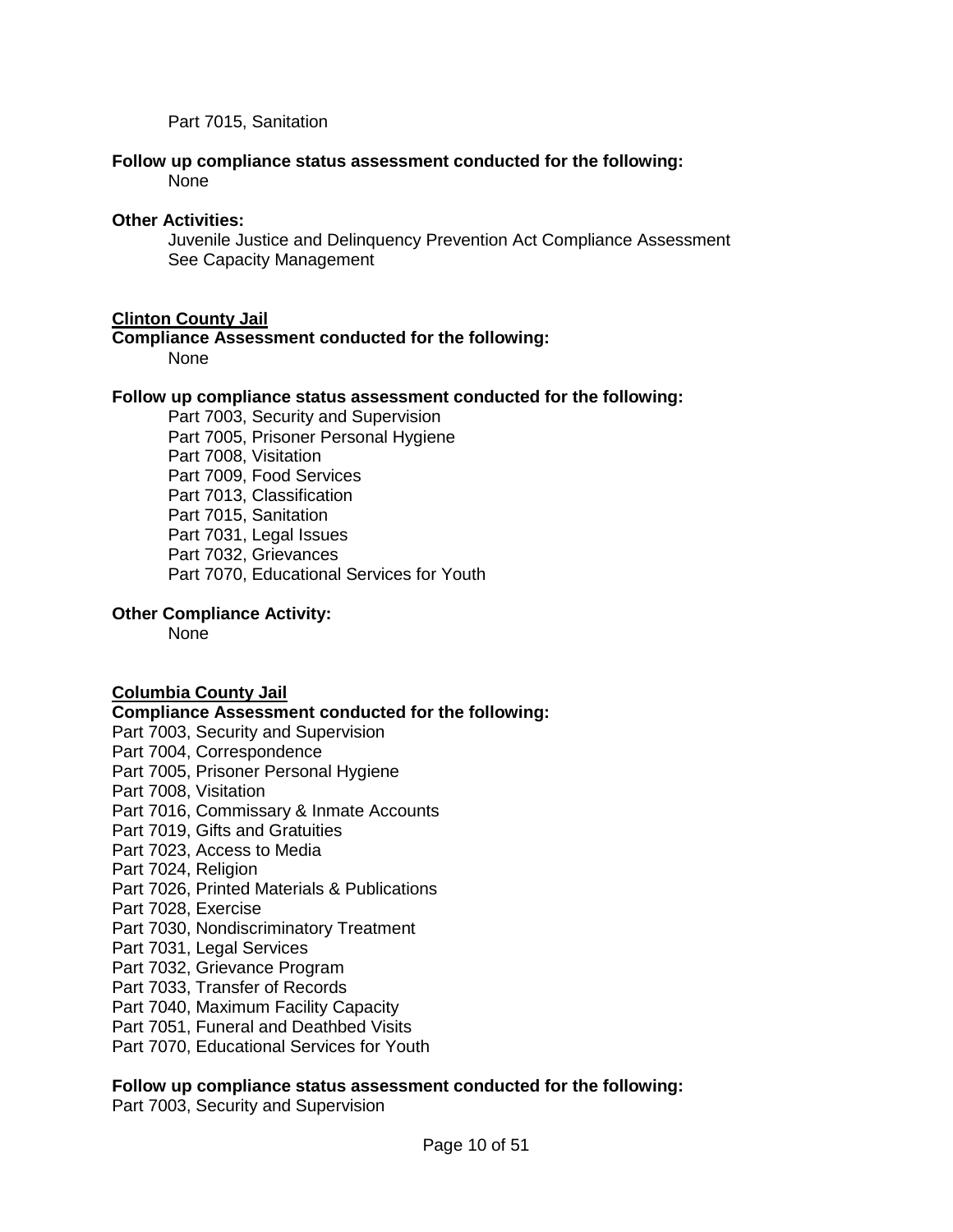Part 7015, Sanitation

**Follow up compliance status assessment conducted for the following:**

None

**Other Activities:**

Juvenile Justice and Delinquency Prevention Act Compliance Assessment
See Capacity Management

**Clinton County Jail**

**Compliance Assessment conducted for the following:**

None

**Follow up compliance status assessment conducted for the following:**

Part 7003, Security and Supervision
Part 7005, Prisoner Personal Hygiene
Part 7008, Visitation
Part 7009, Food Services
Part 7013, Classification
Part 7015, Sanitation
Part 7031, Legal Issues
Part 7032, Grievances
Part 7070, Educational Services for Youth

**Other Compliance Activity:**

None

**Columbia County Jail**

**Compliance Assessment conducted for the following:**

Part 7003, Security and Supervision
Part 7004, Correspondence
Part 7005, Prisoner Personal Hygiene
Part 7008, Visitation
Part 7016, Commissary & Inmate Accounts
Part 7019, Gifts and Gratuities
Part 7023, Access to Media
Part 7024, Religion
Part 7026, Printed Materials & Publications
Part 7028, Exercise
Part 7030, Nondiscriminatory Treatment
Part 7031, Legal Services
Part 7032, Grievance Program
Part 7033, Transfer of Records
Part 7040, Maximum Facility Capacity
Part 7051, Funeral and Deathbed Visits
Part 7070, Educational Services for Youth

**Follow up compliance status assessment conducted for the following:**

Part 7003, Security and Supervision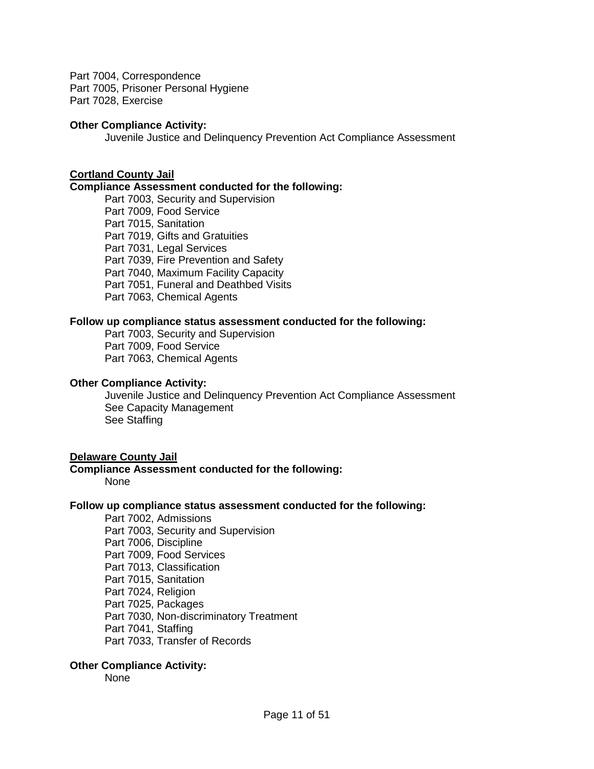Part 7004, Correspondence
Part 7005, Prisoner Personal Hygiene
Part 7028, Exercise

**Other Compliance Activity:**

Juvenile Justice and Delinquency Prevention Act Compliance Assessment

**Cortland County Jail**

**Compliance Assessment conducted for the following:**

Part 7003, Security and Supervision
Part 7009, Food Service
Part 7015, Sanitation
Part 7019, Gifts and Gratuities
Part 7031, Legal Services
Part 7039, Fire Prevention and Safety
Part 7040, Maximum Facility Capacity
Part 7051, Funeral and Deathbed Visits
Part 7063, Chemical Agents

**Follow up compliance status assessment conducted for the following:**

Part 7003, Security and Supervision
Part 7009, Food Service
Part 7063, Chemical Agents

**Other Compliance Activity:**

Juvenile Justice and Delinquency Prevention Act Compliance Assessment
See Capacity Management
See Staffing

**Delaware County Jail**

**Compliance Assessment conducted for the following:**

None

**Follow up compliance status assessment conducted for the following:**

Part 7002, Admissions
Part 7003, Security and Supervision
Part 7006, Discipline
Part 7009, Food Services
Part 7013, Classification
Part 7015, Sanitation
Part 7024, Religion
Part 7025, Packages
Part 7030, Non-discriminatory Treatment
Part 7041, Staffing
Part 7033, Transfer of Records

**Other Compliance Activity:**

None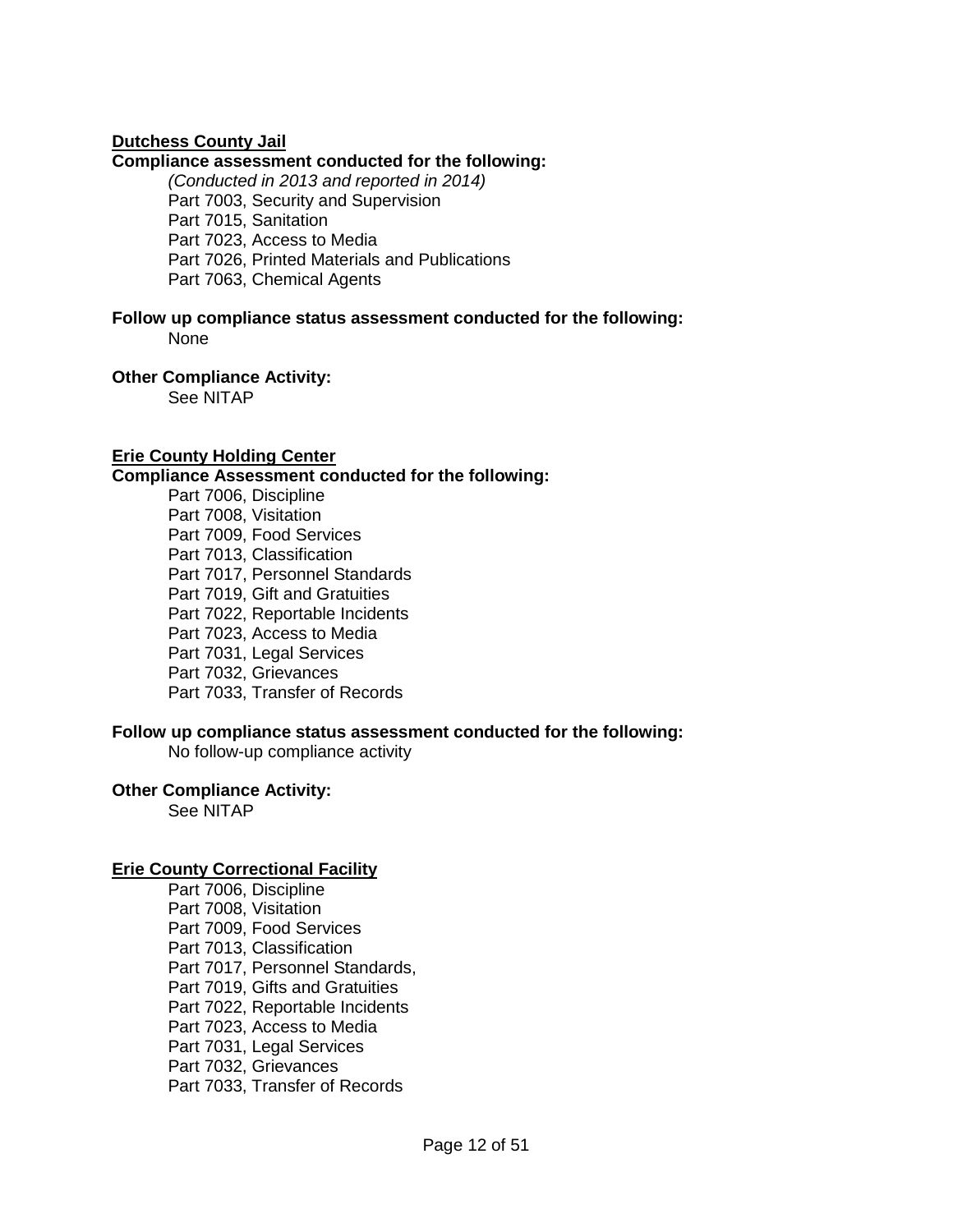**Dutchess County Jail**

**Compliance assessment conducted for the following:**

*(Conducted in 2013 and reported in 2014)*
Part 7003, Security and Supervision
Part 7015, Sanitation
Part 7023, Access to Media
Part 7026, Printed Materials and Publications
Part 7063, Chemical Agents

**Follow up compliance status assessment conducted for the following:**

None

**Other Compliance Activity:**

See NITAP

**Erie County Holding Center**

**Compliance Assessment conducted for the following:**

Part 7006, Discipline
Part 7008, Visitation
Part 7009, Food Services
Part 7013, Classification
Part 7017, Personnel Standards
Part 7019, Gift and Gratuities
Part 7022, Reportable Incidents
Part 7023, Access to Media
Part 7031, Legal Services
Part 7032, Grievances
Part 7033, Transfer of Records

**Follow up compliance status assessment conducted for the following:**

No follow-up compliance activity

**Other Compliance Activity:**

See NITAP

**Erie County Correctional Facility**

Part 7006, Discipline
Part 7008, Visitation
Part 7009, Food Services
Part 7013, Classification
Part 7017, Personnel Standards,
Part 7019, Gifts and Gratuities
Part 7022, Reportable Incidents
Part 7023, Access to Media
Part 7031, Legal Services
Part 7032, Grievances
Part 7033, Transfer of Records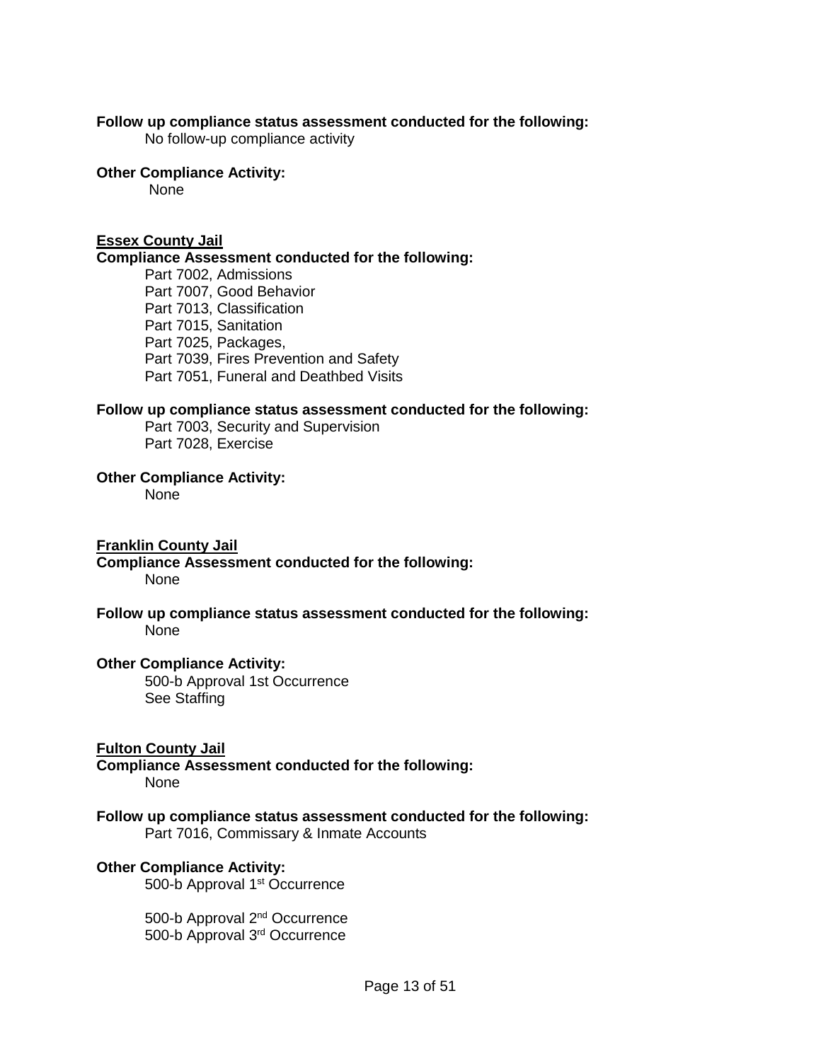**Follow up compliance status assessment conducted for the following:**

No follow-up compliance activity

**Other Compliance Activity:**

None

**Essex County Jail**

**Compliance Assessment conducted for the following:**

Part 7002, Admissions
Part 7007, Good Behavior
Part 7013, Classification
Part 7015, Sanitation
Part 7025, Packages,
Part 7039, Fires Prevention and Safety
Part 7051, Funeral and Deathbed Visits

**Follow up compliance status assessment conducted for the following:**

Part 7003, Security and Supervision
Part 7028, Exercise

**Other Compliance Activity:**

None

**Franklin County Jail**

**Compliance Assessment conducted for the following:**

None

**Follow up compliance status assessment conducted for the following:**

None

**Other Compliance Activity:**

500-b Approval 1st Occurrence
See Staffing

**Fulton County Jail**

**Compliance Assessment conducted for the following:**

None

**Follow up compliance status assessment conducted for the following:**

Part 7016, Commissary & Inmate Accounts

**Other Compliance Activity:**

500-b Approval 1st Occurrence

500-b Approval 2nd Occurrence
500-b Approval 3rd Occurrence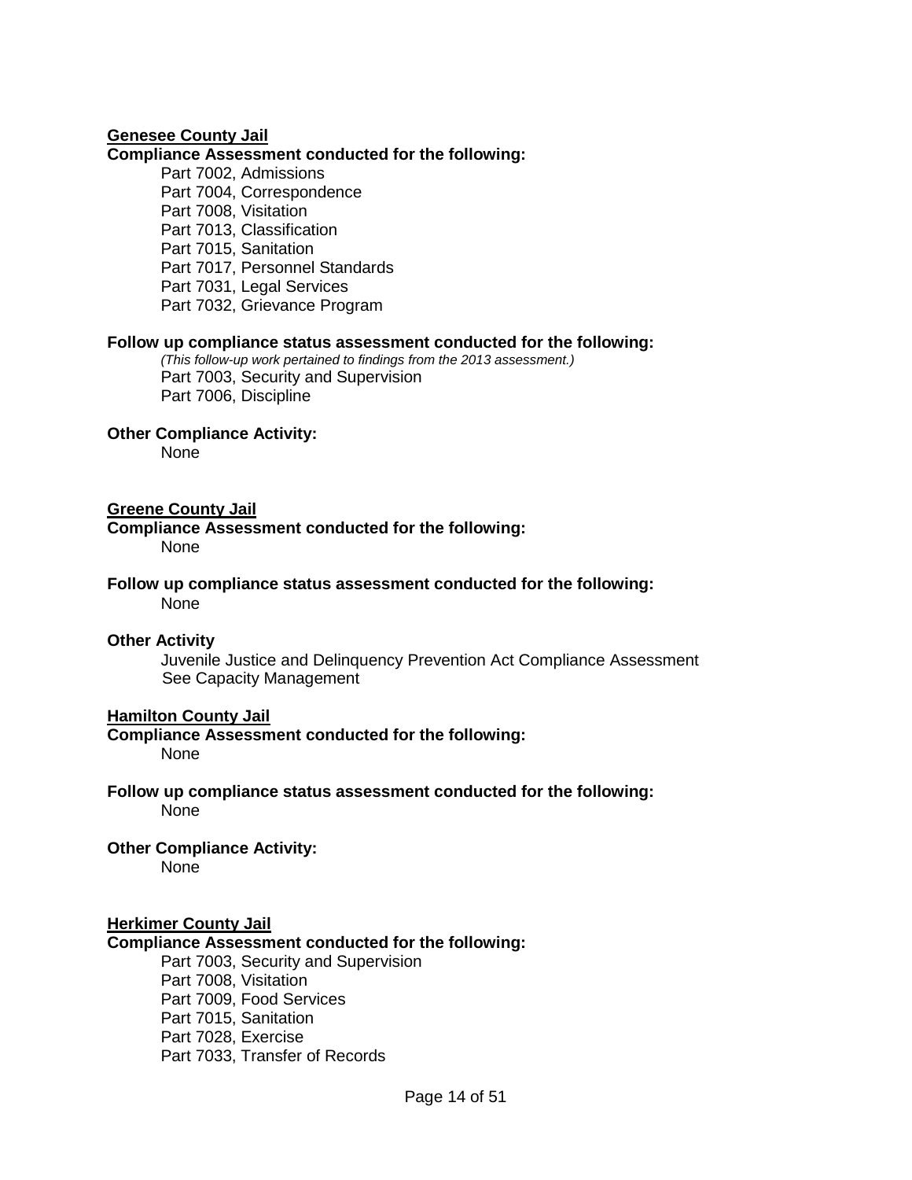**Genesee County Jail**

**Compliance Assessment conducted for the following:**

Part 7002, Admissions
Part 7004, Correspondence
Part 7008, Visitation
Part 7013, Classification
Part 7015, Sanitation
Part 7017, Personnel Standards
Part 7031, Legal Services
Part 7032, Grievance Program

**Follow up compliance status assessment conducted for the following:**

*(This follow-up work pertained to findings from the 2013 assessment.)*
Part 7003, Security and Supervision
Part 7006, Discipline

**Other Compliance Activity:**

None

**Greene County Jail**

**Compliance Assessment conducted for the following:**

None

**Follow up compliance status assessment conducted for the following:**

None

**Other Activity**

Juvenile Justice and Delinquency Prevention Act Compliance Assessment
See Capacity Management

**Hamilton County Jail**

**Compliance Assessment conducted for the following:**

None

**Follow up compliance status assessment conducted for the following:**

None

**Other Compliance Activity:**

None

**Herkimer County Jail**

**Compliance Assessment conducted for the following:**

Part 7003, Security and Supervision
Part 7008, Visitation
Part 7009, Food Services
Part 7015, Sanitation
Part 7028, Exercise
Part 7033, Transfer of Records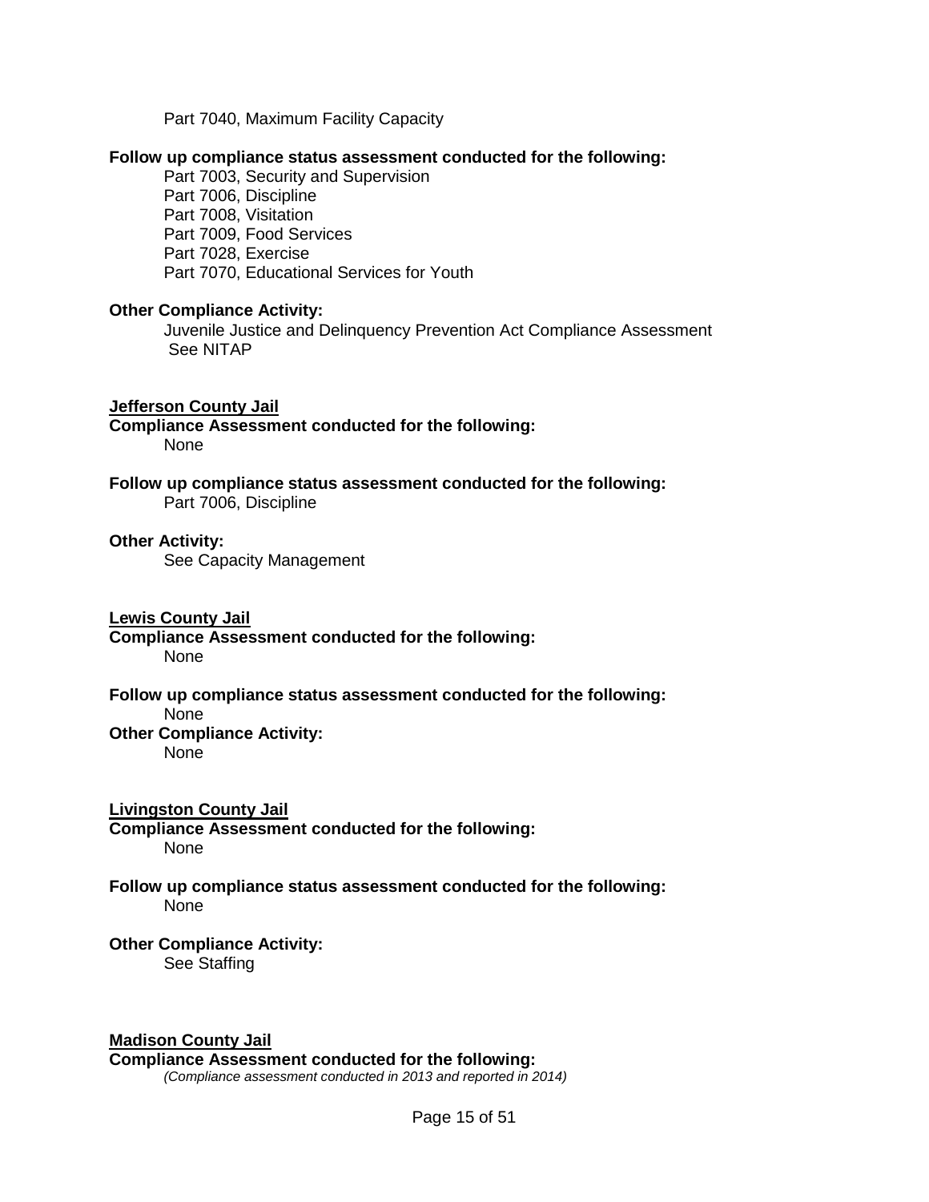Part 7040, Maximum Facility Capacity

**Follow up compliance status assessment conducted for the following:**

Part 7003, Security and Supervision
Part 7006, Discipline
Part 7008, Visitation
Part 7009, Food Services
Part 7028, Exercise
Part 7070, Educational Services for Youth

**Other Compliance Activity:**

Juvenile Justice and Delinquency Prevention Act Compliance Assessment
See NITAP

**Jefferson County Jail**

**Compliance Assessment conducted for the following:**

None

**Follow up compliance status assessment conducted for the following:**

Part 7006, Discipline

**Other Activity:**

See Capacity Management

**Lewis County Jail**

**Compliance Assessment conducted for the following:**

None

**Follow up compliance status assessment conducted for the following:**

None

**Other Compliance Activity:**

None

**Livingston County Jail**

**Compliance Assessment conducted for the following:**

None

**Follow up compliance status assessment conducted for the following:**

None

**Other Compliance Activity:**

See Staffing

**Madison County Jail**

**Compliance Assessment conducted for the following:**

*(Compliance assessment conducted in 2013 and reported in 2014)*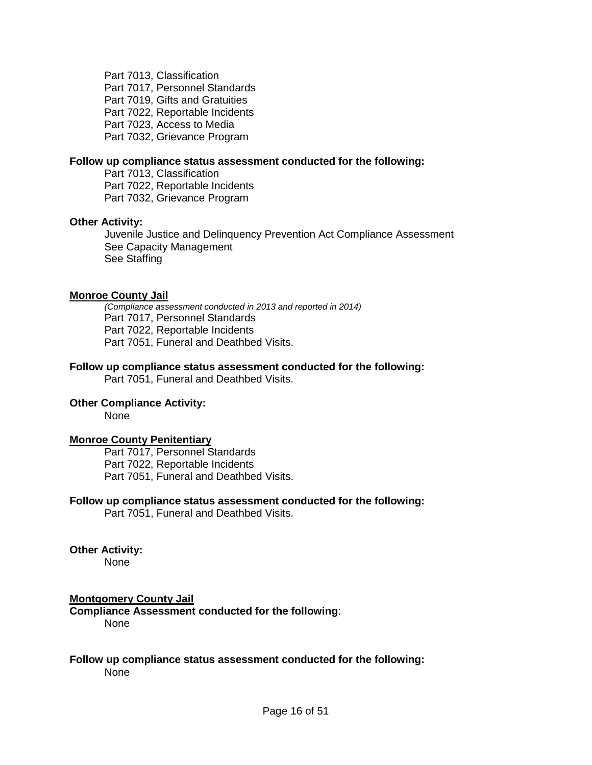Part 7013, Classification
Part 7017, Personnel Standards
Part 7019, Gifts and Gratuities
Part 7022, Reportable Incidents
Part 7023, Access to Media
Part 7032, Grievance Program

**Follow up compliance status assessment conducted for the following:**

Part 7013, Classification
Part 7022, Reportable Incidents
Part 7032, Grievance Program

**Other Activity:**

Juvenile Justice and Delinquency Prevention Act Compliance Assessment
See Capacity Management
See Staffing

**Monroe County Jail**

*(Compliance assessment conducted in 2013 and reported in 2014)*
Part 7017, Personnel Standards
Part 7022, Reportable Incidents
Part 7051, Funeral and Deathbed Visits.

**Follow up compliance status assessment conducted for the following:**

Part 7051, Funeral and Deathbed Visits.

**Other Compliance Activity:**

None

**Monroe County Penitentiary**

Part 7017, Personnel Standards
Part 7022, Reportable Incidents
Part 7051, Funeral and Deathbed Visits.

**Follow up compliance status assessment conducted for the following:**

Part 7051, Funeral and Deathbed Visits.

**Other Activity:**

None

**Montgomery County Jail**

**Compliance Assessment conducted for the following**:

None

**Follow up compliance status assessment conducted for the following:**

None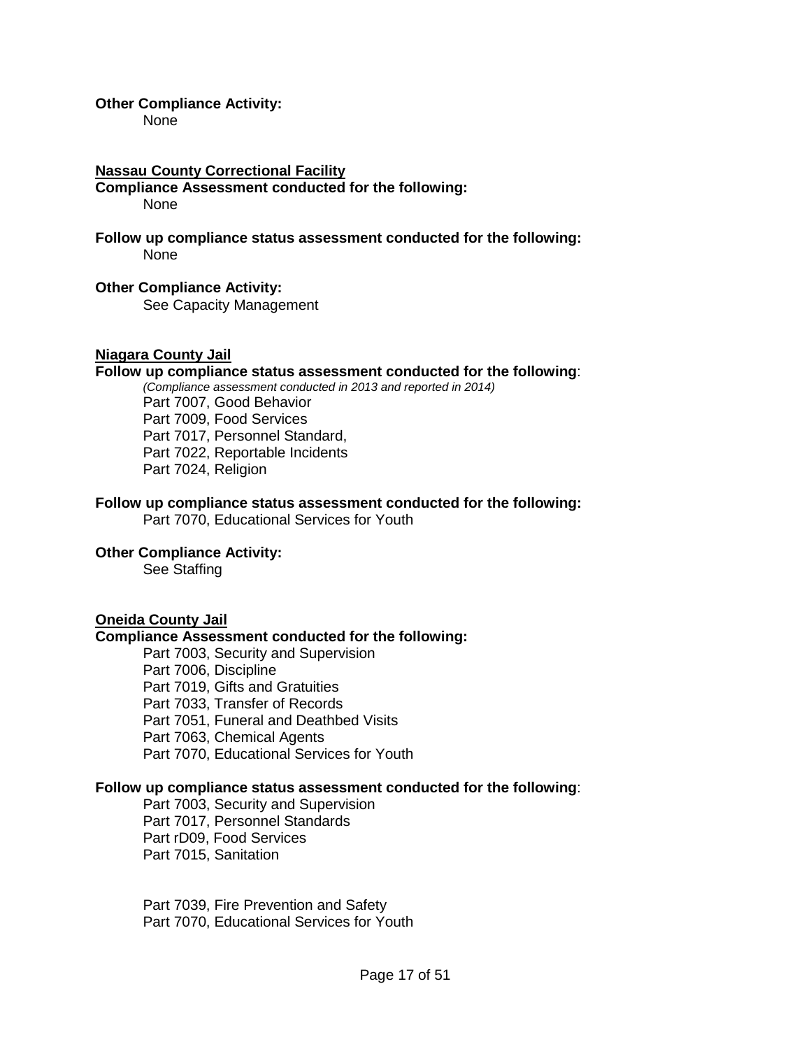**Other Compliance Activity:**

None

**Nassau County Correctional Facility**

**Compliance Assessment conducted for the following:**

None

**Follow up compliance status assessment conducted for the following:**

None

**Other Compliance Activity:**

See Capacity Management

**Niagara County Jail**

**Follow up compliance status assessment conducted for the following**:

*(Compliance assessment conducted in 2013 and reported in 2014)*

Part 7007, Good Behavior
Part 7009, Food Services
Part 7017, Personnel Standard,
Part 7022, Reportable Incidents
Part 7024, Religion

**Follow up compliance status assessment conducted for the following:**

Part 7070, Educational Services for Youth

**Other Compliance Activity:**

See Staffing

**Oneida County Jail**

**Compliance Assessment conducted for the following:**

Part 7003, Security and Supervision
Part 7006, Discipline
Part 7019, Gifts and Gratuities
Part 7033, Transfer of Records
Part 7051, Funeral and Deathbed Visits
Part 7063, Chemical Agents
Part 7070, Educational Services for Youth

**Follow up compliance status assessment conducted for the following**:

Part 7003, Security and Supervision
Part 7017, Personnel Standards
Part rD09, Food Services
Part 7015, Sanitation

Part 7039, Fire Prevention and Safety
Part 7070, Educational Services for Youth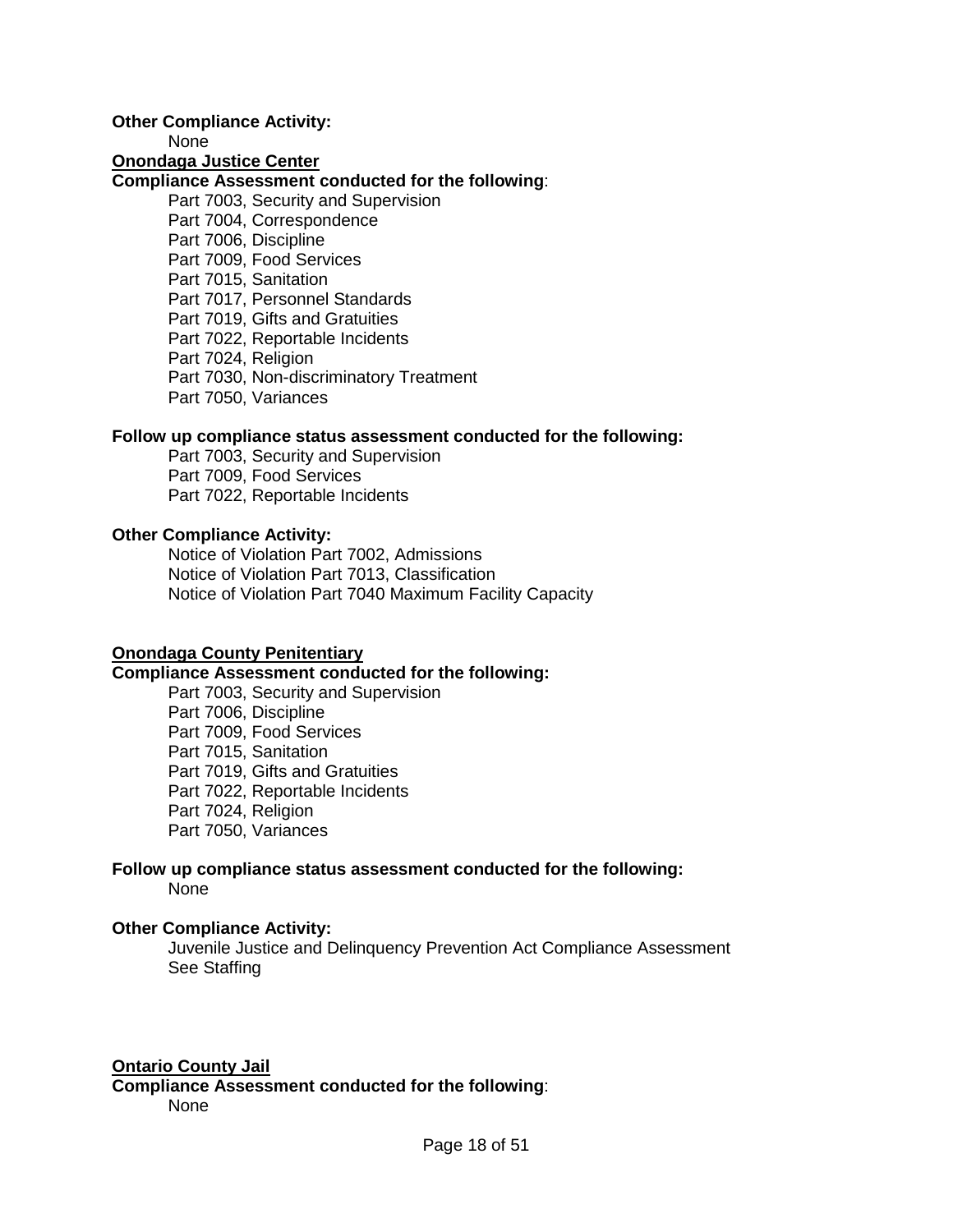**Other Compliance Activity:**

None

**Onondaga Justice Center**

**Compliance Assessment conducted for the following**:

- Part 7003, Security and Supervision
- Part 7004, Correspondence
- Part 7006, Discipline
- Part 7009, Food Services
- Part 7015, Sanitation
- Part 7017, Personnel Standards
- Part 7019, Gifts and Gratuities
- Part 7022, Reportable Incidents
- Part 7024, Religion
- Part 7030, Non-discriminatory Treatment
- Part 7050, Variances

**Follow up compliance status assessment conducted for the following:**

- Part 7003, Security and Supervision
- Part 7009, Food Services
- Part 7022, Reportable Incidents

**Other Compliance Activity:**

- Notice of Violation Part 7002, Admissions
- Notice of Violation Part 7013, Classification
- Notice of Violation Part 7040 Maximum Facility Capacity

**Onondaga County Penitentiary**

**Compliance Assessment conducted for the following:**

- Part 7003, Security and Supervision
- Part 7006, Discipline
- Part 7009, Food Services
- Part 7015, Sanitation
- Part 7019, Gifts and Gratuities
- Part 7022, Reportable Incidents
- Part 7024, Religion
- Part 7050, Variances

**Follow up compliance status assessment conducted for the following:**

None

**Other Compliance Activity:**

- Juvenile Justice and Delinquency Prevention Act Compliance Assessment
- See Staffing

**Ontario County Jail**

**Compliance Assessment conducted for the following**:

None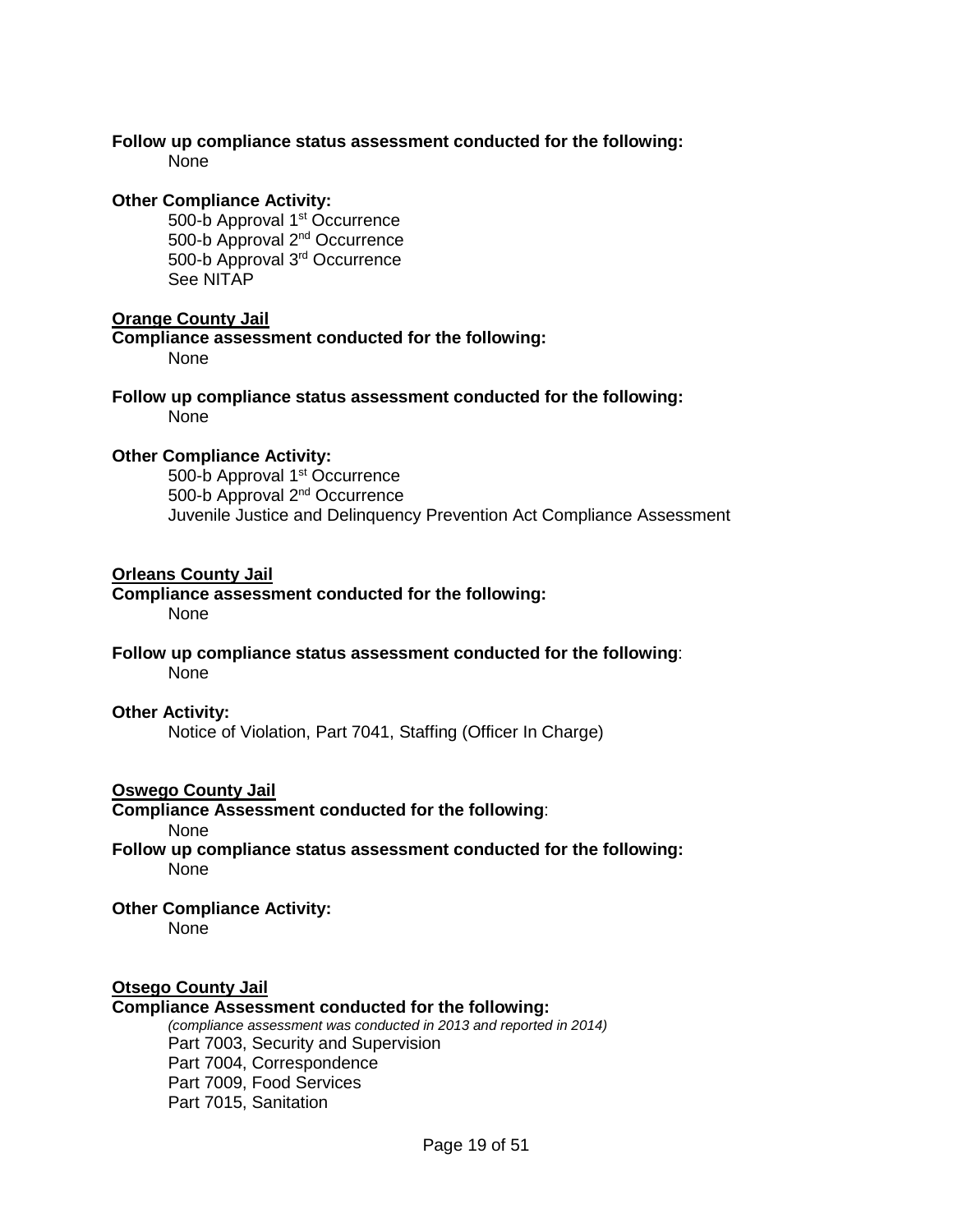**Follow up compliance status assessment conducted for the following:**

None

**Other Compliance Activity:**

500-b Approval 1st Occurrence
500-b Approval 2nd Occurrence
500-b Approval 3rd Occurrence
See NITAP

**<u>Orange County Jail</u>**

**Compliance assessment conducted for the following:**

None

**Follow up compliance status assessment conducted for the following:**

None

**Other Compliance Activity:**

500-b Approval 1st Occurrence
500-b Approval 2nd Occurrence
Juvenile Justice and Delinquency Prevention Act Compliance Assessment

**<u>Orleans County Jail</u>**

**Compliance assessment conducted for the following:**

None

**Follow up compliance status assessment conducted for the following**:

None

**Other Activity:**

Notice of Violation, Part 7041, Staffing (Officer In Charge)

**<u>Oswego County Jail</u>**

**Compliance Assessment conducted for the following**:

None

**Follow up compliance status assessment conducted for the following:**

None

**Other Compliance Activity:**

None

**<u>Otsego County Jail</u>**

**Compliance Assessment conducted for the following:**

*(compliance assessment was conducted in 2013 and reported in 2014)*

Part 7003, Security and Supervision
Part 7004, Correspondence
Part 7009, Food Services
Part 7015, Sanitation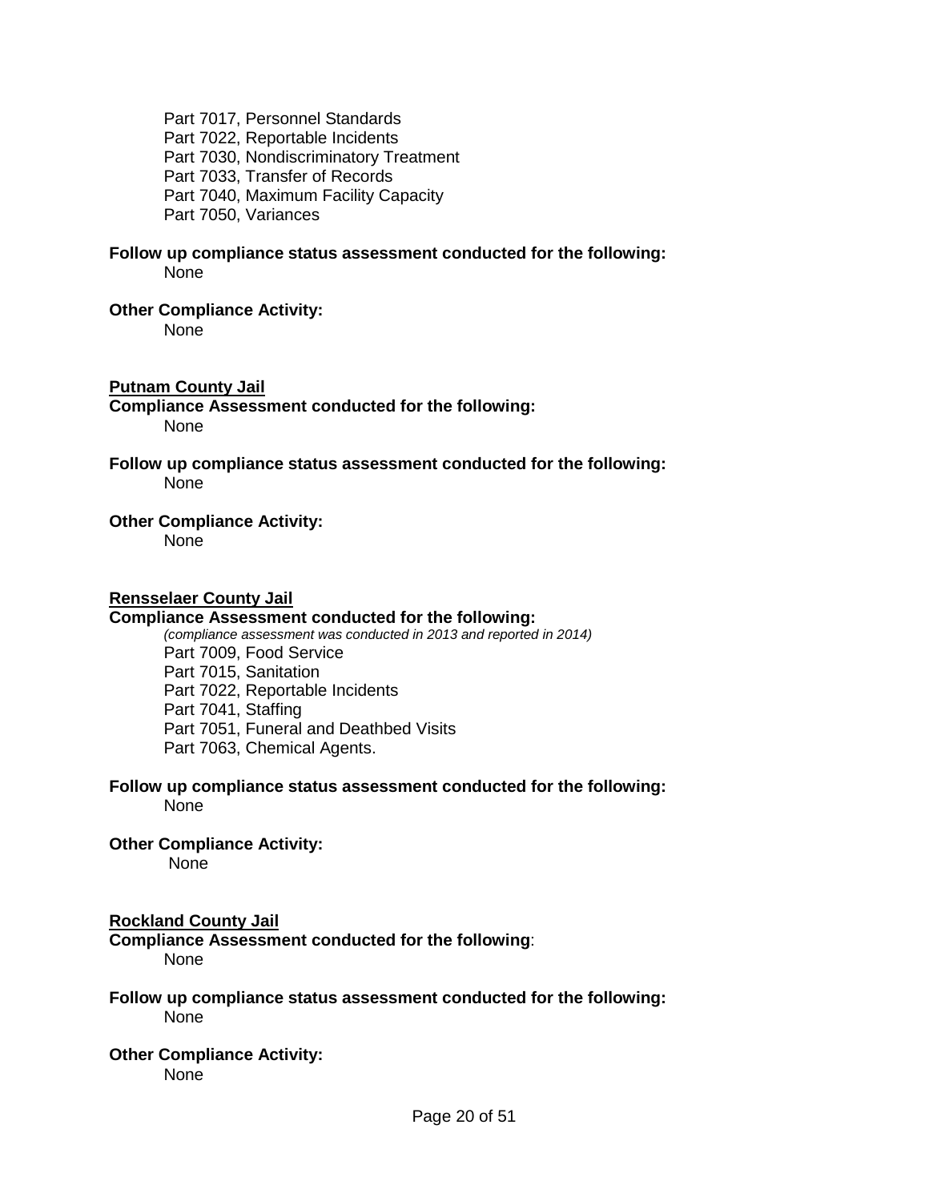Part 7017, Personnel Standards
Part 7022, Reportable Incidents
Part 7030, Nondiscriminatory Treatment
Part 7033, Transfer of Records
Part 7040, Maximum Facility Capacity
Part 7050, Variances

**Follow up compliance status assessment conducted for the following:**
None

**Other Compliance Activity:**
None

**Putnam County Jail**

**Compliance Assessment conducted for the following:**
None

**Follow up compliance status assessment conducted for the following:**
None

**Other Compliance Activity:**
None

**Rensselaer County Jail**

**Compliance Assessment conducted for the following:**
*(compliance assessment was conducted in 2013 and reported in 2014)*
Part 7009, Food Service
Part 7015, Sanitation
Part 7022, Reportable Incidents
Part 7041, Staffing
Part 7051, Funeral and Deathbed Visits
Part 7063, Chemical Agents.

**Follow up compliance status assessment conducted for the following:**
None

**Other Compliance Activity:**
None

**Rockland County Jail**

**Compliance Assessment conducted for the following**:
None

**Follow up compliance status assessment conducted for the following:**
None

**Other Compliance Activity:**
None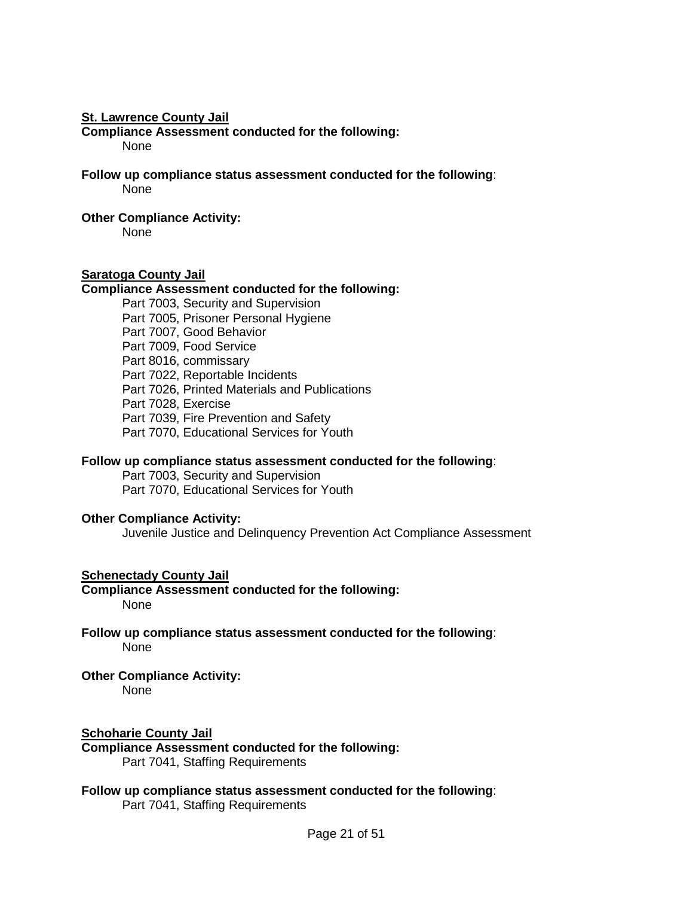**St. Lawrence County Jail**

**Compliance Assessment conducted for the following:**

None

**Follow up compliance status assessment conducted for the following**:

None

**Other Compliance Activity:**

None

**Saratoga County Jail**

**Compliance Assessment conducted for the following:**

Part 7003, Security and Supervision
Part 7005, Prisoner Personal Hygiene
Part 7007, Good Behavior
Part 7009, Food Service
Part 8016, commissary
Part 7022, Reportable Incidents
Part 7026, Printed Materials and Publications
Part 7028, Exercise
Part 7039, Fire Prevention and Safety
Part 7070, Educational Services for Youth

**Follow up compliance status assessment conducted for the following**:

Part 7003, Security and Supervision
Part 7070, Educational Services for Youth

**Other Compliance Activity:**

Juvenile Justice and Delinquency Prevention Act Compliance Assessment

**Schenectady County Jail**

**Compliance Assessment conducted for the following:**

None

**Follow up compliance status assessment conducted for the following**:

None

**Other Compliance Activity:**

None

**Schoharie County Jail**

**Compliance Assessment conducted for the following:**

Part 7041, Staffing Requirements

**Follow up compliance status assessment conducted for the following**:

Part 7041, Staffing Requirements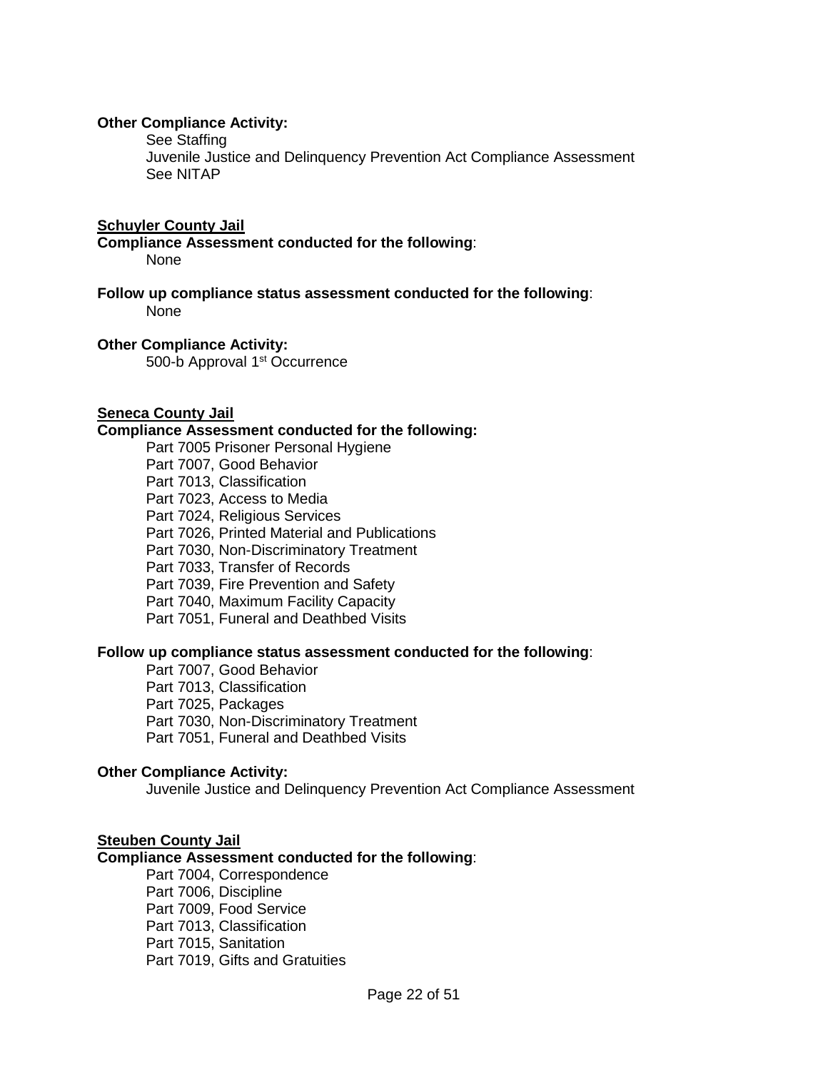**Other Compliance Activity:**

See Staffing
Juvenile Justice and Delinquency Prevention Act Compliance Assessment
See NITAP

**Schuyler County Jail**

**Compliance Assessment conducted for the following**:

None

**Follow up compliance status assessment conducted for the following**:

None

**Other Compliance Activity:**

500-b Approval 1st Occurrence

**Seneca County Jail**

**Compliance Assessment conducted for the following:**

Part 7005 Prisoner Personal Hygiene
Part 7007, Good Behavior
Part 7013, Classification
Part 7023, Access to Media
Part 7024, Religious Services
Part 7026, Printed Material and Publications
Part 7030, Non-Discriminatory Treatment
Part 7033, Transfer of Records
Part 7039, Fire Prevention and Safety
Part 7040, Maximum Facility Capacity
Part 7051, Funeral and Deathbed Visits

**Follow up compliance status assessment conducted for the following**:

Part 7007, Good Behavior
Part 7013, Classification
Part 7025, Packages
Part 7030, Non-Discriminatory Treatment
Part 7051, Funeral and Deathbed Visits

**Other Compliance Activity:**

Juvenile Justice and Delinquency Prevention Act Compliance Assessment

**Steuben County Jail**

**Compliance Assessment conducted for the following**:

Part 7004, Correspondence
Part 7006, Discipline
Part 7009, Food Service
Part 7013, Classification
Part 7015, Sanitation
Part 7019, Gifts and Gratuities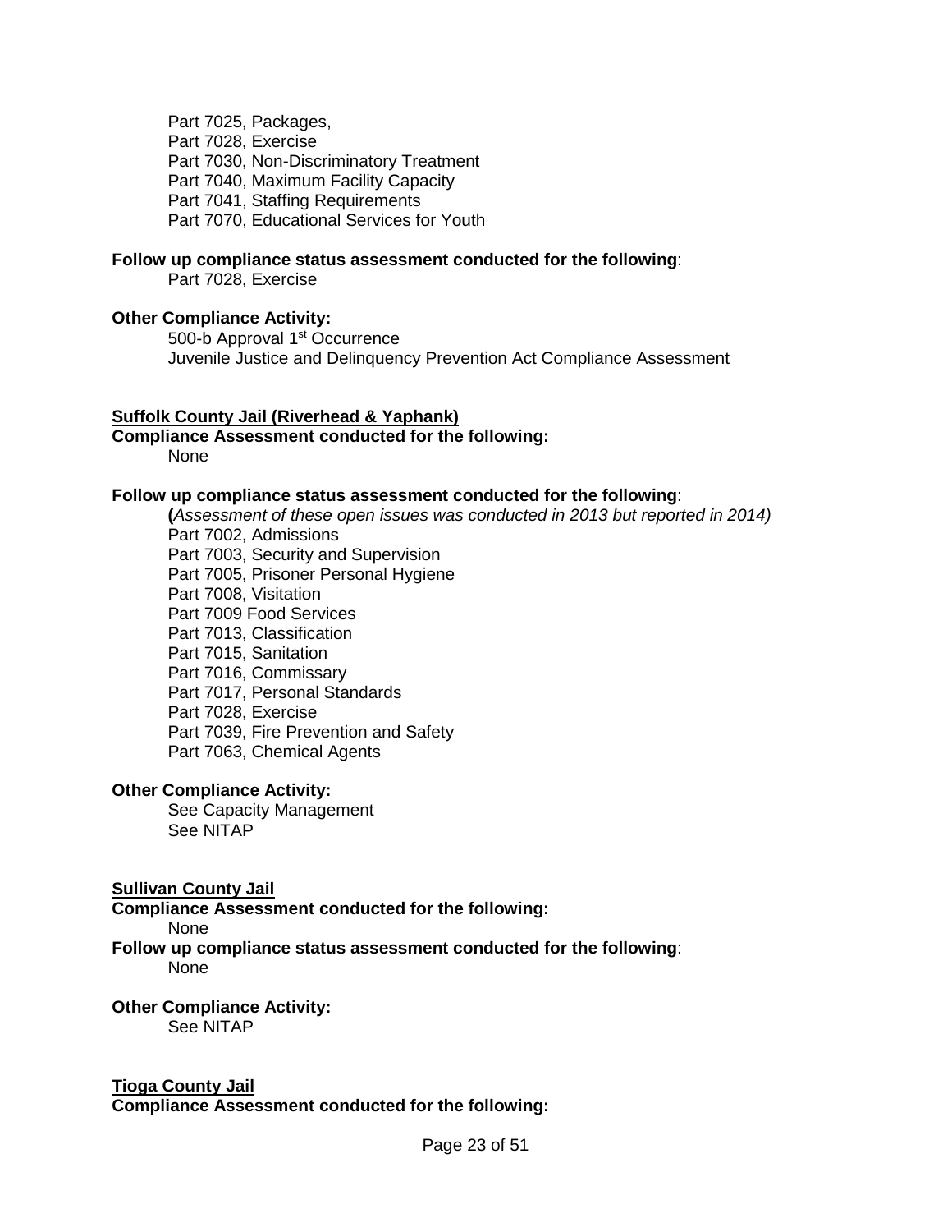Part 7025, Packages,
Part 7028, Exercise
Part 7030, Non-Discriminatory Treatment
Part 7040, Maximum Facility Capacity
Part 7041, Staffing Requirements
Part 7070, Educational Services for Youth

**Follow up compliance status assessment conducted for the following**:
Part 7028, Exercise

**Other Compliance Activity:**
500-b Approval 1st Occurrence
Juvenile Justice and Delinquency Prevention Act Compliance Assessment

**Suffolk County Jail (Riverhead & Yaphank)**
**Compliance Assessment conducted for the following:**
None

**Follow up compliance status assessment conducted for the following**:
**(***Assessment of these open issues was conducted in 2013 but reported in 2014)*
Part 7002, Admissions
Part 7003, Security and Supervision
Part 7005, Prisoner Personal Hygiene
Part 7008, Visitation
Part 7009 Food Services
Part 7013, Classification
Part 7015, Sanitation
Part 7016, Commissary
Part 7017, Personal Standards
Part 7028, Exercise
Part 7039, Fire Prevention and Safety
Part 7063, Chemical Agents

**Other Compliance Activity:**
See Capacity Management
See NITAP

**Sullivan County Jail**
**Compliance Assessment conducted for the following:**
None
**Follow up compliance status assessment conducted for the following**:
None

**Other Compliance Activity:**
See NITAP

**Tioga County Jail**
**Compliance Assessment conducted for the following:**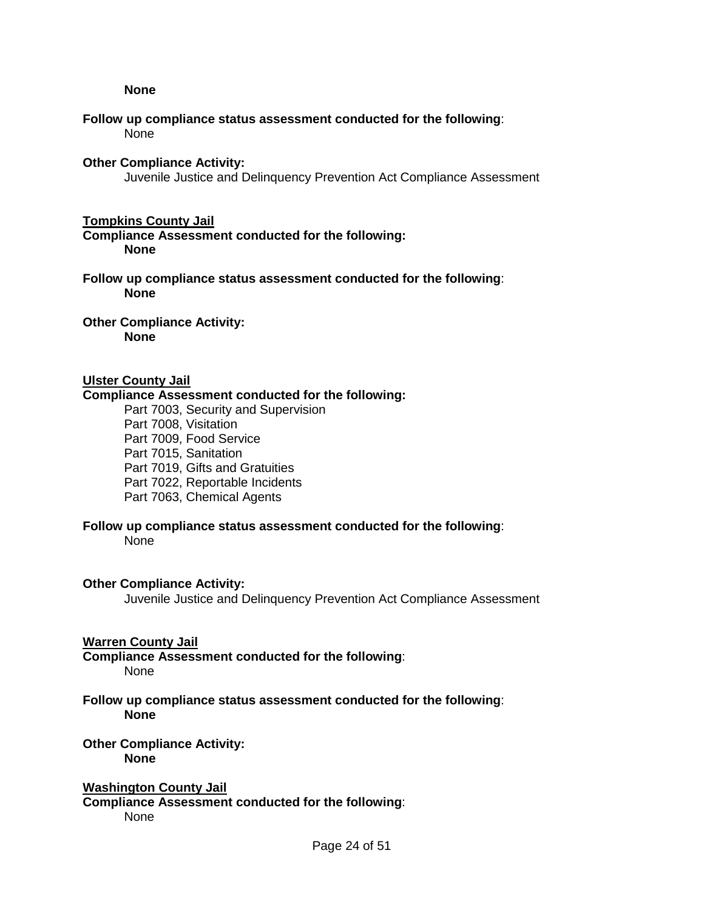**None**

**Follow up compliance status assessment conducted for the following**:

None

**Other Compliance Activity:**

Juvenile Justice and Delinquency Prevention Act Compliance Assessment

**Tompkins County Jail**

**Compliance Assessment conducted for the following:**

**None**

**Follow up compliance status assessment conducted for the following**:

**None**

**Other Compliance Activity:**

**None**

**Ulster County Jail**

**Compliance Assessment conducted for the following:**

Part 7003, Security and Supervision
Part 7008, Visitation
Part 7009, Food Service
Part 7015, Sanitation
Part 7019, Gifts and Gratuities
Part 7022, Reportable Incidents
Part 7063, Chemical Agents

**Follow up compliance status assessment conducted for the following**:

None

**Other Compliance Activity:**

Juvenile Justice and Delinquency Prevention Act Compliance Assessment

**Warren County Jail**

**Compliance Assessment conducted for the following**:

None

**Follow up compliance status assessment conducted for the following**:

**None**

**Other Compliance Activity:**

**None**

**Washington County Jail**

**Compliance Assessment conducted for the following**:

None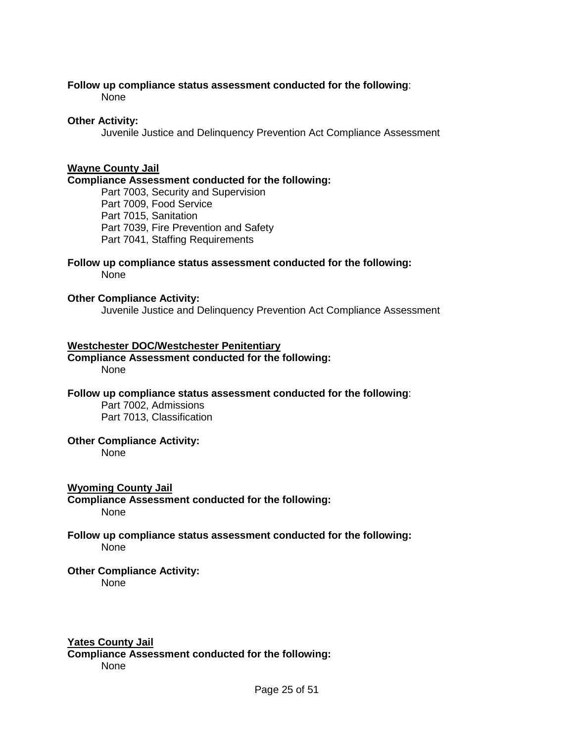**Follow up compliance status assessment conducted for the following**:

None

**Other Activity:**

Juvenile Justice and Delinquency Prevention Act Compliance Assessment

**Wayne County Jail**

**Compliance Assessment conducted for the following:**

Part 7003, Security and Supervision
Part 7009, Food Service
Part 7015, Sanitation
Part 7039, Fire Prevention and Safety
Part 7041, Staffing Requirements

**Follow up compliance status assessment conducted for the following:**

None

**Other Compliance Activity:**

Juvenile Justice and Delinquency Prevention Act Compliance Assessment

**Westchester DOC/Westchester Penitentiary**

**Compliance Assessment conducted for the following:**

None

**Follow up compliance status assessment conducted for the following**:

Part 7002, Admissions
Part 7013, Classification

**Other Compliance Activity:**

None

**Wyoming County Jail**

**Compliance Assessment conducted for the following:**

None

**Follow up compliance status assessment conducted for the following:**

None

**Other Compliance Activity:**

None

**Yates County Jail**

**Compliance Assessment conducted for the following:**

None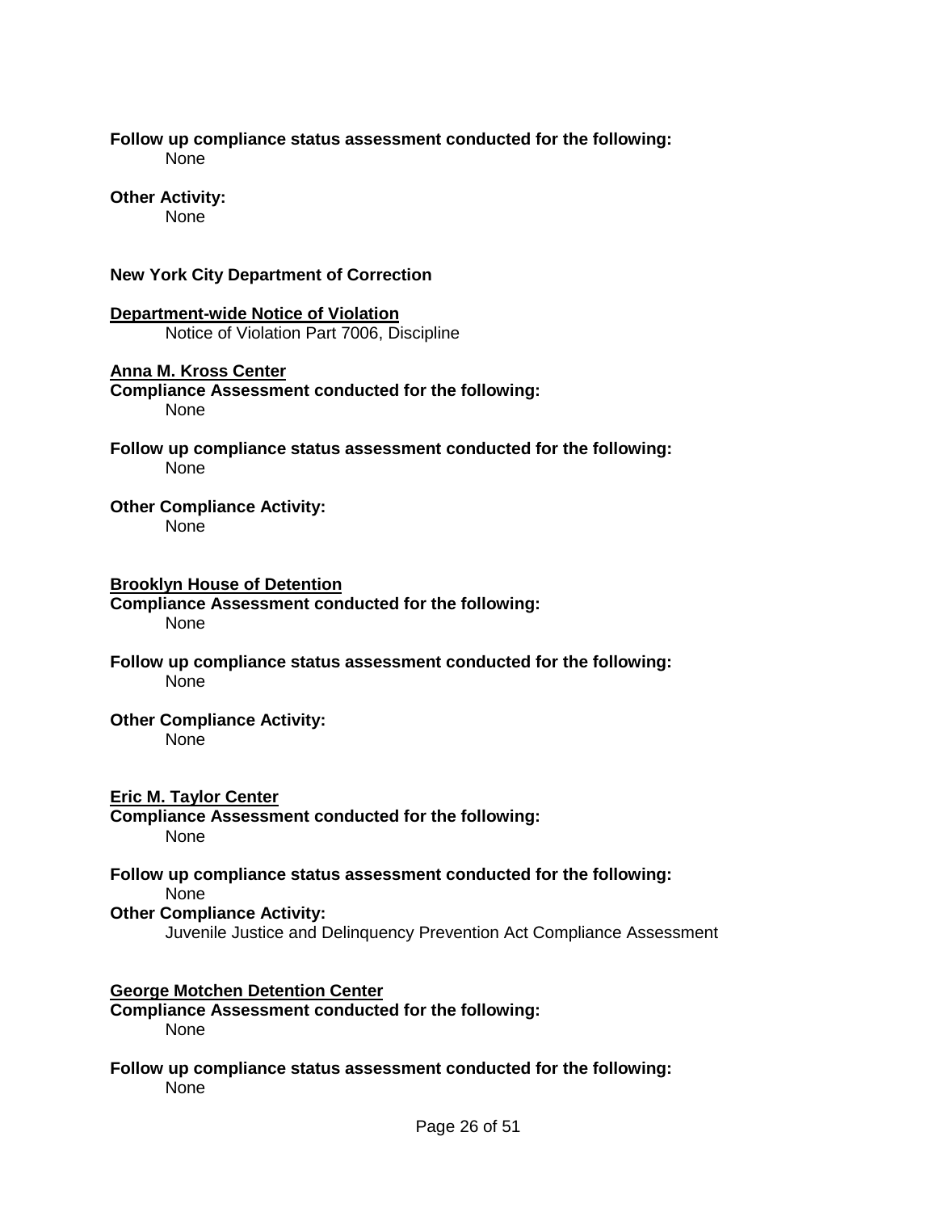**Follow up compliance status assessment conducted for the following:**

None

**Other Activity:**

None

**New York City Department of Correction**

**Department-wide Notice of Violation**

Notice of Violation Part 7006, Discipline

**Anna M. Kross Center**

**Compliance Assessment conducted for the following:**

None

**Follow up compliance status assessment conducted for the following:**

None

**Other Compliance Activity:**

None

**Brooklyn House of Detention**

**Compliance Assessment conducted for the following:**

None

**Follow up compliance status assessment conducted for the following:**

None

**Other Compliance Activity:**

None

**Eric M. Taylor Center**

**Compliance Assessment conducted for the following:**

None

**Follow up compliance status assessment conducted for the following:**

None

**Other Compliance Activity:**

Juvenile Justice and Delinquency Prevention Act Compliance Assessment

**George Motchen Detention Center**

**Compliance Assessment conducted for the following:**

None

**Follow up compliance status assessment conducted for the following:**

None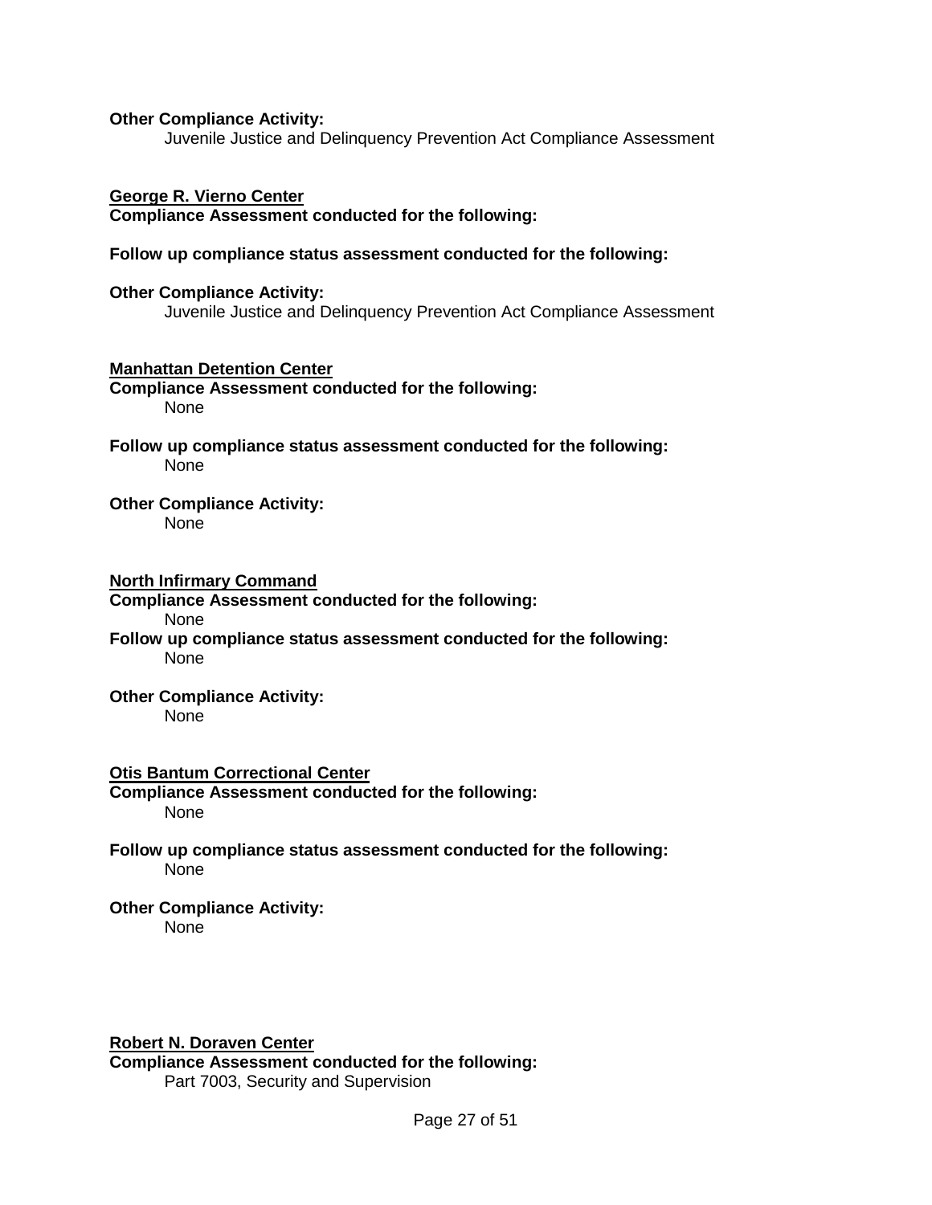**Other Compliance Activity:**

Juvenile Justice and Delinquency Prevention Act Compliance Assessment

**George R. Vierno Center**

**Compliance Assessment conducted for the following:**

**Follow up compliance status assessment conducted for the following:**

**Other Compliance Activity:**

Juvenile Justice and Delinquency Prevention Act Compliance Assessment

**Manhattan Detention Center**

**Compliance Assessment conducted for the following:**

None

**Follow up compliance status assessment conducted for the following:**

None

**Other Compliance Activity:**

None

**North Infirmary Command**

**Compliance Assessment conducted for the following:**

None

**Follow up compliance status assessment conducted for the following:**

None

**Other Compliance Activity:**

None

**Otis Bantum Correctional Center**

**Compliance Assessment conducted for the following:**

None

**Follow up compliance status assessment conducted for the following:**

None

**Other Compliance Activity:**

None

**Robert N. Doraven Center**

**Compliance Assessment conducted for the following:**

Part 7003, Security and Supervision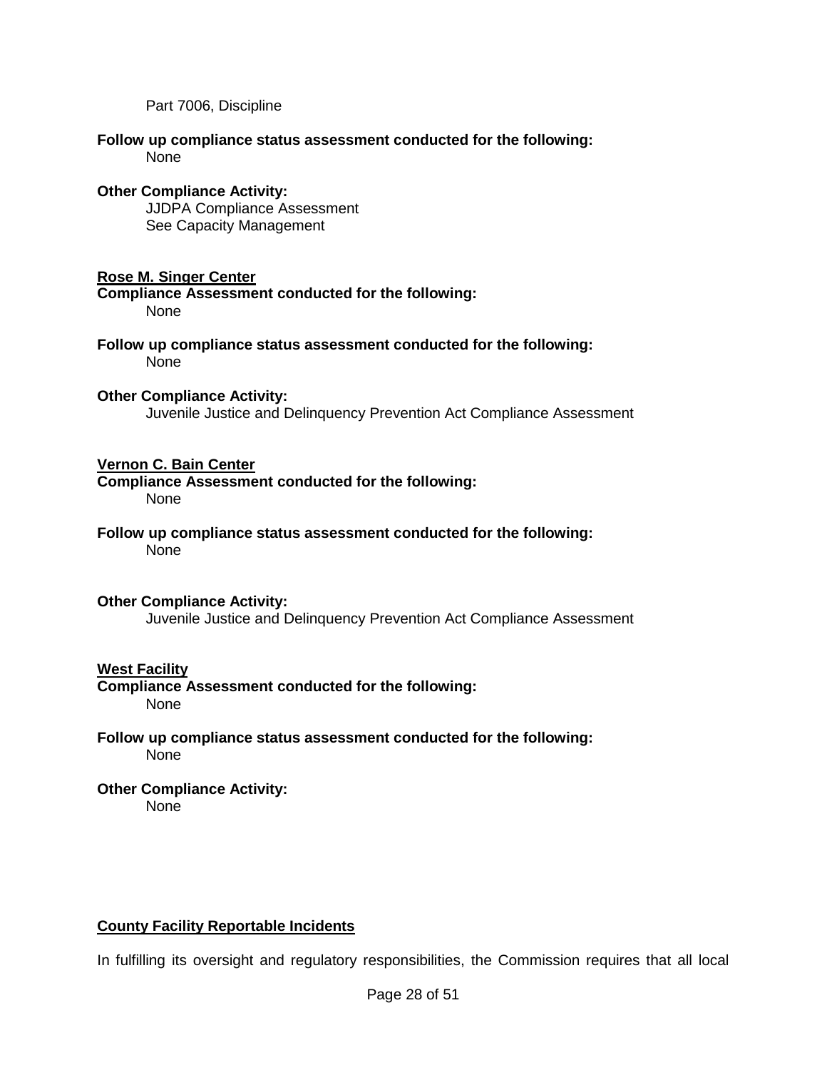Part 7006, Discipline

**Follow up compliance status assessment conducted for the following:**
None

**Other Compliance Activity:**
JJDPA Compliance Assessment
See Capacity Management

**Rose M. Singer Center**

**Compliance Assessment conducted for the following:**
None

**Follow up compliance status assessment conducted for the following:**
None

**Other Compliance Activity:**
Juvenile Justice and Delinquency Prevention Act Compliance Assessment

**Vernon C. Bain Center**

**Compliance Assessment conducted for the following:**
None

**Follow up compliance status assessment conducted for the following:**
None

**Other Compliance Activity:**
Juvenile Justice and Delinquency Prevention Act Compliance Assessment

**West Facility**

**Compliance Assessment conducted for the following:**
None

**Follow up compliance status assessment conducted for the following:**
None

**Other Compliance Activity:**
None

## County Facility Reportable Incidents

In fulfilling its oversight and regulatory responsibilities, the Commission requires that all local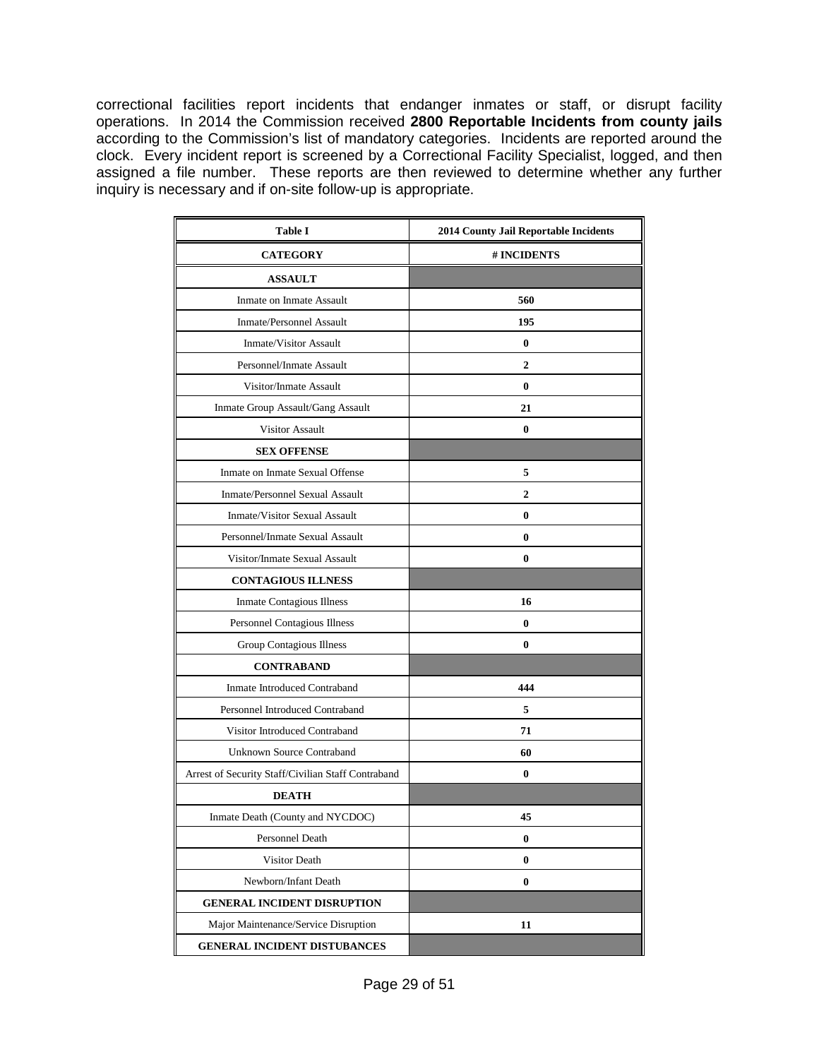correctional facilities report incidents that endanger inmates or staff, or disrupt facility operations. In 2014 the Commission received **2800 Reportable Incidents from county jails** according to the Commission's list of mandatory categories. Incidents are reported around the clock. Every incident report is screened by a Correctional Facility Specialist, logged, and then assigned a file number. These reports are then reviewed to determine whether any further inquiry is necessary and if on-site follow-up is appropriate.

| Table I | 2014 County Jail Reportable Incidents |
|---|---|
| **CATEGORY** | **# INCIDENTS** |
| **ASSAULT** | |
| Inmate on Inmate Assault | **560** |
| Inmate/Personnel Assault | **195** |
| Inmate/Visitor Assault | **0** |
| Personnel/Inmate Assault | **2** |
| Visitor/Inmate Assault | **0** |
| Inmate Group Assault/Gang Assault | **21** |
| Visitor Assault | **0** |
| **SEX OFFENSE** | |
| Inmate on Inmate Sexual Offense | **5** |
| Inmate/Personnel Sexual Assault | **2** |
| Inmate/Visitor Sexual Assault | **0** |
| Personnel/Inmate Sexual Assault | **0** |
| Visitor/Inmate Sexual Assault | **0** |
| **CONTAGIOUS ILLNESS** | |
| Inmate Contagious Illness | **16** |
| Personnel Contagious Illness | **0** |
| Group Contagious Illness | **0** |
| **CONTRABAND** | |
| Inmate Introduced Contraband | **444** |
| Personnel Introduced Contraband | **5** |
| Visitor Introduced Contraband | **71** |
| Unknown Source Contraband | **60** |
| Arrest of Security Staff/Civilian Staff Contraband | **0** |
| **DEATH** | |
| Inmate Death (County and NYCDOC) | **45** |
| Personnel Death | **0** |
| Visitor Death | **0** |
| Newborn/Infant Death | **0** |
| **GENERAL INCIDENT DISRUPTION** | |
| Major Maintenance/Service Disruption | **11** |
| **GENERAL INCIDENT DISTUBANCES** | |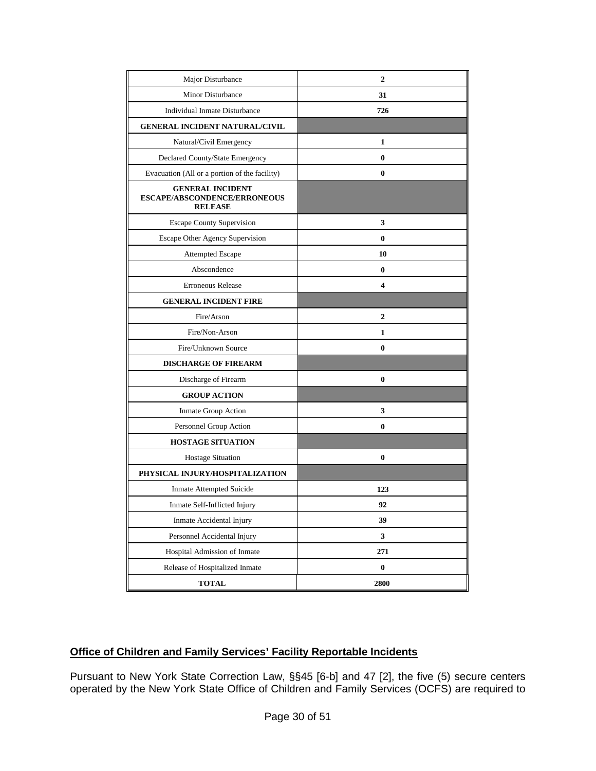| Major Disturbance | 2 |
|---|---|
| Minor Disturbance | 31 |
| Individual Inmate Disturbance | 726 |
| **GENERAL INCIDENT NATURAL/CIVIL** | |
| Natural/Civil Emergency | 1 |
| Declared County/State Emergency | 0 |
| Evacuation (All or a portion of the facility) | 0 |
| **GENERAL INCIDENT ESCAPE/ABSCONDENCE/ERRONEOUS RELEASE** | |
| Escape County Supervision | 3 |
| Escape Other Agency Supervision | 0 |
| Attempted Escape | 10 |
| Abscondence | 0 |
| Erroneous Release | 4 |
| **GENERAL INCIDENT FIRE** | |
| Fire/Arson | 2 |
| Fire/Non-Arson | 1 |
| Fire/Unknown Source | 0 |
| **DISCHARGE OF FIREARM** | |
| Discharge of Firearm | 0 |
| **GROUP ACTION** | |
| Inmate Group Action | 3 |
| Personnel Group Action | 0 |
| **HOSTAGE SITUATION** | |
| Hostage Situation | 0 |
| **PHYSICAL INJURY/HOSPITALIZATION** | |
| Inmate Attempted Suicide | 123 |
| Inmate Self-Inflicted Injury | 92 |
| Inmate Accidental Injury | 39 |
| Personnel Accidental Injury | 3 |
| Hospital Admission of Inmate | 271 |
| Release of Hospitalized Inmate | 0 |
| **TOTAL** | **2800** |

## Office of Children and Family Services' Facility Reportable Incidents

Pursuant to New York State Correction Law, §§45 [6-b] and 47 [2], the five (5) secure centers operated by the New York State Office of Children and Family Services (OCFS) are required to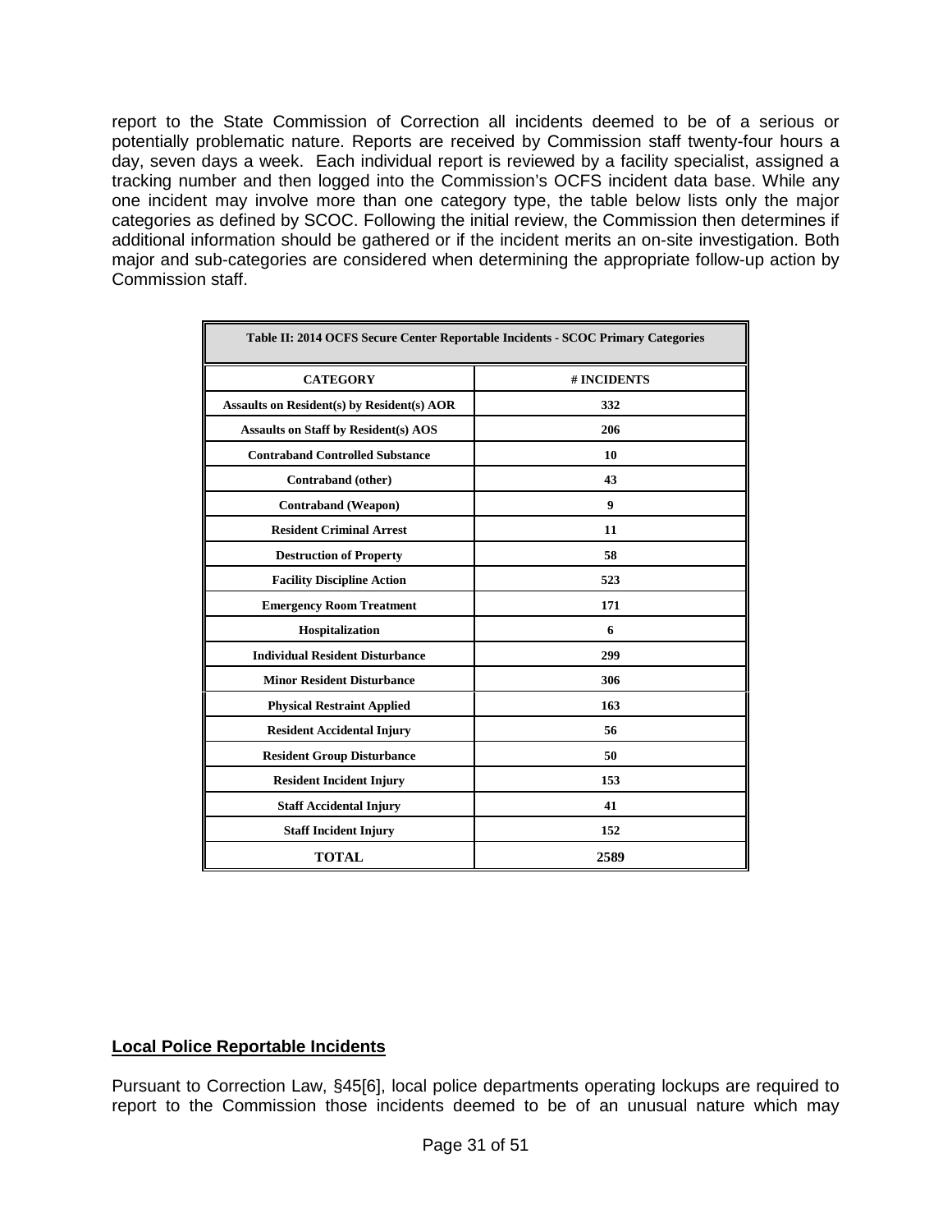report to the State Commission of Correction all incidents deemed to be of a serious or potentially problematic nature. Reports are received by Commission staff twenty-four hours a day, seven days a week. Each individual report is reviewed by a facility specialist, assigned a tracking number and then logged into the Commission's OCFS incident data base. While any one incident may involve more than one category type, the table below lists only the major categories as defined by SCOC. Following the initial review, the Commission then determines if additional information should be gathered or if the incident merits an on-site investigation. Both major and sub-categories are considered when determining the appropriate follow-up action by Commission staff.

| Table II: 2014 OCFS Secure Center Reportable Incidents - SCOC Primary Categories | |
|---|---|
| **CATEGORY** | **# INCIDENTS** |
| Assaults on Resident(s) by Resident(s) AOR | 332 |
| Assaults on Staff by Resident(s) AOS | 206 |
| Contraband Controlled Substance | 10 |
| Contraband (other) | 43 |
| Contraband (Weapon) | 9 |
| Resident Criminal Arrest | 11 |
| Destruction of Property | 58 |
| Facility Discipline Action | 523 |
| Emergency Room Treatment | 171 |
| Hospitalization | 6 |
| Individual Resident Disturbance | 299 |
| Minor Resident Disturbance | 306 |
| Physical Restraint Applied | 163 |
| Resident Accidental Injury | 56 |
| Resident Group Disturbance | 50 |
| Resident Incident Injury | 153 |
| Staff Accidental Injury | 41 |
| Staff Incident Injury | 152 |
| **TOTAL** | **2589** |

## Local Police Reportable Incidents

Pursuant to Correction Law, §45[6], local police departments operating lockups are required to report to the Commission those incidents deemed to be of an unusual nature which may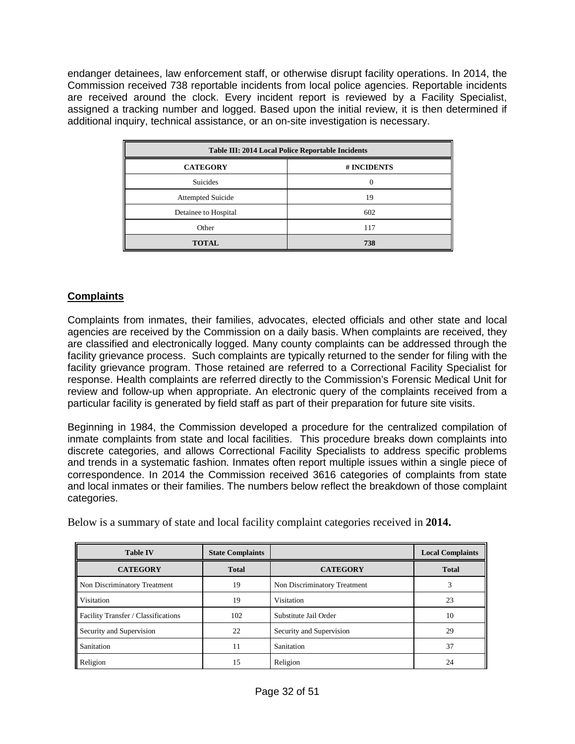endanger detainees, law enforcement staff, or otherwise disrupt facility operations. In 2014, the Commission received 738 reportable incidents from local police agencies. Reportable incidents are received around the clock. Every incident report is reviewed by a Facility Specialist, assigned a tracking number and logged. Based upon the initial review, it is then determined if additional inquiry, technical assistance, or an on-site investigation is necessary.

| Table III: 2014 Local Police Reportable Incidents | |
|---|---|
| **CATEGORY** | **# INCIDENTS** |
| Suicides | 0 |
| Attempted Suicide | 19 |
| Detainee to Hospital | 602 |
| Other | 117 |
| **TOTAL** | **738** |

## Complaints

Complaints from inmates, their families, advocates, elected officials and other state and local agencies are received by the Commission on a daily basis. When complaints are received, they are classified and electronically logged. Many county complaints can be addressed through the facility grievance process. Such complaints are typically returned to the sender for filing with the facility grievance program. Those retained are referred to a Correctional Facility Specialist for response. Health complaints are referred directly to the Commission's Forensic Medical Unit for review and follow-up when appropriate. An electronic query of the complaints received from a particular facility is generated by field staff as part of their preparation for future site visits.

Beginning in 1984, the Commission developed a procedure for the centralized compilation of inmate complaints from state and local facilities. This procedure breaks down complaints into discrete categories, and allows Correctional Facility Specialists to address specific problems and trends in a systematic fashion. Inmates often report multiple issues within a single piece of correspondence. In 2014 the Commission received 3616 categories of complaints from state and local inmates or their families. The numbers below reflect the breakdown of those complaint categories.

Below is a summary of state and local facility complaint categories received in **2014.**

| Table IV | State Complaints | | Local Complaints |
|---|---|---|---|
| **CATEGORY** | **Total** | **CATEGORY** | **Total** |
| Non Discriminatory Treatment | 19 | Non Discriminatory Treatment | 3 |
| Visitation | 19 | Visitation | 23 |
| Facility Transfer / Classifications | 102 | Substitute Jail Order | 10 |
| Security and Supervision | 22 | Security and Supervision | 29 |
| Sanitation | 11 | Sanitation | 37 |
| Religion | 15 | Religion | 24 |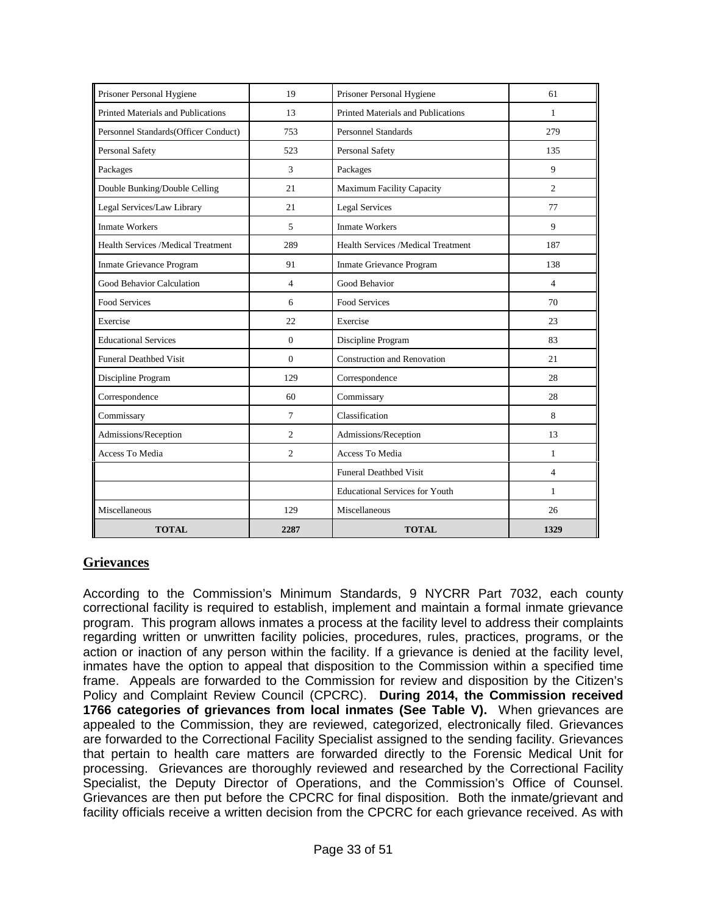| | | | |
|---|---|---|---|
| Prisoner Personal Hygiene | 19 | Prisoner Personal Hygiene | 61 |
| Printed Materials and Publications | 13 | Printed Materials and Publications | 1 |
| Personnel Standards(Officer Conduct) | 753 | Personnel Standards | 279 |
| Personal Safety | 523 | Personal Safety | 135 |
| Packages | 3 | Packages | 9 |
| Double Bunking/Double Celling | 21 | Maximum Facility Capacity | 2 |
| Legal Services/Law Library | 21 | Legal Services | 77 |
| Inmate Workers | 5 | Inmate Workers | 9 |
| Health Services /Medical Treatment | 289 | Health Services /Medical Treatment | 187 |
| Inmate Grievance Program | 91 | Inmate Grievance Program | 138 |
| Good Behavior Calculation | 4 | Good Behavior | 4 |
| Food Services | 6 | Food Services | 70 |
| Exercise | 22 | Exercise | 23 |
| Educational Services | 0 | Discipline Program | 83 |
| Funeral Deathbed Visit | 0 | Construction and Renovation | 21 |
| Discipline Program | 129 | Correspondence | 28 |
| Correspondence | 60 | Commissary | 28 |
| Commissary | 7 | Classification | 8 |
| Admissions/Reception | 2 | Admissions/Reception | 13 |
| Access To Media | 2 | Access To Media | 1 |
| | | Funeral Deathbed Visit | 4 |
| | | Educational Services for Youth | 1 |
| Miscellaneous | 129 | Miscellaneous | 26 |
| **TOTAL** | **2287** | **TOTAL** | **1329** |

## Grievances

According to the Commission's Minimum Standards, 9 NYCRR Part 7032, each county correctional facility is required to establish, implement and maintain a formal inmate grievance program. This program allows inmates a process at the facility level to address their complaints regarding written or unwritten facility policies, procedures, rules, practices, programs, or the action or inaction of any person within the facility. If a grievance is denied at the facility level, inmates have the option to appeal that disposition to the Commission within a specified time frame. Appeals are forwarded to the Commission for review and disposition by the Citizen's Policy and Complaint Review Council (CPCRC). **During 2014, the Commission received 1766 categories of grievances from local inmates (See Table V).** When grievances are appealed to the Commission, they are reviewed, categorized, electronically filed. Grievances are forwarded to the Correctional Facility Specialist assigned to the sending facility. Grievances that pertain to health care matters are forwarded directly to the Forensic Medical Unit for processing. Grievances are thoroughly reviewed and researched by the Correctional Facility Specialist, the Deputy Director of Operations, and the Commission's Office of Counsel. Grievances are then put before the CPCRC for final disposition. Both the inmate/grievant and facility officials receive a written decision from the CPCRC for each grievance received. As with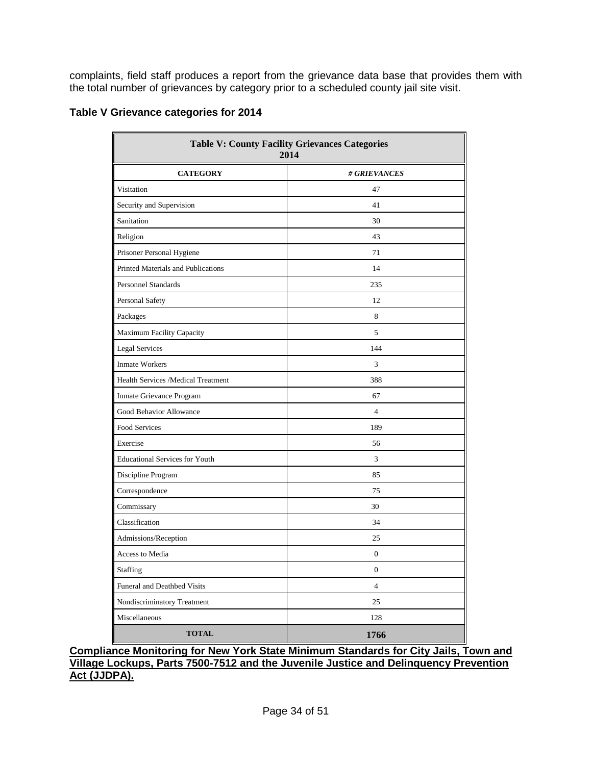complaints, field staff produces a report from the grievance data base that provides them with the total number of grievances by category prior to a scheduled county jail site visit.

**Table V Grievance categories for 2014**

| Table V: County Facility Grievances Categories 2014 | |
|---|---|
| **CATEGORY** | ***# GRIEVANCES*** |
| Visitation | 47 |
| Security and Supervision | 41 |
| Sanitation | 30 |
| Religion | 43 |
| Prisoner Personal Hygiene | 71 |
| Printed Materials and Publications | 14 |
| Personnel Standards | 235 |
| Personal Safety | 12 |
| Packages | 8 |
| Maximum Facility Capacity | 5 |
| Legal Services | 144 |
| Inmate Workers | 3 |
| Health Services /Medical Treatment | 388 |
| Inmate Grievance Program | 67 |
| Good Behavior Allowance | 4 |
| Food Services | 189 |
| Exercise | 56 |
| Educational Services for Youth | 3 |
| Discipline Program | 85 |
| Correspondence | 75 |
| Commissary | 30 |
| Classification | 34 |
| Admissions/Reception | 25 |
| Access to Media | 0 |
| Staffing | 0 |
| Funeral and Deathbed Visits | 4 |
| Nondiscriminatory Treatment | 25 |
| Miscellaneous | 128 |
| **TOTAL** | **1766** |

**Compliance Monitoring for New York State Minimum Standards for City Jails, Town and Village Lockups, Parts 7500-7512 and the Juvenile Justice and Delinquency Prevention Act (JJDPA).**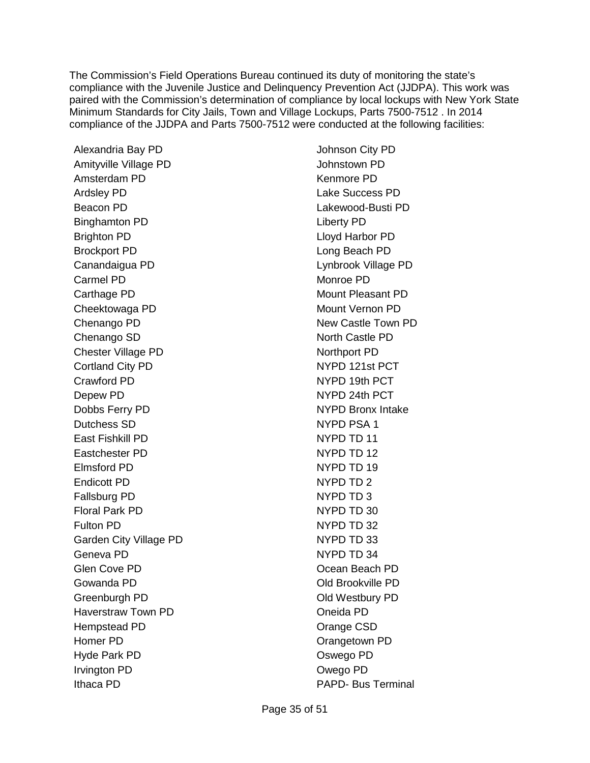The Commission's Field Operations Bureau continued its duty of monitoring the state's compliance with the Juvenile Justice and Delinquency Prevention Act (JJDPA). This work was paired with the Commission's determination of compliance by local lockups with New York State Minimum Standards for City Jails, Town and Village Lockups, Parts 7500-7512 . In 2014 compliance of the JJDPA and Parts 7500-7512 were conducted at the following facilities:

- Alexandria Bay PD
- Amityville Village PD
- Amsterdam PD
- Ardsley PD
- Beacon PD
- Binghamton PD
- Brighton PD
- Brockport PD
- Canandaigua PD
- Carmel PD
- Carthage PD
- Cheektowaga PD
- Chenango PD
- Chenango SD
- Chester Village PD
- Cortland City PD
- Crawford PD
- Depew PD
- Dobbs Ferry PD
- Dutchess SD
- East Fishkill PD
- Eastchester PD
- Elmsford PD
- Endicott PD
- Fallsburg PD
- Floral Park PD
- Fulton PD
- Garden City Village PD
- Geneva PD
- Glen Cove PD
- Gowanda PD
- Greenburgh PD
- Haverstraw Town PD
- Hempstead PD
- Homer PD
- Hyde Park PD
- Irvington PD
- Ithaca PD
- Johnson City PD
- Johnstown PD
- Kenmore PD
- Lake Success PD
- Lakewood-Busti PD
- Liberty PD
- Lloyd Harbor PD
- Long Beach PD
- Lynbrook Village PD
- Monroe PD
- Mount Pleasant PD
- Mount Vernon PD
- New Castle Town PD
- North Castle PD
- Northport PD
- NYPD 121st PCT
- NYPD 19th PCT
- NYPD 24th PCT
- NYPD Bronx Intake
- NYPD PSA 1
- NYPD TD 11
- NYPD TD 12
- NYPD TD 19
- NYPD TD 2
- NYPD TD 3
- NYPD TD 30
- NYPD TD 32
- NYPD TD 33
- NYPD TD 34
- Ocean Beach PD
- Old Brookville PD
- Old Westbury PD
- Oneida PD
- Orange CSD
- Orangetown PD
- Oswego PD
- Owego PD
- PAPD- Bus Terminal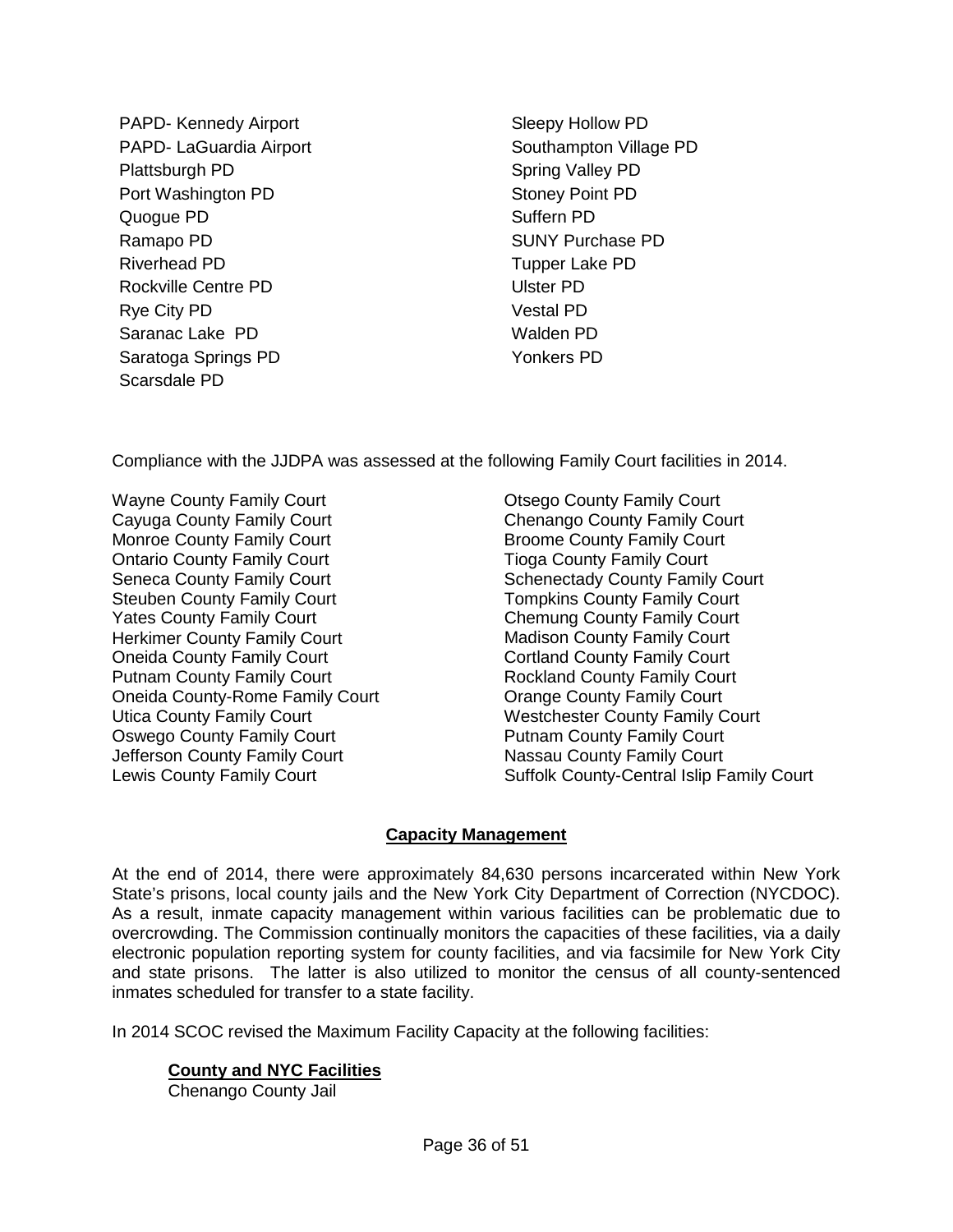- PAPD- Kennedy Airport
- PAPD- LaGuardia Airport
- Plattsburgh PD
- Port Washington PD
- Quogue PD
- Ramapo PD
- Riverhead PD
- Rockville Centre PD
- Rye City PD
- Saranac Lake PD
- Saratoga Springs PD
- Scarsdale PD
- Sleepy Hollow PD
- Southampton Village PD
- Spring Valley PD
- Stoney Point PD
- Suffern PD
- SUNY Purchase PD
- Tupper Lake PD
- Ulster PD
- Vestal PD
- Walden PD
- Yonkers PD

Compliance with the JJDPA was assessed at the following Family Court facilities in 2014.

- Wayne County Family Court
- Cayuga County Family Court
- Monroe County Family Court
- Ontario County Family Court
- Seneca County Family Court
- Steuben County Family Court
- Yates County Family Court
- Herkimer County Family Court
- Oneida County Family Court
- Putnam County Family Court
- Oneida County-Rome Family Court
- Utica County Family Court
- Oswego County Family Court
- Jefferson County Family Court
- Lewis County Family Court
- Otsego County Family Court
- Chenango County Family Court
- Broome County Family Court
- Tioga County Family Court
- Schenectady County Family Court
- Tompkins County Family Court
- Chemung County Family Court
- Madison County Family Court
- Cortland County Family Court
- Rockland County Family Court
- Orange County Family Court
- Westchester County Family Court
- Putnam County Family Court
- Nassau County Family Court
- Suffolk County-Central Islip Family Court

## Capacity Management

At the end of 2014, there were approximately 84,630 persons incarcerated within New York State's prisons, local county jails and the New York City Department of Correction (NYCDOC). As a result, inmate capacity management within various facilities can be problematic due to overcrowding. The Commission continually monitors the capacities of these facilities, via a daily electronic population reporting system for county facilities, and via facsimile for New York City and state prisons. The latter is also utilized to monitor the census of all county-sentenced inmates scheduled for transfer to a state facility.

In 2014 SCOC revised the Maximum Facility Capacity at the following facilities:

**County and NYC Facilities**

Chenango County Jail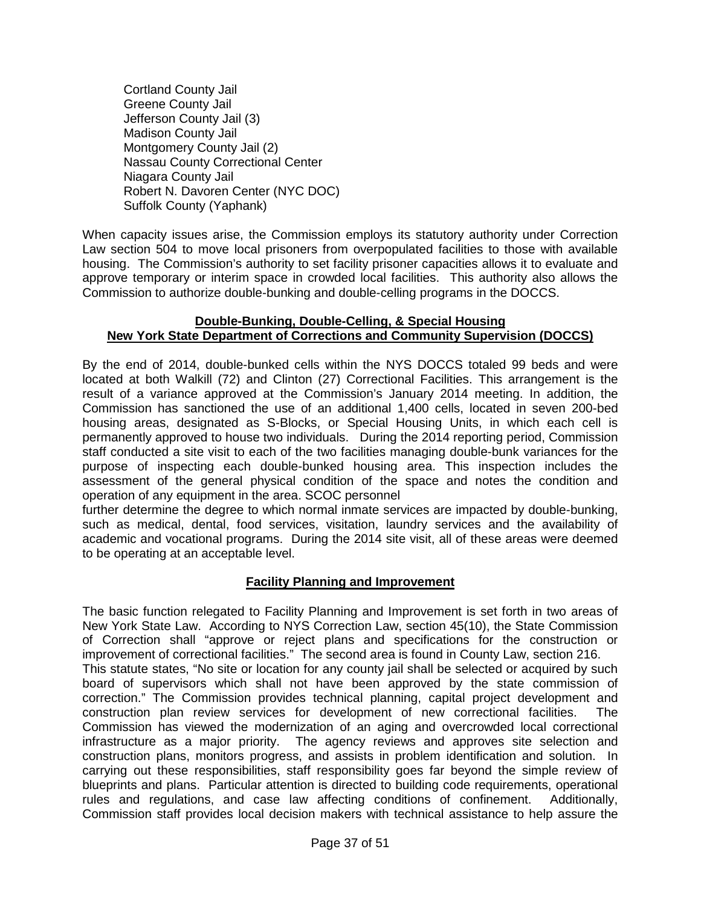Cortland County Jail
Greene County Jail
Jefferson County Jail (3)
Madison County Jail
Montgomery County Jail (2)
Nassau County Correctional Center
Niagara County Jail
Robert N. Davoren Center (NYC DOC)
Suffolk County (Yaphank)

When capacity issues arise, the Commission employs its statutory authority under Correction Law section 504 to move local prisoners from overpopulated facilities to those with available housing. The Commission's authority to set facility prisoner capacities allows it to evaluate and approve temporary or interim space in crowded local facilities. This authority also allows the Commission to authorize double-bunking and double-celling programs in the DOCCS.

**Double-Bunking, Double-Celling, & Special Housing**
**New York State Department of Corrections and Community Supervision (DOCCS)**

By the end of 2014, double-bunked cells within the NYS DOCCS totaled 99 beds and were located at both Walkill (72) and Clinton (27) Correctional Facilities. This arrangement is the result of a variance approved at the Commission's January 2014 meeting. In addition, the Commission has sanctioned the use of an additional 1,400 cells, located in seven 200-bed housing areas, designated as S-Blocks, or Special Housing Units, in which each cell is permanently approved to house two individuals. During the 2014 reporting period, Commission staff conducted a site visit to each of the two facilities managing double-bunk variances for the purpose of inspecting each double-bunked housing area. This inspection includes the assessment of the general physical condition of the space and notes the condition and operation of any equipment in the area. SCOC personnel
further determine the degree to which normal inmate services are impacted by double-bunking, such as medical, dental, food services, visitation, laundry services and the availability of academic and vocational programs. During the 2014 site visit, all of these areas were deemed to be operating at an acceptable level.

**Facility Planning and Improvement**

The basic function relegated to Facility Planning and Improvement is set forth in two areas of New York State Law. According to NYS Correction Law, section 45(10), the State Commission of Correction shall "approve or reject plans and specifications for the construction or improvement of correctional facilities." The second area is found in County Law, section 216.
This statute states, "No site or location for any county jail shall be selected or acquired by such board of supervisors which shall not have been approved by the state commission of correction." The Commission provides technical planning, capital project development and construction plan review services for development of new correctional facilities. The Commission has viewed the modernization of an aging and overcrowded local correctional infrastructure as a major priority. The agency reviews and approves site selection and construction plans, monitors progress, and assists in problem identification and solution. In carrying out these responsibilities, staff responsibility goes far beyond the simple review of blueprints and plans. Particular attention is directed to building code requirements, operational rules and regulations, and case law affecting conditions of confinement. Additionally, Commission staff provides local decision makers with technical assistance to help assure the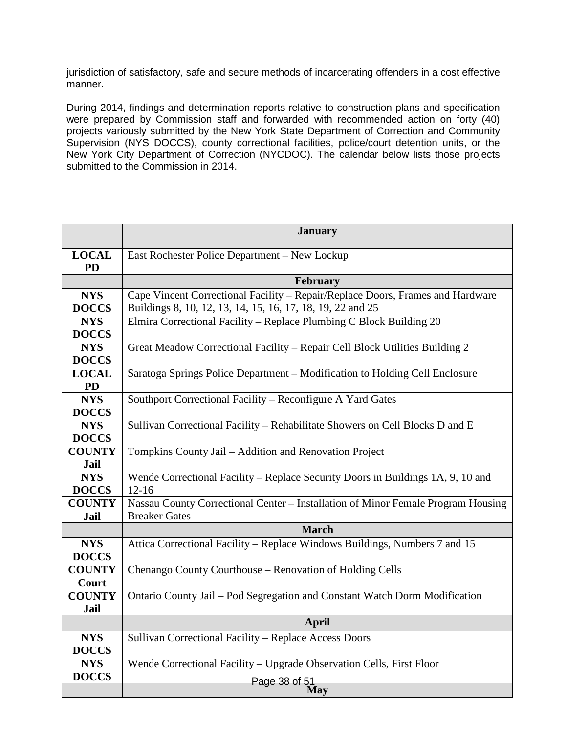jurisdiction of satisfactory, safe and secure methods of incarcerating offenders in a cost effective manner.

During 2014, findings and determination reports relative to construction plans and specification were prepared by Commission staff and forwarded with recommended action on forty (40) projects variously submitted by the New York State Department of Correction and Community Supervision (NYS DOCCS), county correctional facilities, police/court detention units, or the New York City Department of Correction (NYCDOC). The calendar below lists those projects submitted to the Commission in 2014.

| | **January** |
|---|---|
| **LOCAL PD** | East Rochester Police Department – New Lockup |
| | **February** |
| **NYS DOCCS** | Cape Vincent Correctional Facility – Repair/Replace Doors, Frames and Hardware Buildings 8, 10, 12, 13, 14, 15, 16, 17, 18, 19, 22 and 25 |
| **NYS DOCCS** | Elmira Correctional Facility – Replace Plumbing C Block Building 20 |
| **NYS DOCCS** | Great Meadow Correctional Facility – Repair Cell Block Utilities Building 2 |
| **LOCAL PD** | Saratoga Springs Police Department – Modification to Holding Cell Enclosure |
| **NYS DOCCS** | Southport Correctional Facility – Reconfigure A Yard Gates |
| **NYS DOCCS** | Sullivan Correctional Facility – Rehabilitate Showers on Cell Blocks D and E |
| **COUNTY Jail** | Tompkins County Jail – Addition and Renovation Project |
| **NYS DOCCS** | Wende Correctional Facility – Replace Security Doors in Buildings 1A, 9, 10 and 12-16 |
| **COUNTY Jail** | Nassau County Correctional Center – Installation of Minor Female Program Housing Breaker Gates |
| | **March** |
| **NYS DOCCS** | Attica Correctional Facility – Replace Windows Buildings, Numbers 7 and 15 |
| **COUNTY Court** | Chenango County Courthouse – Renovation of Holding Cells |
| **COUNTY Jail** | Ontario County Jail – Pod Segregation and Constant Watch Dorm Modification |
| | **April** |
| **NYS DOCCS** | Sullivan Correctional Facility – Replace Access Doors |
| **NYS DOCCS** | Wende Correctional Facility – Upgrade Observation Cells, First Floor |
| | **May** |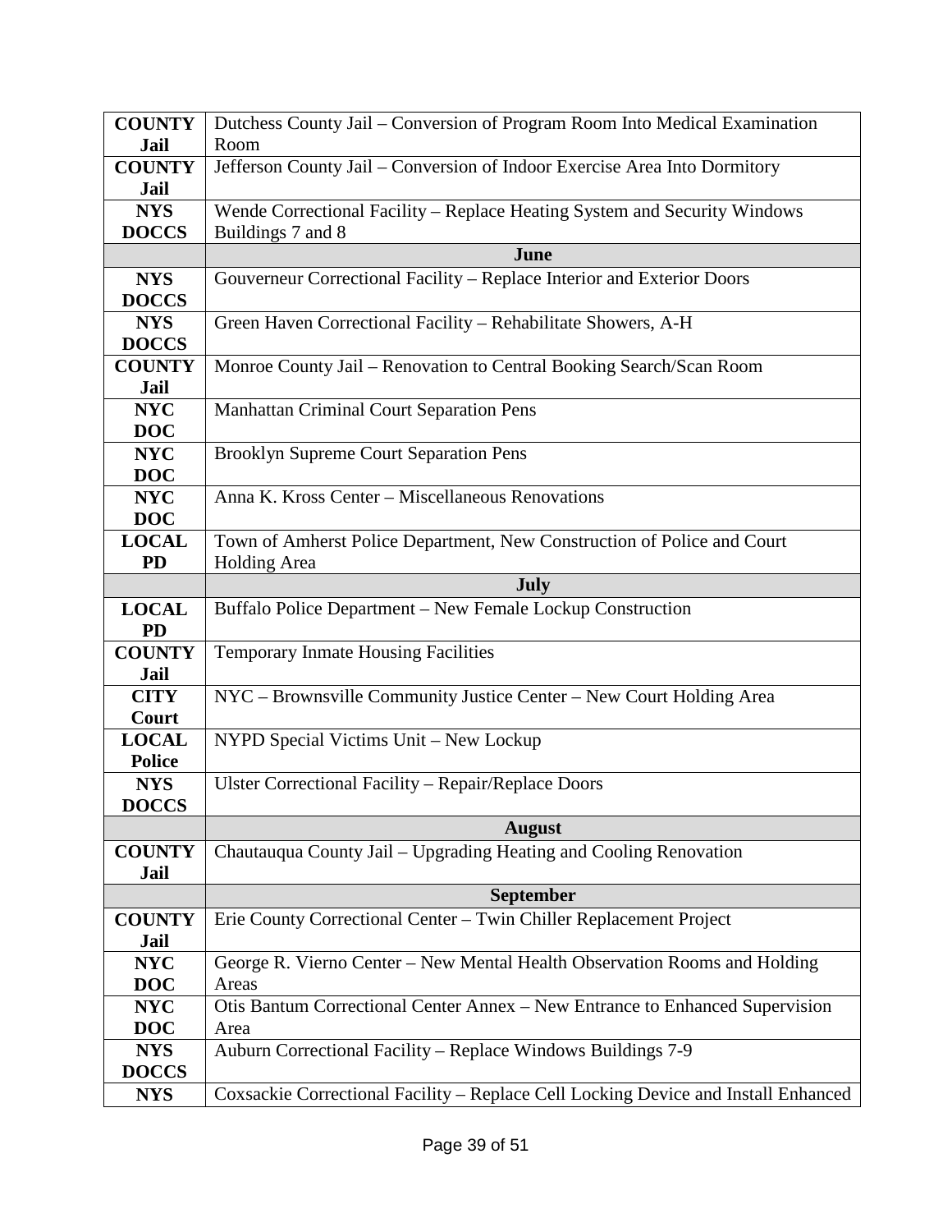| | |
|---|---|
| **COUNTY Jail** | Dutchess County Jail – Conversion of Program Room Into Medical Examination Room |
| **COUNTY Jail** | Jefferson County Jail – Conversion of Indoor Exercise Area Into Dormitory |
| **NYS DOCCS** | Wende Correctional Facility – Replace Heating System and Security Windows Buildings 7 and 8 |
| | **June** |
| **NYS DOCCS** | Gouverneur Correctional Facility – Replace Interior and Exterior Doors |
| **NYS DOCCS** | Green Haven Correctional Facility – Rehabilitate Showers, A-H |
| **COUNTY Jail** | Monroe County Jail – Renovation to Central Booking Search/Scan Room |
| **NYC DOC** | Manhattan Criminal Court Separation Pens |
| **NYC DOC** | Brooklyn Supreme Court Separation Pens |
| **NYC DOC** | Anna K. Kross Center – Miscellaneous Renovations |
| **LOCAL PD** | Town of Amherst Police Department, New Construction of Police and Court Holding Area |
| | **July** |
| **LOCAL PD** | Buffalo Police Department – New Female Lockup Construction |
| **COUNTY Jail** | Temporary Inmate Housing Facilities |
| **CITY Court** | NYC – Brownsville Community Justice Center – New Court Holding Area |
| **LOCAL Police** | NYPD Special Victims Unit – New Lockup |
| **NYS DOCCS** | Ulster Correctional Facility – Repair/Replace Doors |
| | **August** |
| **COUNTY Jail** | Chautauqua County Jail – Upgrading Heating and Cooling Renovation |
| | **September** |
| **COUNTY Jail** | Erie County Correctional Center – Twin Chiller Replacement Project |
| **NYC DOC** | George R. Vierno Center – New Mental Health Observation Rooms and Holding Areas |
| **NYC DOC** | Otis Bantum Correctional Center Annex – New Entrance to Enhanced Supervision Area |
| **NYS DOCCS** | Auburn Correctional Facility – Replace Windows Buildings 7-9 |
| **NYS** | Coxsackie Correctional Facility – Replace Cell Locking Device and Install Enhanced |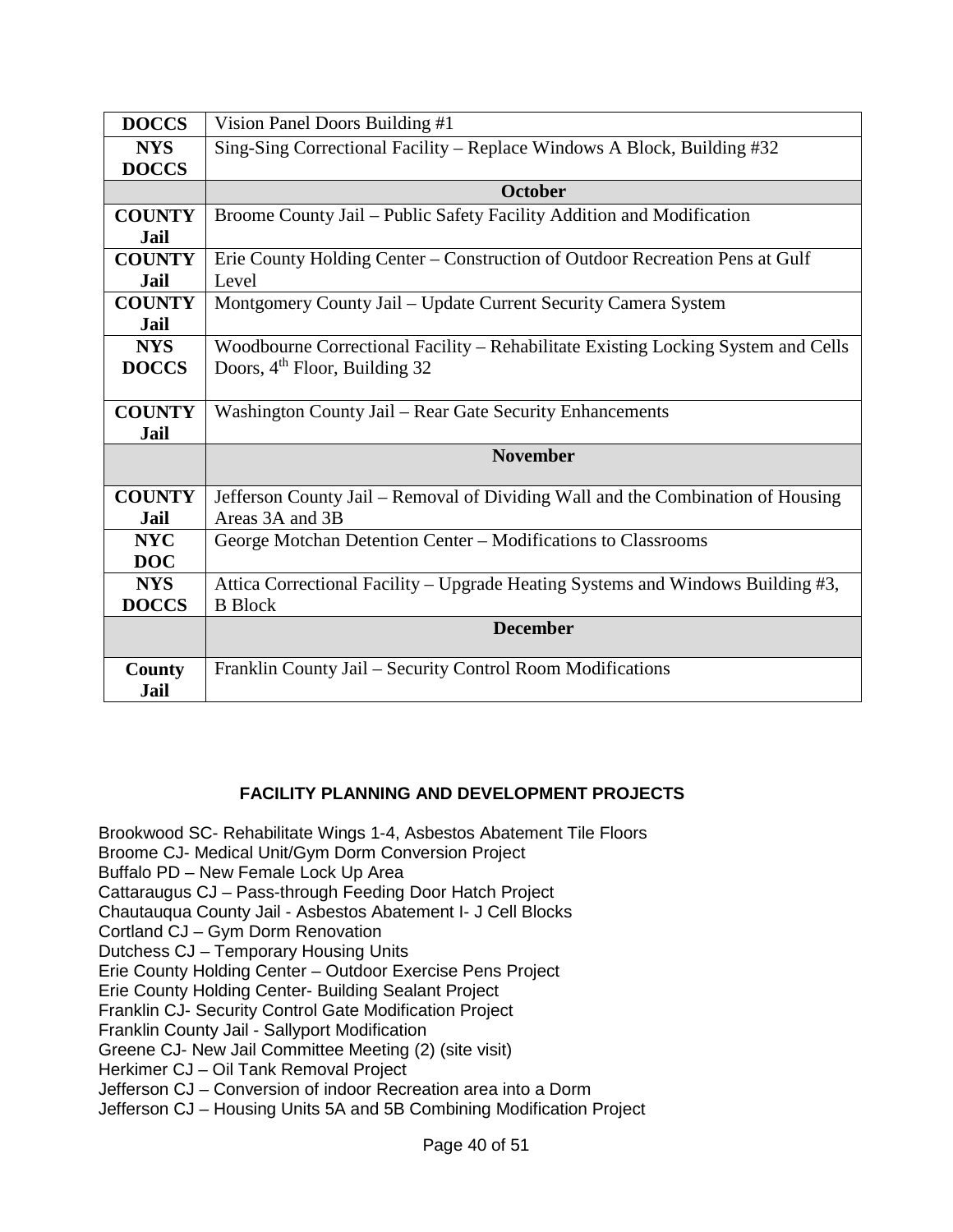| DOCCS | Vision Panel Doors Building #1 |
|---|---|
| NYS DOCCS | Sing-Sing Correctional Facility – Replace Windows A Block, Building #32 |
| | **October** |
| COUNTY Jail | Broome County Jail – Public Safety Facility Addition and Modification |
| COUNTY Jail | Erie County Holding Center – Construction of Outdoor Recreation Pens at Gulf Level |
| COUNTY Jail | Montgomery County Jail – Update Current Security Camera System |
| NYS DOCCS | Woodbourne Correctional Facility – Rehabilitate Existing Locking System and Cells Doors, 4th Floor, Building 32 |
| COUNTY Jail | Washington County Jail – Rear Gate Security Enhancements |
| | **November** |
| COUNTY Jail | Jefferson County Jail – Removal of Dividing Wall and the Combination of Housing Areas 3A and 3B |
| NYC DOC | George Motchan Detention Center – Modifications to Classrooms |
| NYS DOCCS | Attica Correctional Facility – Upgrade Heating Systems and Windows Building #3, B Block |
| | **December** |
| County Jail | Franklin County Jail – Security Control Room Modifications |

## FACILITY PLANNING AND DEVELOPMENT PROJECTS

Brookwood SC- Rehabilitate Wings 1-4, Asbestos Abatement Tile Floors
Broome CJ- Medical Unit/Gym Dorm Conversion Project
Buffalo PD – New Female Lock Up Area
Cattaraugus CJ – Pass-through Feeding Door Hatch Project
Chautauqua County Jail - Asbestos Abatement I- J Cell Blocks
Cortland CJ – Gym Dorm Renovation
Dutchess CJ – Temporary Housing Units
Erie County Holding Center – Outdoor Exercise Pens Project
Erie County Holding Center- Building Sealant Project
Franklin CJ- Security Control Gate Modification Project
Franklin County Jail - Sallyport Modification
Greene CJ- New Jail Committee Meeting (2) (site visit)
Herkimer CJ – Oil Tank Removal Project
Jefferson CJ – Conversion of indoor Recreation area into a Dorm
Jefferson CJ – Housing Units 5A and 5B Combining Modification Project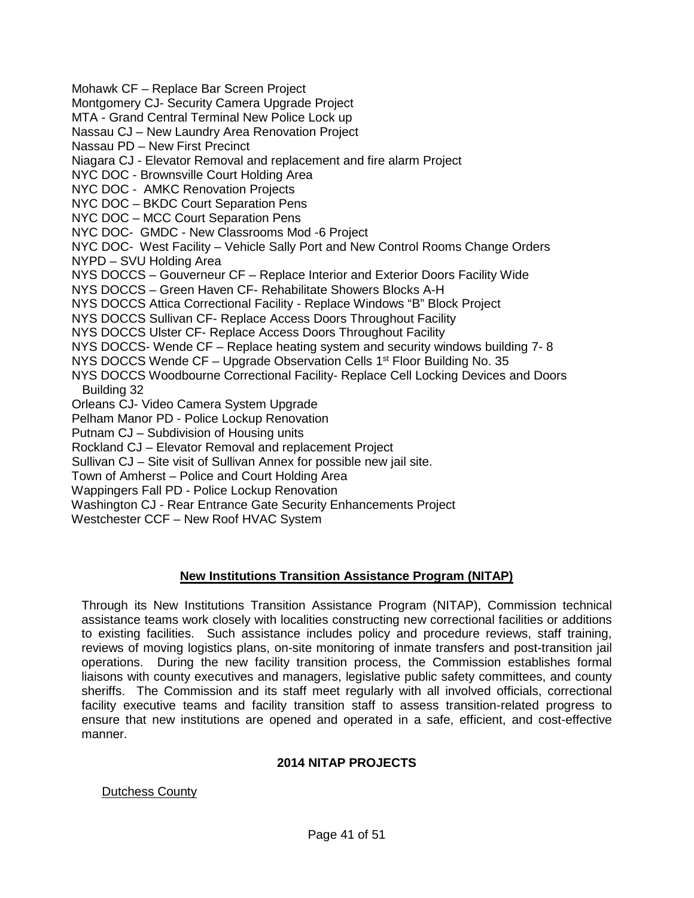Mohawk CF – Replace Bar Screen Project
Montgomery CJ- Security Camera Upgrade Project
MTA - Grand Central Terminal New Police Lock up
Nassau CJ – New Laundry Area Renovation Project
Nassau PD – New First Precinct
Niagara CJ - Elevator Removal and replacement and fire alarm Project
NYC DOC - Brownsville Court Holding Area
NYC DOC - AMKC Renovation Projects
NYC DOC – BKDC Court Separation Pens
NYC DOC – MCC Court Separation Pens
NYC DOC- GMDC - New Classrooms Mod -6 Project
NYC DOC- West Facility – Vehicle Sally Port and New Control Rooms Change Orders
NYPD – SVU Holding Area
NYS DOCCS – Gouverneur CF – Replace Interior and Exterior Doors Facility Wide
NYS DOCCS – Green Haven CF- Rehabilitate Showers Blocks A-H
NYS DOCCS Attica Correctional Facility - Replace Windows "B" Block Project
NYS DOCCS Sullivan CF- Replace Access Doors Throughout Facility
NYS DOCCS Ulster CF- Replace Access Doors Throughout Facility
NYS DOCCS- Wende CF – Replace heating system and security windows building 7- 8
NYS DOCCS Wende CF – Upgrade Observation Cells 1st Floor Building No. 35
NYS DOCCS Woodbourne Correctional Facility- Replace Cell Locking Devices and Doors Building 32
Orleans CJ- Video Camera System Upgrade
Pelham Manor PD - Police Lockup Renovation
Putnam CJ – Subdivision of Housing units
Rockland CJ – Elevator Removal and replacement Project
Sullivan CJ – Site visit of Sullivan Annex for possible new jail site.
Town of Amherst – Police and Court Holding Area
Wappingers Fall PD - Police Lockup Renovation
Washington CJ - Rear Entrance Gate Security Enhancements Project
Westchester CCF – New Roof HVAC System

## New Institutions Transition Assistance Program (NITAP)

Through its New Institutions Transition Assistance Program (NITAP), Commission technical assistance teams work closely with localities constructing new correctional facilities or additions to existing facilities. Such assistance includes policy and procedure reviews, staff training, reviews of moving logistics plans, on-site monitoring of inmate transfers and post-transition jail operations. During the new facility transition process, the Commission establishes formal liaisons with county executives and managers, legislative public safety committees, and county sheriffs. The Commission and its staff meet regularly with all involved officials, correctional facility executive teams and facility transition staff to assess transition-related progress to ensure that new institutions are opened and operated in a safe, efficient, and cost-effective manner.

### 2014 NITAP PROJECTS

Dutchess County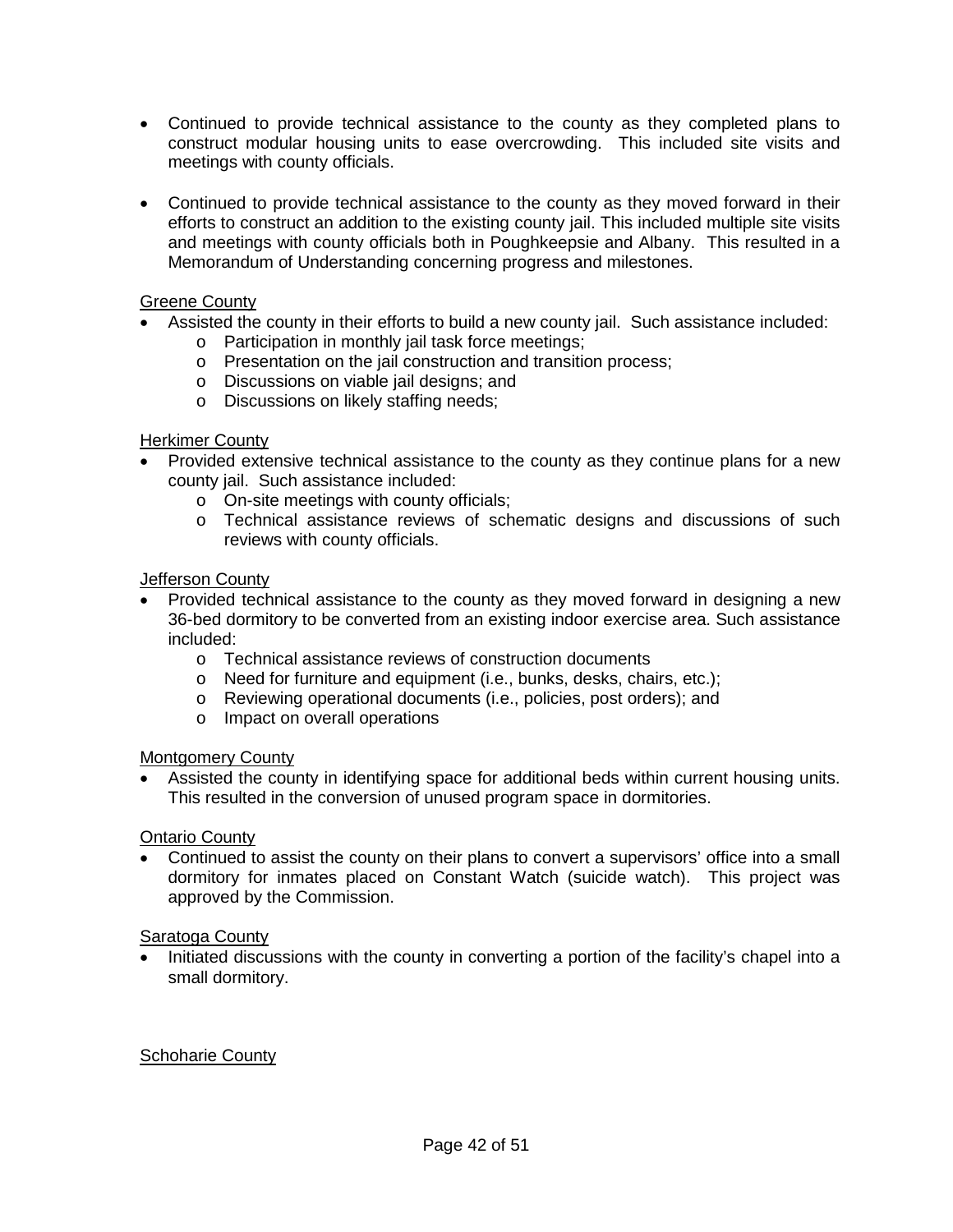- Continued to provide technical assistance to the county as they completed plans to construct modular housing units to ease overcrowding. This included site visits and meetings with county officials.

- Continued to provide technical assistance to the county as they moved forward in their efforts to construct an addition to the existing county jail. This included multiple site visits and meetings with county officials both in Poughkeepsie and Albany. This resulted in a Memorandum of Understanding concerning progress and milestones.

<u>Greene County</u>

- Assisted the county in their efforts to build a new county jail. Such assistance included:
  - Participation in monthly jail task force meetings;
  - Presentation on the jail construction and transition process;
  - Discussions on viable jail designs; and
  - Discussions on likely staffing needs;

<u>Herkimer County</u>

- Provided extensive technical assistance to the county as they continue plans for a new county jail. Such assistance included:
  - On-site meetings with county officials;
  - Technical assistance reviews of schematic designs and discussions of such reviews with county officials.

<u>Jefferson County</u>

- Provided technical assistance to the county as they moved forward in designing a new 36-bed dormitory to be converted from an existing indoor exercise area. Such assistance included:
  - Technical assistance reviews of construction documents
  - Need for furniture and equipment (i.e., bunks, desks, chairs, etc.);
  - Reviewing operational documents (i.e., policies, post orders); and
  - Impact on overall operations

<u>Montgomery County</u>

- Assisted the county in identifying space for additional beds within current housing units. This resulted in the conversion of unused program space in dormitories.

<u>Ontario County</u>

- Continued to assist the county on their plans to convert a supervisors' office into a small dormitory for inmates placed on Constant Watch (suicide watch). This project was approved by the Commission.

<u>Saratoga County</u>

- Initiated discussions with the county in converting a portion of the facility's chapel into a small dormitory.

<u>Schoharie County</u>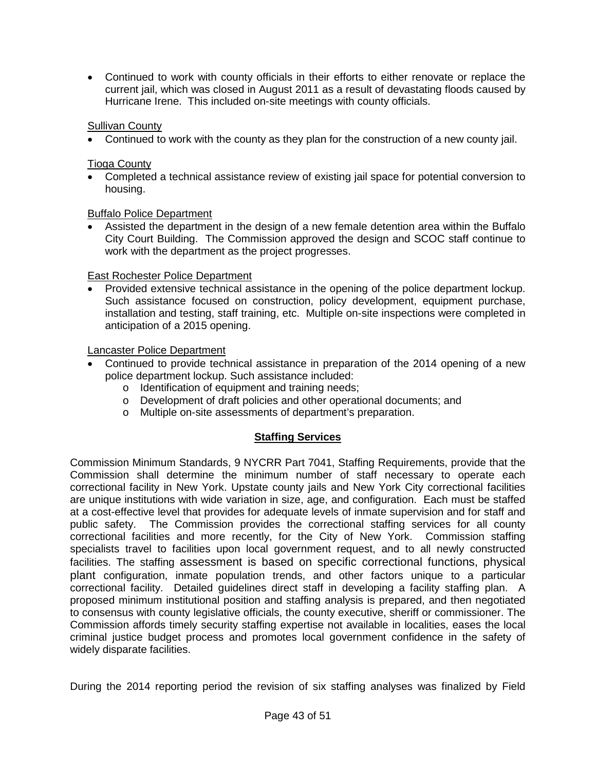- Continued to work with county officials in their efforts to either renovate or replace the current jail, which was closed in August 2011 as a result of devastating floods caused by Hurricane Irene. This included on-site meetings with county officials.

Sullivan County

- Continued to work with the county as they plan for the construction of a new county jail.

Tioga County

- Completed a technical assistance review of existing jail space for potential conversion to housing.

Buffalo Police Department

- Assisted the department in the design of a new female detention area within the Buffalo City Court Building. The Commission approved the design and SCOC staff continue to work with the department as the project progresses.

East Rochester Police Department

- Provided extensive technical assistance in the opening of the police department lockup. Such assistance focused on construction, policy development, equipment purchase, installation and testing, staff training, etc. Multiple on-site inspections were completed in anticipation of a 2015 opening.

Lancaster Police Department

- Continued to provide technical assistance in preparation of the 2014 opening of a new police department lockup. Such assistance included:
  - Identification of equipment and training needs;
  - Development of draft policies and other operational documents; and
  - Multiple on-site assessments of department's preparation.

## Staffing Services

Commission Minimum Standards, 9 NYCRR Part 7041, Staffing Requirements, provide that the Commission shall determine the minimum number of staff necessary to operate each correctional facility in New York. Upstate county jails and New York City correctional facilities are unique institutions with wide variation in size, age, and configuration. Each must be staffed at a cost-effective level that provides for adequate levels of inmate supervision and for staff and public safety. The Commission provides the correctional staffing services for all county correctional facilities and more recently, for the City of New York. Commission staffing specialists travel to facilities upon local government request, and to all newly constructed facilities. The staffing assessment is based on specific correctional functions, physical plant configuration, inmate population trends, and other factors unique to a particular correctional facility. Detailed guidelines direct staff in developing a facility staffing plan. A proposed minimum institutional position and staffing analysis is prepared, and then negotiated to consensus with county legislative officials, the county executive, sheriff or commissioner. The Commission affords timely security staffing expertise not available in localities, eases the local criminal justice budget process and promotes local government confidence in the safety of widely disparate facilities.

During the 2014 reporting period the revision of six staffing analyses was finalized by Field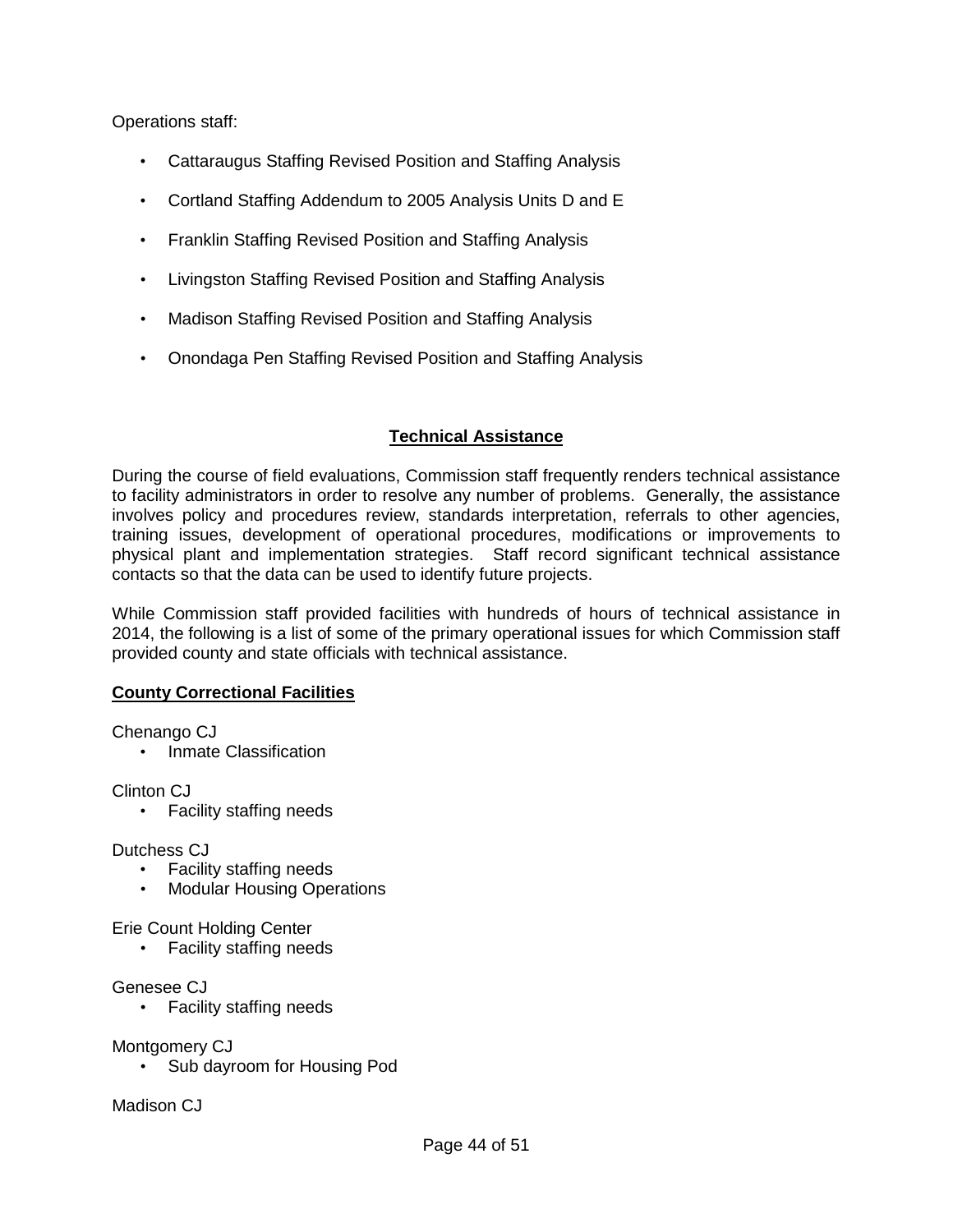Operations staff:

- Cattaraugus Staffing Revised Position and Staffing Analysis
- Cortland Staffing Addendum to 2005 Analysis Units D and E
- Franklin Staffing Revised Position and Staffing Analysis
- Livingston Staffing Revised Position and Staffing Analysis
- Madison Staffing Revised Position and Staffing Analysis
- Onondaga Pen Staffing Revised Position and Staffing Analysis

## Technical Assistance

During the course of field evaluations, Commission staff frequently renders technical assistance to facility administrators in order to resolve any number of problems. Generally, the assistance involves policy and procedures review, standards interpretation, referrals to other agencies, training issues, development of operational procedures, modifications or improvements to physical plant and implementation strategies. Staff record significant technical assistance contacts so that the data can be used to identify future projects.

While Commission staff provided facilities with hundreds of hours of technical assistance in 2014, the following is a list of some of the primary operational issues for which Commission staff provided county and state officials with technical assistance.

### County Correctional Facilities

Chenango CJ

- Inmate Classification

Clinton CJ

- Facility staffing needs

Dutchess CJ

- Facility staffing needs
- Modular Housing Operations

Erie Count Holding Center

- Facility staffing needs

Genesee CJ

- Facility staffing needs

Montgomery CJ

- Sub dayroom for Housing Pod

Madison CJ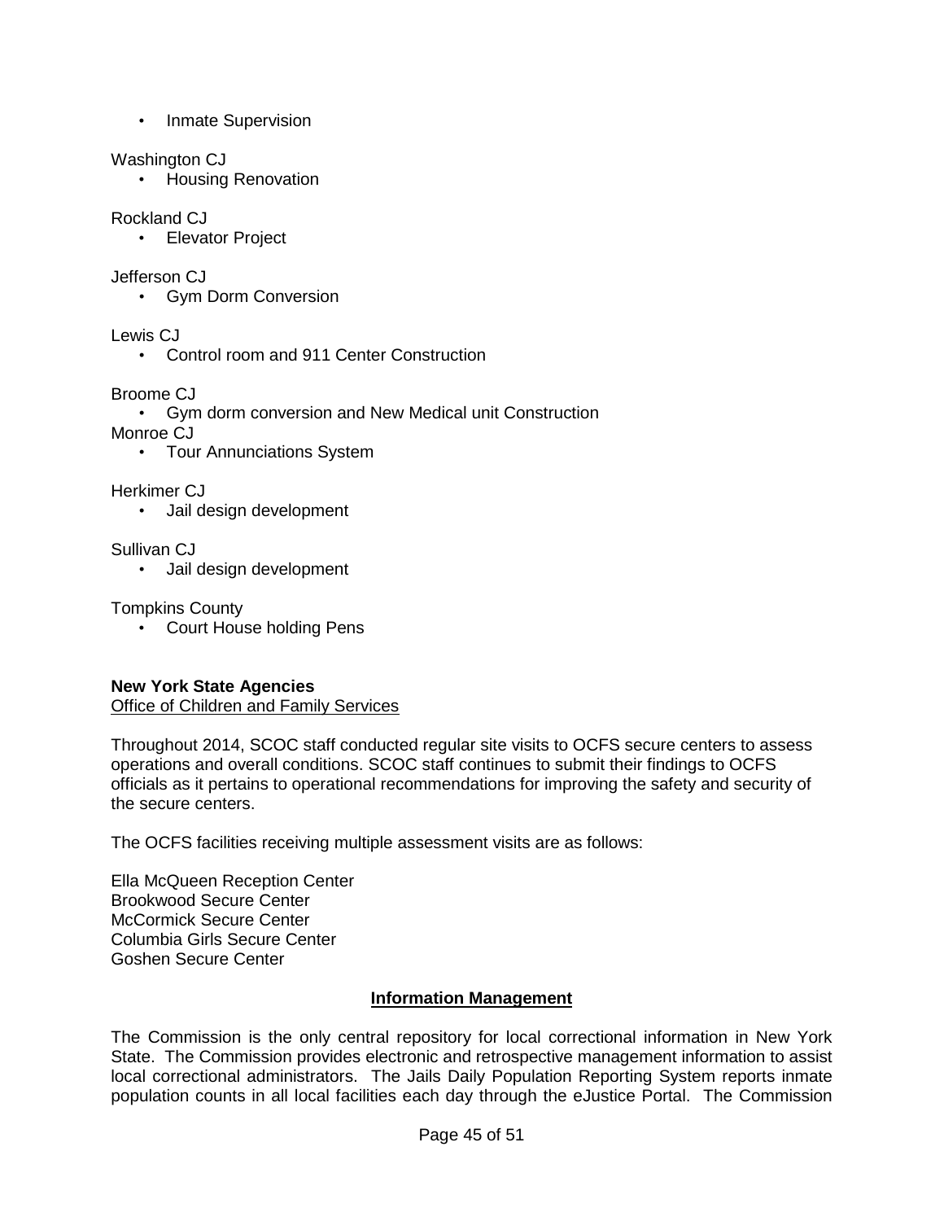- Inmate Supervision

Washington CJ

- Housing Renovation

Rockland CJ

- Elevator Project

Jefferson CJ

- Gym Dorm Conversion

Lewis CJ

- Control room and 911 Center Construction

Broome CJ

- Gym dorm conversion and New Medical unit Construction

Monroe CJ

- Tour Annunciations System

Herkimer CJ

- Jail design development

Sullivan CJ

- Jail design development

Tompkins County

- Court House holding Pens

**New York State Agencies**

Office of Children and Family Services

Throughout 2014, SCOC staff conducted regular site visits to OCFS secure centers to assess operations and overall conditions. SCOC staff continues to submit their findings to OCFS officials as it pertains to operational recommendations for improving the safety and security of the secure centers.

The OCFS facilities receiving multiple assessment visits are as follows:

Ella McQueen Reception Center
Brookwood Secure Center
McCormick Secure Center
Columbia Girls Secure Center
Goshen Secure Center

## Information Management

The Commission is the only central repository for local correctional information in New York State. The Commission provides electronic and retrospective management information to assist local correctional administrators. The Jails Daily Population Reporting System reports inmate population counts in all local facilities each day through the eJustice Portal. The Commission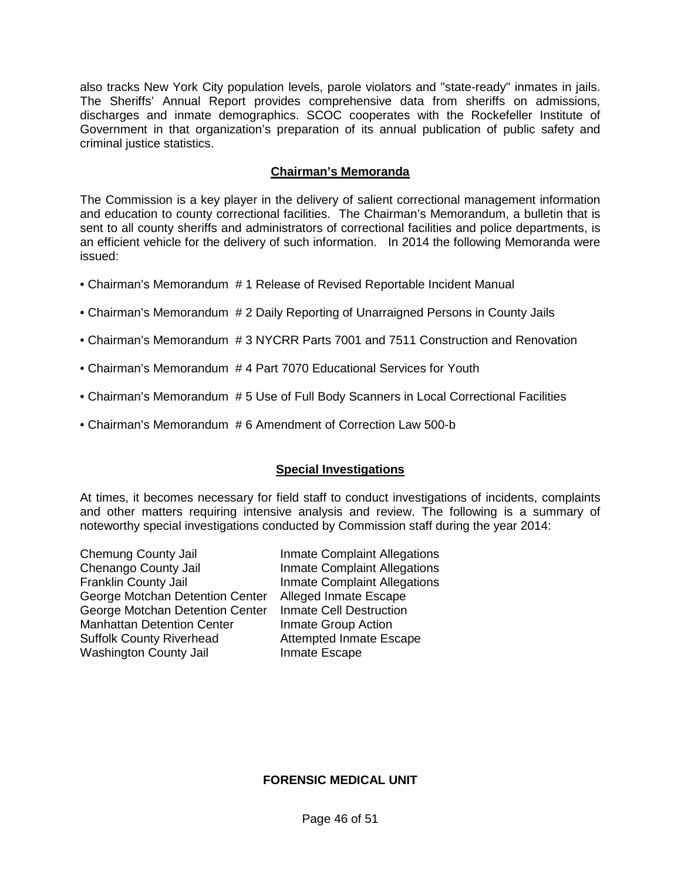also tracks New York City population levels, parole violators and "state-ready" inmates in jails. The Sheriffs' Annual Report provides comprehensive data from sheriffs on admissions, discharges and inmate demographics. SCOC cooperates with the Rockefeller Institute of Government in that organization's preparation of its annual publication of public safety and criminal justice statistics.

## Chairman's Memoranda

The Commission is a key player in the delivery of salient correctional management information and education to county correctional facilities. The Chairman's Memorandum, a bulletin that is sent to all county sheriffs and administrators of correctional facilities and police departments, is an efficient vehicle for the delivery of such information. In 2014 the following Memoranda were issued:

- Chairman's Memorandum # 1 Release of Revised Reportable Incident Manual
- Chairman's Memorandum # 2 Daily Reporting of Unarraigned Persons in County Jails
- Chairman's Memorandum # 3 NYCRR Parts 7001 and 7511 Construction and Renovation
- Chairman's Memorandum # 4 Part 7070 Educational Services for Youth
- Chairman's Memorandum # 5 Use of Full Body Scanners in Local Correctional Facilities
- Chairman's Memorandum # 6 Amendment of Correction Law 500-b

## Special Investigations

At times, it becomes necessary for field staff to conduct investigations of incidents, complaints and other matters requiring intensive analysis and review. The following is a summary of noteworthy special investigations conducted by Commission staff during the year 2014:

| | |
|---|---|
| Chemung County Jail | Inmate Complaint Allegations |
| Chenango County Jail | Inmate Complaint Allegations |
| Franklin County Jail | Inmate Complaint Allegations |
| George Motchan Detention Center | Alleged Inmate Escape |
| George Motchan Detention Center | Inmate Cell Destruction |
| Manhattan Detention Center | Inmate Group Action |
| Suffolk County Riverhead | Attempted Inmate Escape |
| Washington County Jail | Inmate Escape |

## FORENSIC MEDICAL UNIT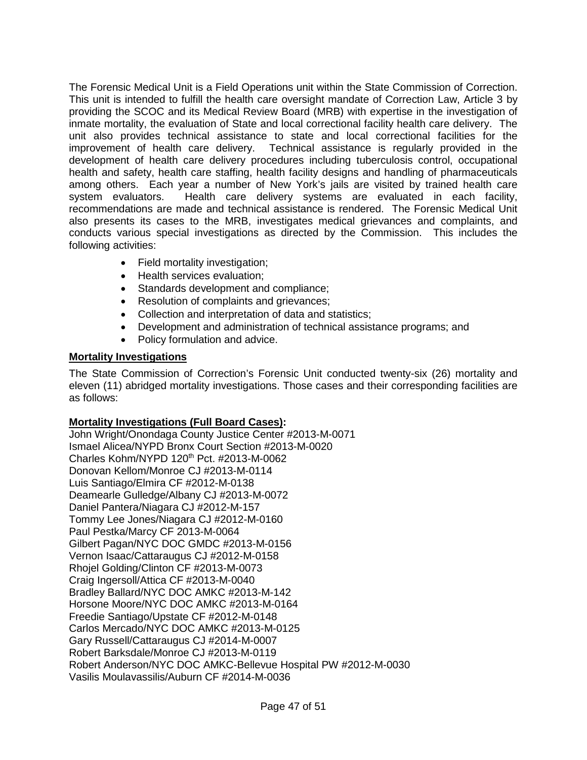The Forensic Medical Unit is a Field Operations unit within the State Commission of Correction. This unit is intended to fulfill the health care oversight mandate of Correction Law, Article 3 by providing the SCOC and its Medical Review Board (MRB) with expertise in the investigation of inmate mortality, the evaluation of State and local correctional facility health care delivery. The unit also provides technical assistance to state and local correctional facilities for the improvement of health care delivery. Technical assistance is regularly provided in the development of health care delivery procedures including tuberculosis control, occupational health and safety, health care staffing, health facility designs and handling of pharmaceuticals among others. Each year a number of New York's jails are visited by trained health care system evaluators. Health care delivery systems are evaluated in each facility, recommendations are made and technical assistance is rendered. The Forensic Medical Unit also presents its cases to the MRB, investigates medical grievances and complaints, and conducts various special investigations as directed by the Commission. This includes the following activities:

- Field mortality investigation;
- Health services evaluation;
- Standards development and compliance;
- Resolution of complaints and grievances;
- Collection and interpretation of data and statistics;
- Development and administration of technical assistance programs; and
- Policy formulation and advice.

**Mortality Investigations**

The State Commission of Correction's Forensic Unit conducted twenty-six (26) mortality and eleven (11) abridged mortality investigations. Those cases and their corresponding facilities are as follows:

**Mortality Investigations (Full Board Cases):**

John Wright/Onondaga County Justice Center #2013-M-0071
Ismael Alicea/NYPD Bronx Court Section #2013-M-0020
Charles Kohm/NYPD 120th Pct. #2013-M-0062
Donovan Kellom/Monroe CJ #2013-M-0114
Luis Santiago/Elmira CF #2012-M-0138
Deamearle Gulledge/Albany CJ #2013-M-0072
Daniel Pantera/Niagara CJ #2012-M-157
Tommy Lee Jones/Niagara CJ #2012-M-0160
Paul Pestka/Marcy CF 2013-M-0064
Gilbert Pagan/NYC DOC GMDC #2013-M-0156
Vernon Isaac/Cattaraugus CJ #2012-M-0158
Rhojel Golding/Clinton CF #2013-M-0073
Craig Ingersoll/Attica CF #2013-M-0040
Bradley Ballard/NYC DOC AMKC #2013-M-142
Horsone Moore/NYC DOC AMKC #2013-M-0164
Freedie Santiago/Upstate CF #2012-M-0148
Carlos Mercado/NYC DOC AMKC #2013-M-0125
Gary Russell/Cattaraugus CJ #2014-M-0007
Robert Barksdale/Monroe CJ #2013-M-0119
Robert Anderson/NYC DOC AMKC-Bellevue Hospital PW #2012-M-0030
Vasilis Moulavassilis/Auburn CF #2014-M-0036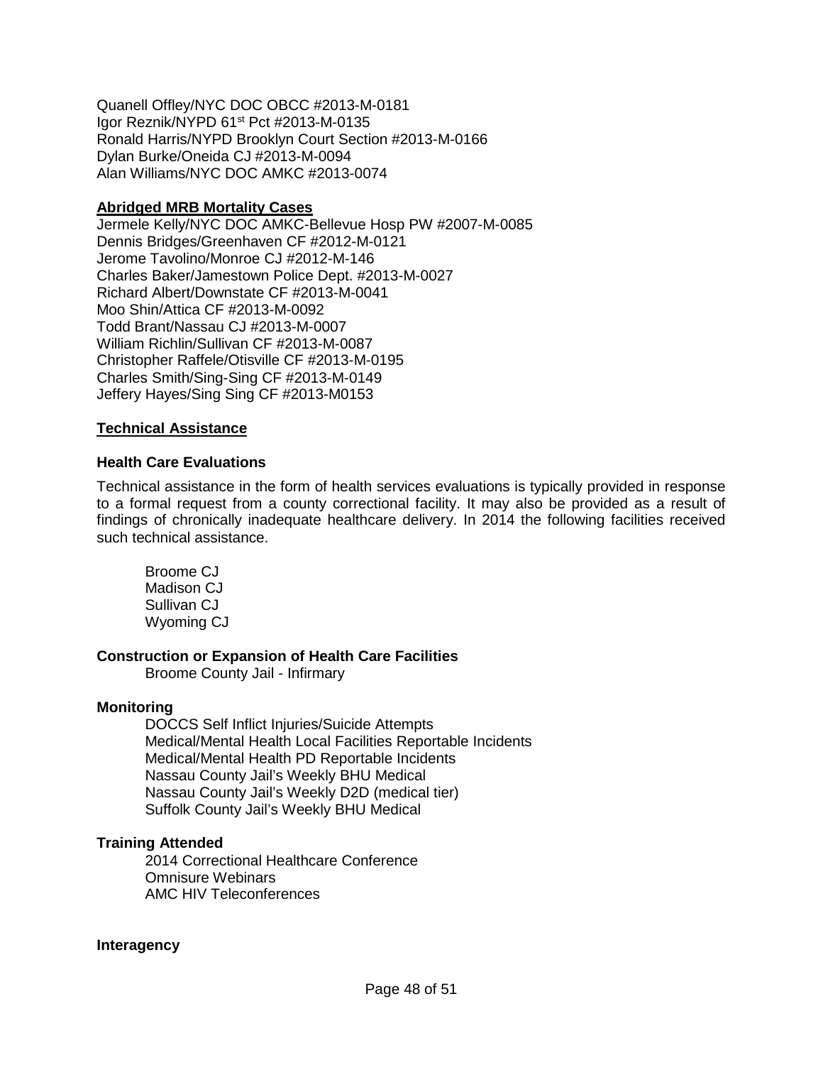Quanell Offley/NYC DOC OBCC #2013-M-0181
Igor Reznik/NYPD 61st Pct #2013-M-0135
Ronald Harris/NYPD Brooklyn Court Section #2013-M-0166
Dylan Burke/Oneida CJ #2013-M-0094
Alan Williams/NYC DOC AMKC #2013-0074

**Abridged MRB Mortality Cases**

Jermele Kelly/NYC DOC AMKC-Bellevue Hosp PW #2007-M-0085
Dennis Bridges/Greenhaven CF #2012-M-0121
Jerome Tavolino/Monroe CJ #2012-M-146
Charles Baker/Jamestown Police Dept. #2013-M-0027
Richard Albert/Downstate CF #2013-M-0041
Moo Shin/Attica CF #2013-M-0092
Todd Brant/Nassau CJ #2013-M-0007
William Richlin/Sullivan CF #2013-M-0087
Christopher Raffele/Otisville CF #2013-M-0195
Charles Smith/Sing-Sing CF #2013-M-0149
Jeffery Hayes/Sing Sing CF #2013-M0153

**Technical Assistance**

**Health Care Evaluations**

Technical assistance in the form of health services evaluations is typically provided in response to a formal request from a county correctional facility. It may also be provided as a result of findings of chronically inadequate healthcare delivery. In 2014 the following facilities received such technical assistance.

Broome CJ
Madison CJ
Sullivan CJ
Wyoming CJ

**Construction or Expansion of Health Care Facilities**

Broome County Jail - Infirmary

**Monitoring**

DOCCS Self Inflict Injuries/Suicide Attempts
Medical/Mental Health Local Facilities Reportable Incidents
Medical/Mental Health PD Reportable Incidents
Nassau County Jail's Weekly BHU Medical
Nassau County Jail's Weekly D2D (medical tier)
Suffolk County Jail's Weekly BHU Medical

**Training Attended**

2014 Correctional Healthcare Conference
Omnisure Webinars
AMC HIV Teleconferences

**Interagency**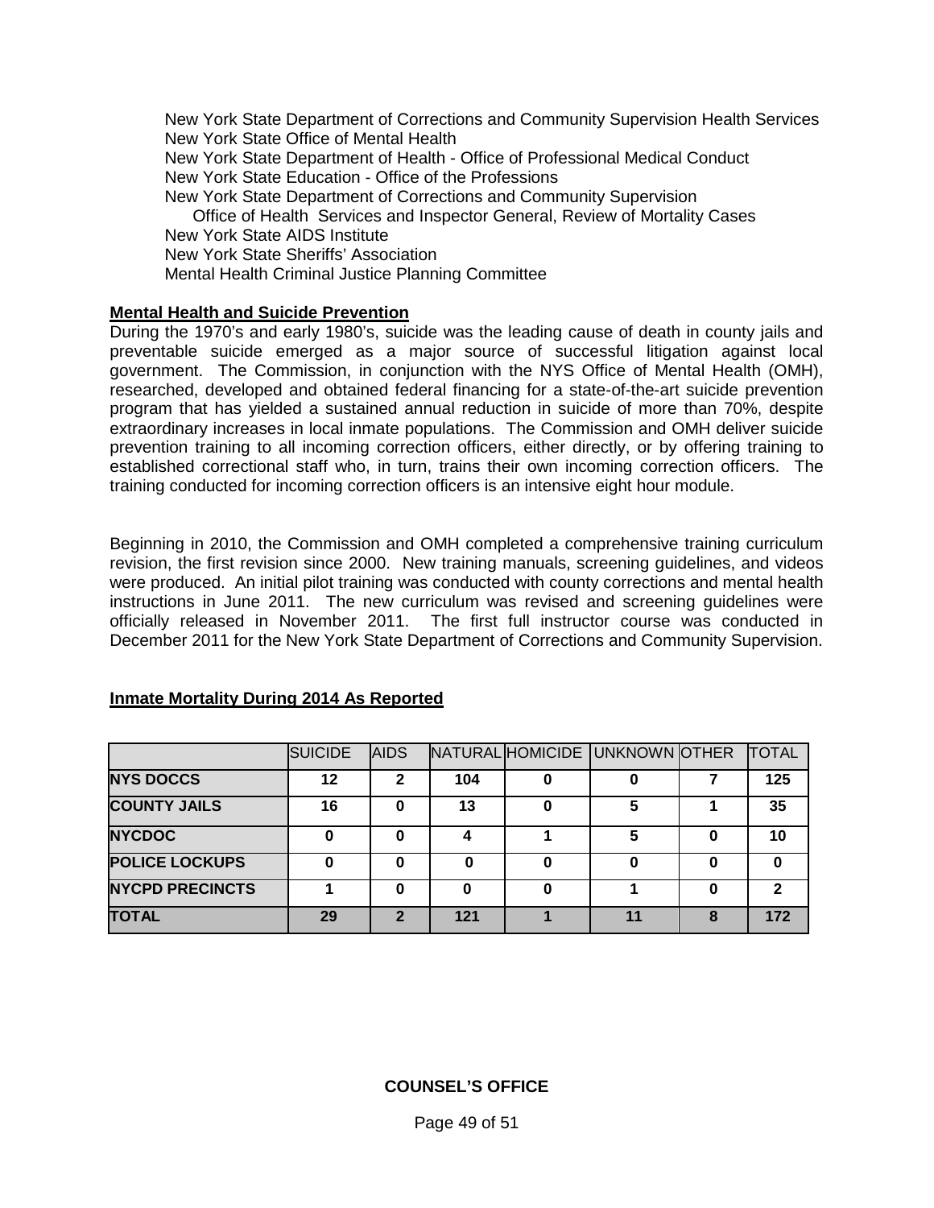New York State Department of Corrections and Community Supervision Health Services
New York State Office of Mental Health
New York State Department of Health - Office of Professional Medical Conduct
New York State Education - Office of the Professions
New York State Department of Corrections and Community Supervision
    Office of Health Services and Inspector General, Review of Mortality Cases
New York State AIDS Institute
New York State Sheriffs' Association
Mental Health Criminal Justice Planning Committee

**Mental Health and Suicide Prevention**

During the 1970's and early 1980's, suicide was the leading cause of death in county jails and preventable suicide emerged as a major source of successful litigation against local government. The Commission, in conjunction with the NYS Office of Mental Health (OMH), researched, developed and obtained federal financing for a state-of-the-art suicide prevention program that has yielded a sustained annual reduction in suicide of more than 70%, despite extraordinary increases in local inmate populations. The Commission and OMH deliver suicide prevention training to all incoming correction officers, either directly, or by offering training to established correctional staff who, in turn, trains their own incoming correction officers. The training conducted for incoming correction officers is an intensive eight hour module.

Beginning in 2010, the Commission and OMH completed a comprehensive training curriculum revision, the first revision since 2000. New training manuals, screening guidelines, and videos were produced. An initial pilot training was conducted with county corrections and mental health instructions in June 2011. The new curriculum was revised and screening guidelines were officially released in November 2011. The first full instructor course was conducted in December 2011 for the New York State Department of Corrections and Community Supervision.

**Inmate Mortality During 2014 As Reported**

| | SUICIDE | AIDS | NATURAL | HOMICIDE | UNKNOWN | OTHER | TOTAL |
|---|---|---|---|---|---|---|---|
| **NYS DOCCS** | **12** | **2** | **104** | **0** | **0** | **7** | **125** |
| **COUNTY JAILS** | **16** | **0** | **13** | **0** | **5** | **1** | **35** |
| **NYCDOC** | **0** | **0** | **4** | **1** | **5** | **0** | **10** |
| **POLICE LOCKUPS** | **0** | **0** | **0** | **0** | **0** | **0** | **0** |
| **NYCPD PRECINCTS** | **1** | **0** | **0** | **0** | **1** | **0** | **2** |
| **TOTAL** | **29** | **2** | **121** | **1** | **11** | **8** | **172** |

**COUNSEL'S OFFICE**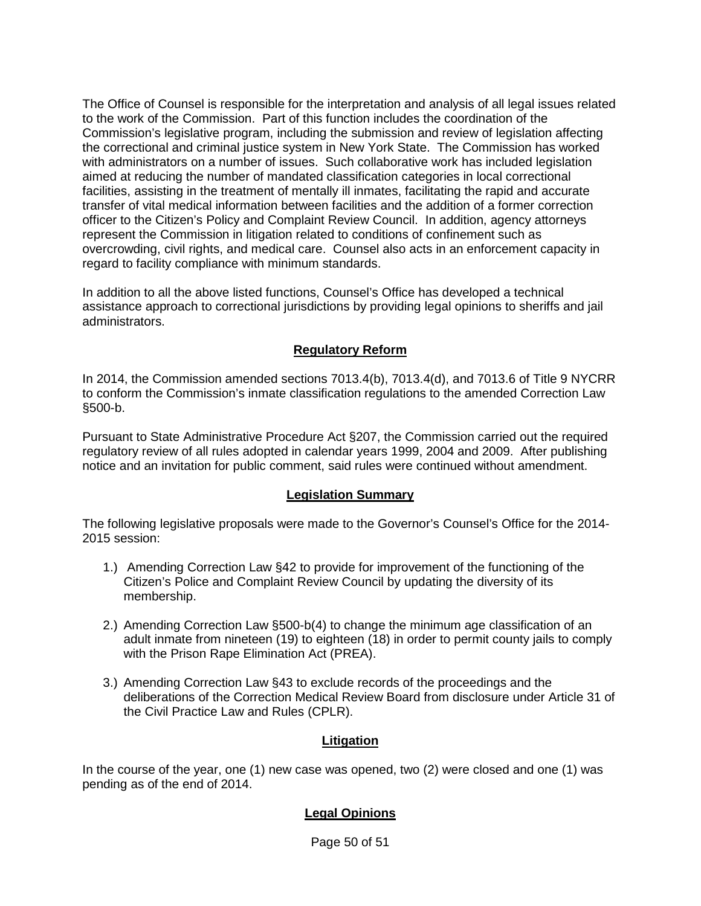The Office of Counsel is responsible for the interpretation and analysis of all legal issues related to the work of the Commission. Part of this function includes the coordination of the Commission's legislative program, including the submission and review of legislation affecting the correctional and criminal justice system in New York State. The Commission has worked with administrators on a number of issues. Such collaborative work has included legislation aimed at reducing the number of mandated classification categories in local correctional facilities, assisting in the treatment of mentally ill inmates, facilitating the rapid and accurate transfer of vital medical information between facilities and the addition of a former correction officer to the Citizen's Policy and Complaint Review Council. In addition, agency attorneys represent the Commission in litigation related to conditions of confinement such as overcrowding, civil rights, and medical care. Counsel also acts in an enforcement capacity in regard to facility compliance with minimum standards.

In addition to all the above listed functions, Counsel's Office has developed a technical assistance approach to correctional jurisdictions by providing legal opinions to sheriffs and jail administrators.

## Regulatory Reform

In 2014, the Commission amended sections 7013.4(b), 7013.4(d), and 7013.6 of Title 9 NYCRR to conform the Commission's inmate classification regulations to the amended Correction Law §500-b.

Pursuant to State Administrative Procedure Act §207, the Commission carried out the required regulatory review of all rules adopted in calendar years 1999, 2004 and 2009. After publishing notice and an invitation for public comment, said rules were continued without amendment.

## Legislation Summary

The following legislative proposals were made to the Governor's Counsel's Office for the 2014-2015 session:

1.) Amending Correction Law §42 to provide for improvement of the functioning of the Citizen's Police and Complaint Review Council by updating the diversity of its membership.

2.) Amending Correction Law §500-b(4) to change the minimum age classification of an adult inmate from nineteen (19) to eighteen (18) in order to permit county jails to comply with the Prison Rape Elimination Act (PREA).

3.) Amending Correction Law §43 to exclude records of the proceedings and the deliberations of the Correction Medical Review Board from disclosure under Article 31 of the Civil Practice Law and Rules (CPLR).

## Litigation

In the course of the year, one (1) new case was opened, two (2) were closed and one (1) was pending as of the end of 2014.

## Legal Opinions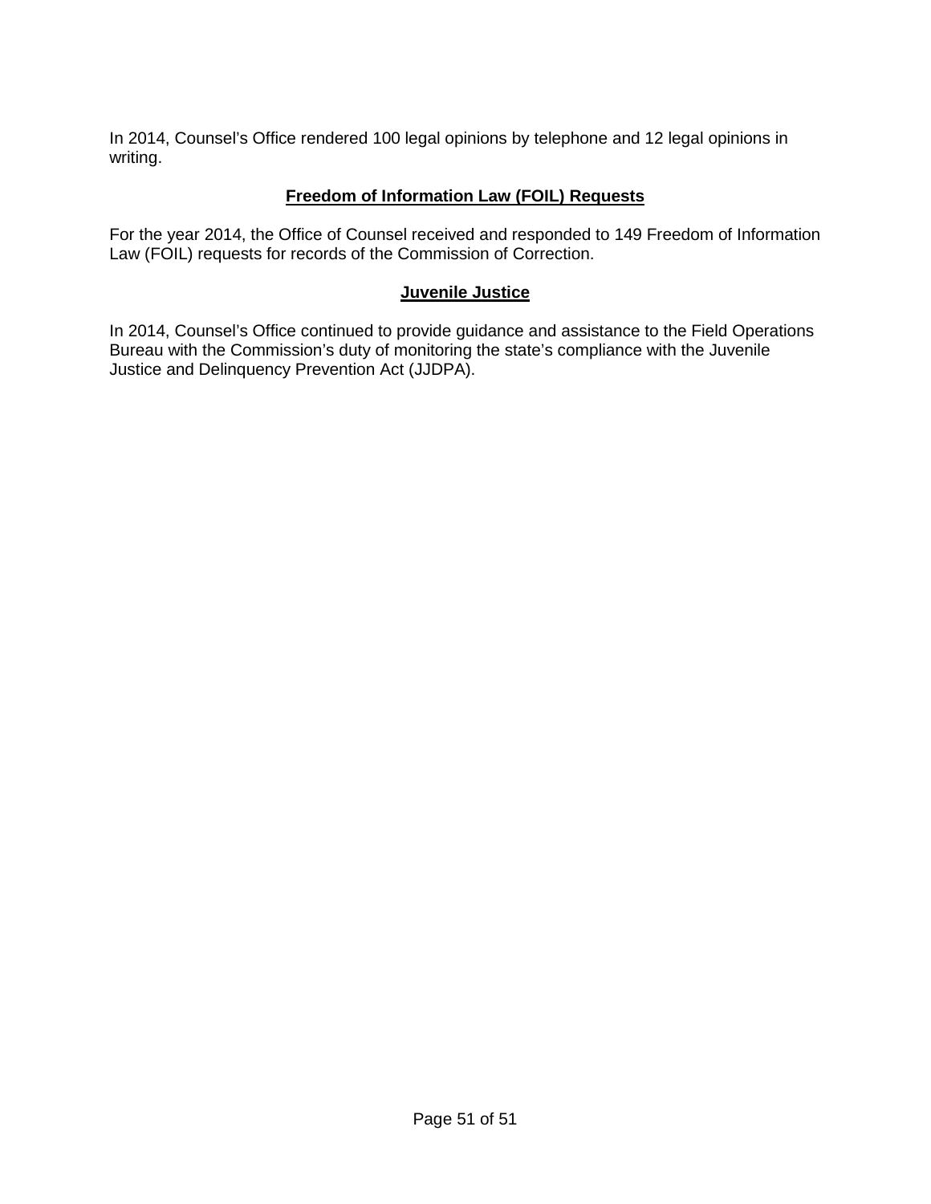In 2014, Counsel's Office rendered 100 legal opinions by telephone and 12 legal opinions in writing.

## Freedom of Information Law (FOIL) Requests

For the year 2014, the Office of Counsel received and responded to 149 Freedom of Information Law (FOIL) requests for records of the Commission of Correction.

## Juvenile Justice

In 2014, Counsel's Office continued to provide guidance and assistance to the Field Operations Bureau with the Commission's duty of monitoring the state's compliance with the Juvenile Justice and Delinquency Prevention Act (JJDPA).